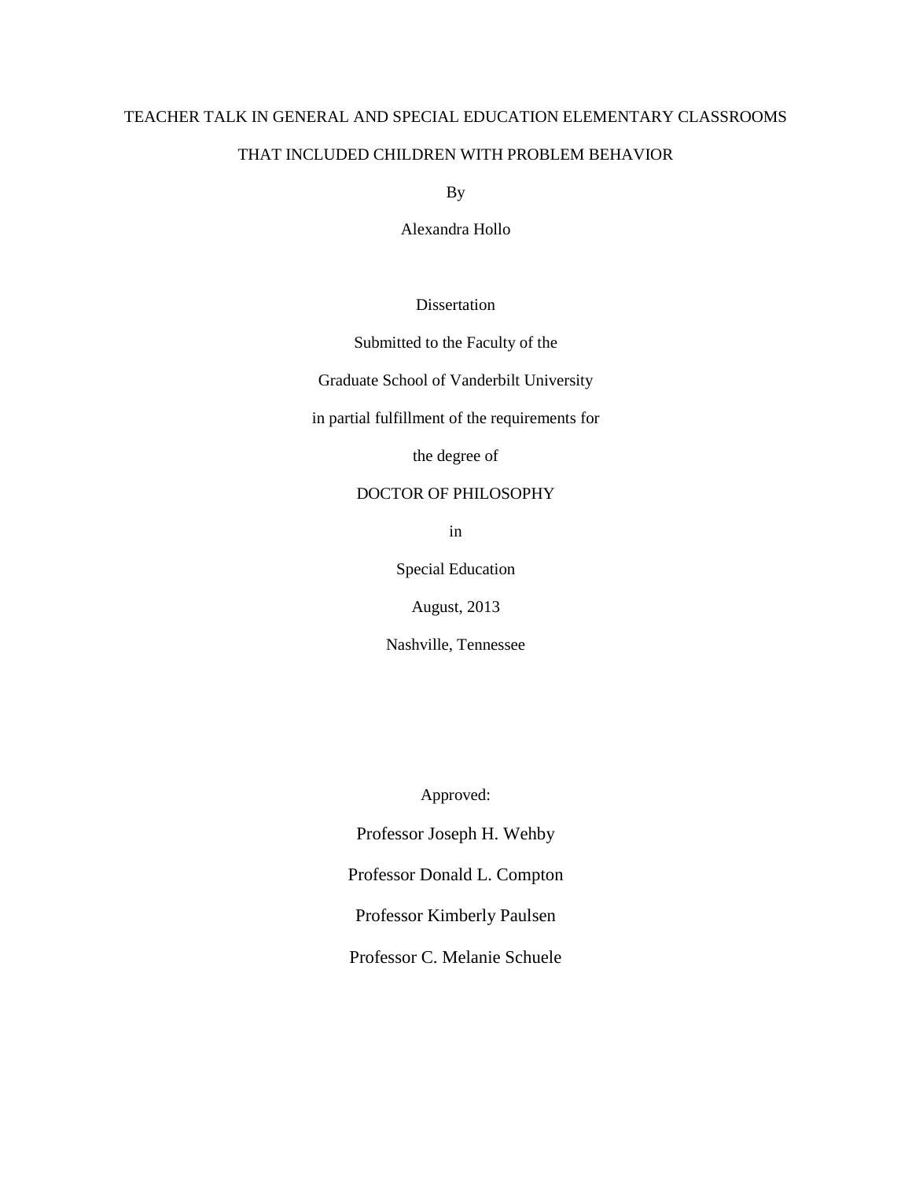# TEACHER TALK IN GENERAL AND SPECIAL EDUCATION ELEMENTARY CLASSROOMS THAT INCLUDED CHILDREN WITH PROBLEM BEHAVIOR

By

Alexandra Hollo

Dissertation

Submitted to the Faculty of the

Graduate School of Vanderbilt University

in partial fulfillment of the requirements for

the degree of

DOCTOR OF PHILOSOPHY

in

Special Education

August, 2013

Nashville, Tennessee

Approved:

Professor Joseph H. Wehby

Professor Donald L. Compton

Professor Kimberly Paulsen

Professor C. Melanie Schuele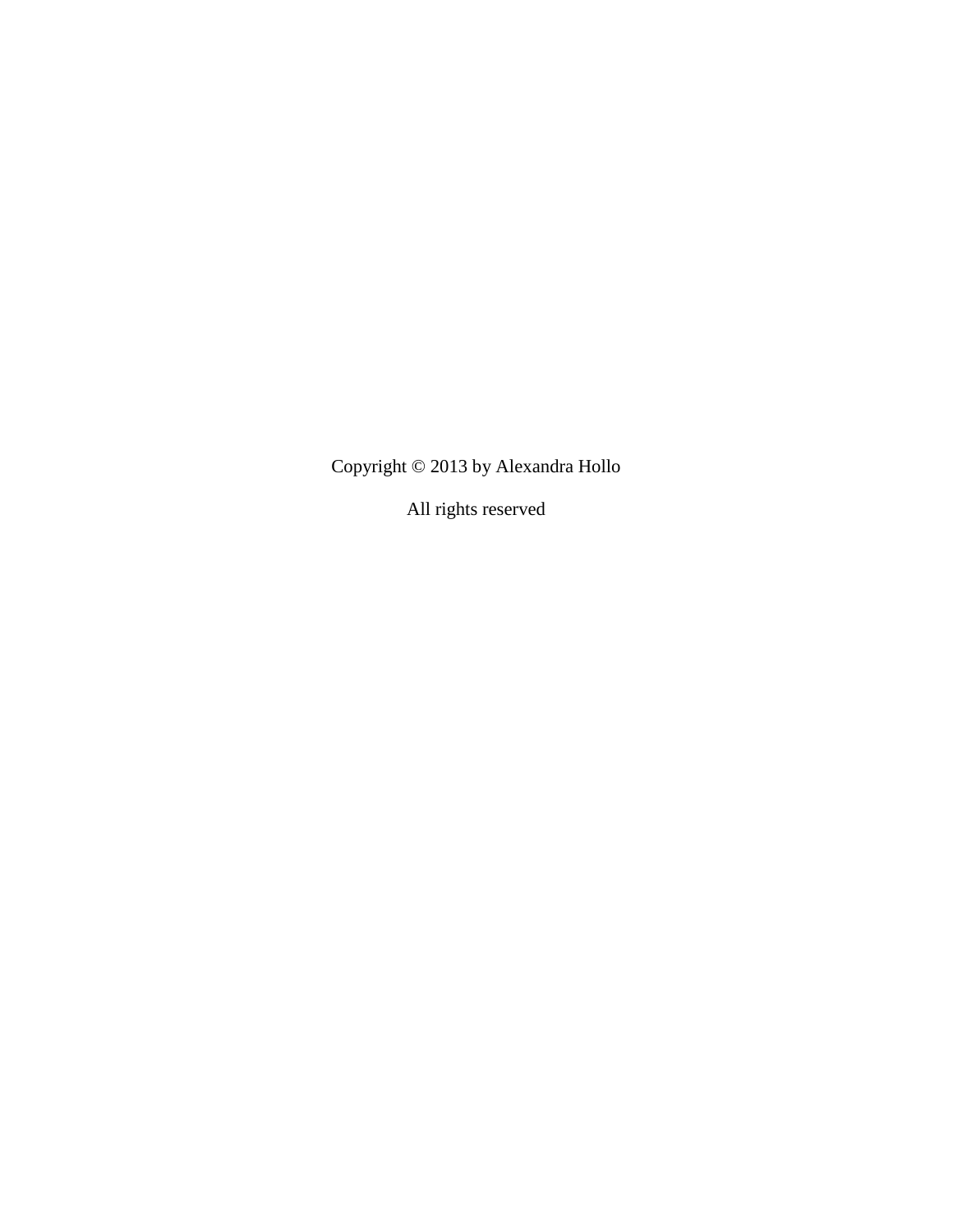Copyright © 2013 by Alexandra Hollo

All rights reserved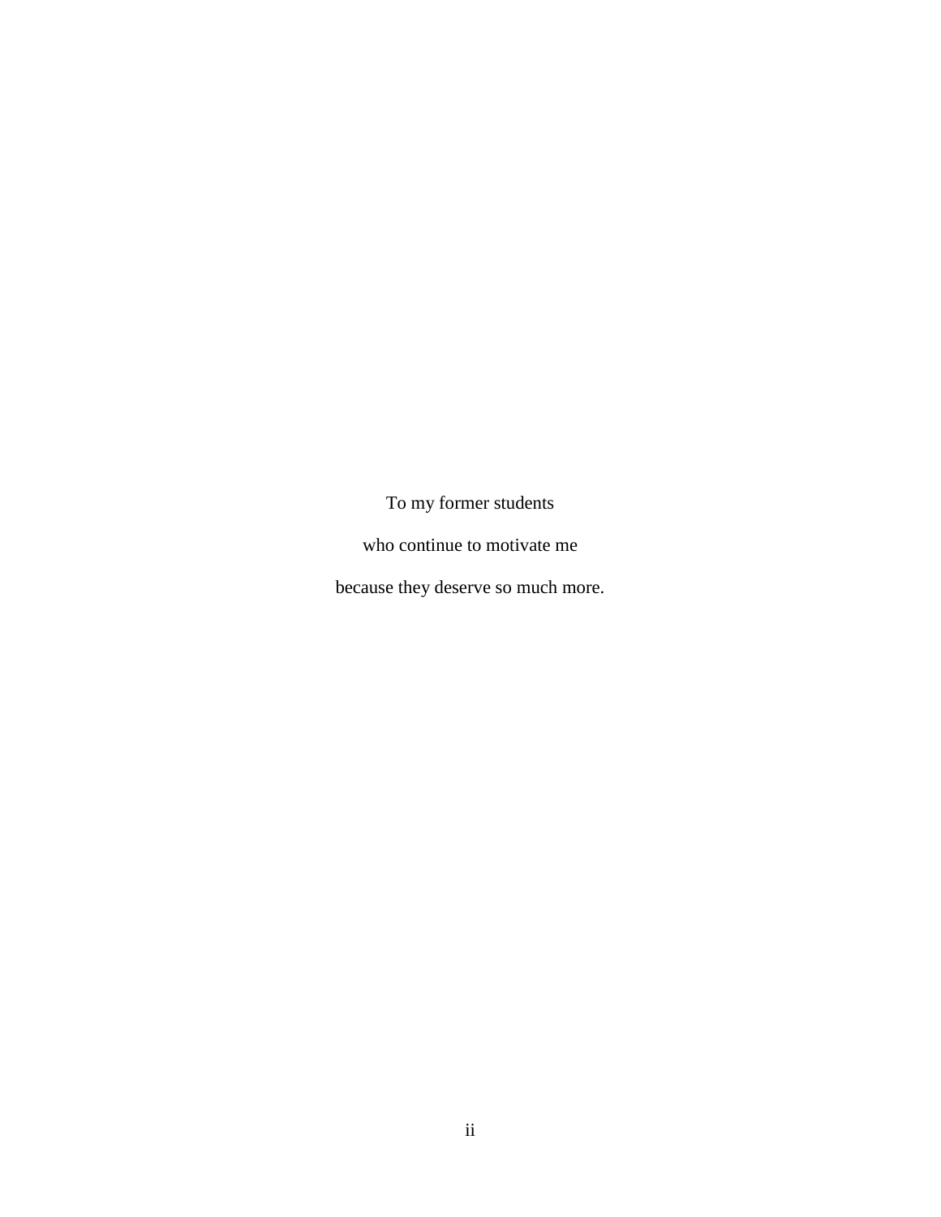To my former students

who continue to motivate me

because they deserve so much more.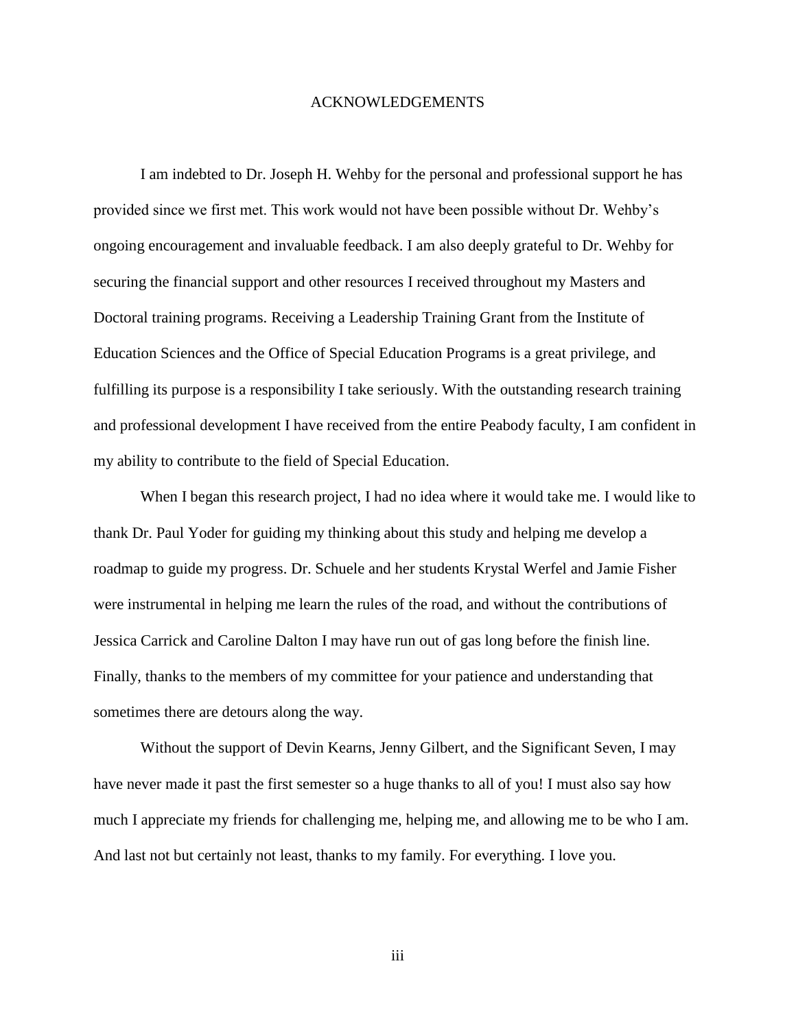# ACKNOWLEDGEMENTS

I am indebted to Dr. Joseph H. Wehby for the personal and professional support he has provided since we first met. This work would not have been possible without Dr. Wehby's ongoing encouragement and invaluable feedback. I am also deeply grateful to Dr. Wehby for securing the financial support and other resources I received throughout my Masters and Doctoral training programs. Receiving a Leadership Training Grant from the Institute of Education Sciences and the Office of Special Education Programs is a great privilege, and fulfilling its purpose is a responsibility I take seriously. With the outstanding research training and professional development I have received from the entire Peabody faculty, I am confident in my ability to contribute to the field of Special Education.

When I began this research project, I had no idea where it would take me. I would like to thank Dr. Paul Yoder for guiding my thinking about this study and helping me develop a roadmap to guide my progress. Dr. Schuele and her students Krystal Werfel and Jamie Fisher were instrumental in helping me learn the rules of the road, and without the contributions of Jessica Carrick and Caroline Dalton I may have run out of gas long before the finish line. Finally, thanks to the members of my committee for your patience and understanding that sometimes there are detours along the way.

Without the support of Devin Kearns, Jenny Gilbert, and the Significant Seven, I may have never made it past the first semester so a huge thanks to all of you! I must also say how much I appreciate my friends for challenging me, helping me, and allowing me to be who I am. And last not but certainly not least, thanks to my family. For everything. I love you.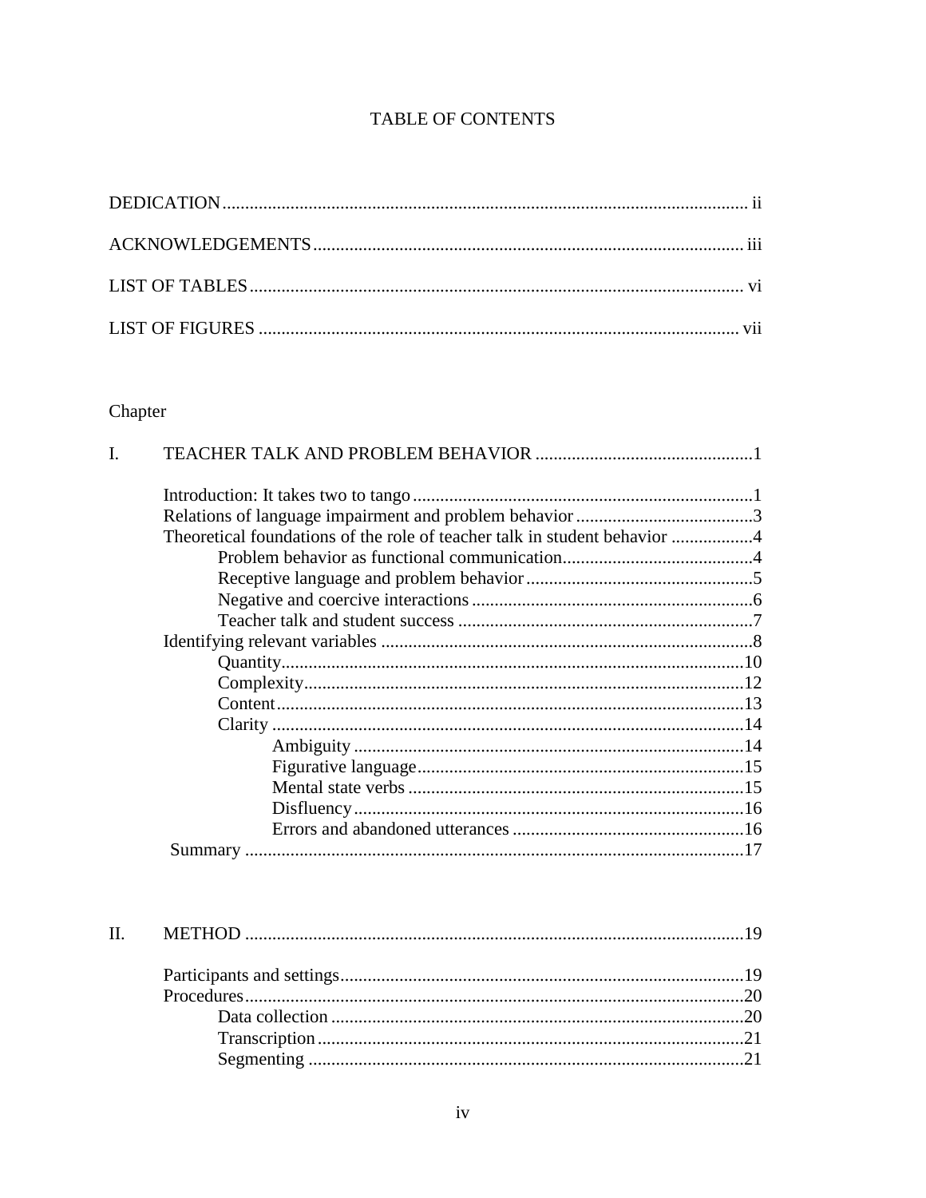# TABLE OF CONTENTS

DEDICATION ..... ii

ACKNOWLEDGEMENTS ..... iii

LIST OF TABLES ..... vi

LIST OF FIGURES ..... vii

Chapter

I. TEACHER TALK AND PROBLEM BEHAVIOR ..... 1

- Introduction: It takes two to tango ..... 1
- Relations of language impairment and problem behavior ..... 3
- Theoretical foundations of the role of teacher talk in student behavior ..... 4
  - Problem behavior as functional communication ..... 4
  - Receptive language and problem behavior ..... 5
  - Negative and coercive interactions ..... 6
  - Teacher talk and student success ..... 7
- Identifying relevant variables ..... 8
  - Quantity ..... 10
  - Complexity ..... 12
  - Content ..... 13
  - Clarity ..... 14
    - Ambiguity ..... 14
    - Figurative language ..... 15
    - Mental state verbs ..... 15
    - Disfluency ..... 16
    - Errors and abandoned utterances ..... 16
- Summary ..... 17

II. METHOD ..... 19

- Participants and settings ..... 19
- Procedures ..... 20
  - Data collection ..... 20
  - Transcription ..... 21
  - Segmenting ..... 21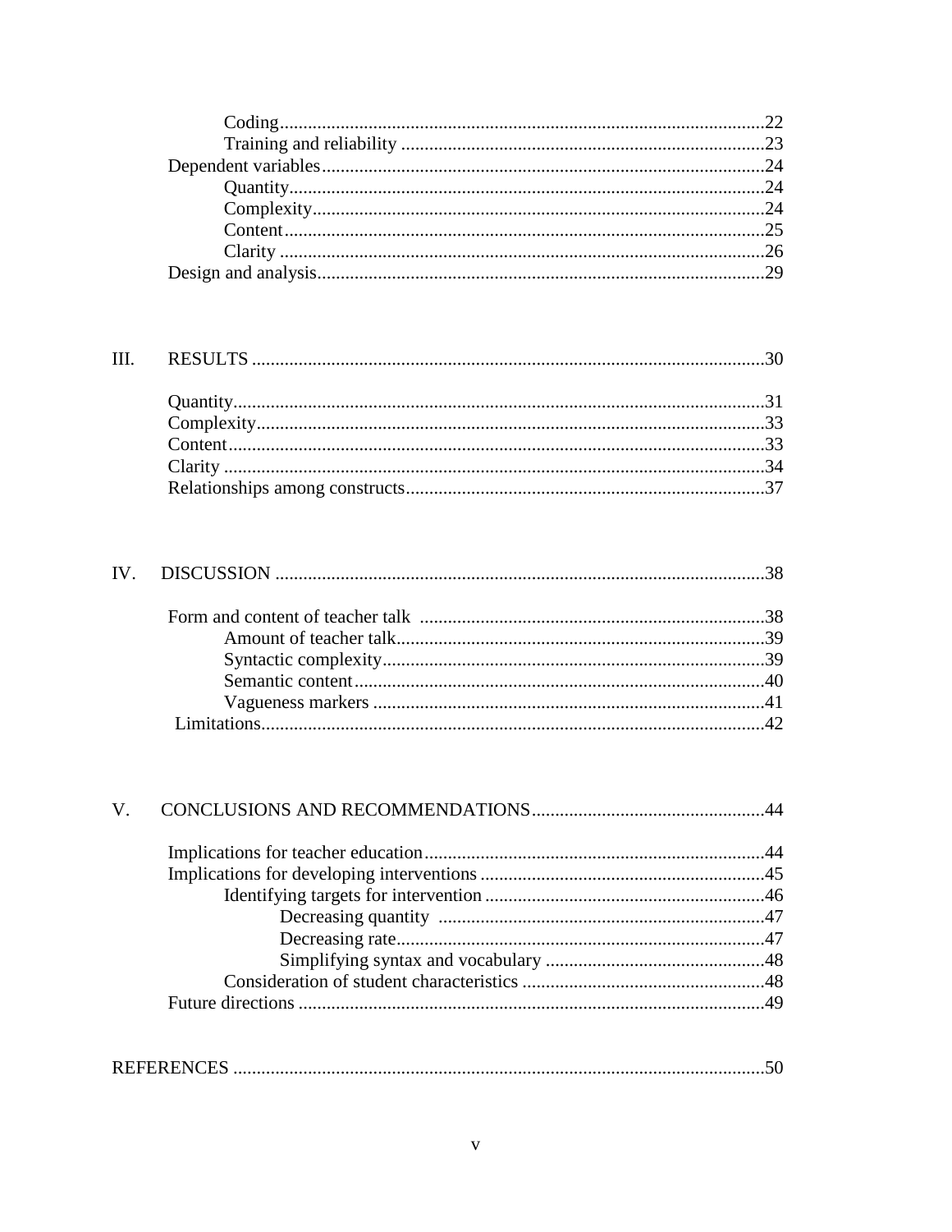Coding .......................................................................................................22
Training and reliability .............................................................................23
Dependent variables ...................................................................................24
Quantity .....................................................................................................24
Complexity ................................................................................................24
Content ......................................................................................................25
Clarity .......................................................................................................26
Design and analysis ....................................................................................29

III. RESULTS .............................................................................................................30

Quantity .....................................................................................................31
Complexity ................................................................................................33
Content ......................................................................................................33
Clarity .......................................................................................................34
Relationships among constructs ................................................................37

IV. DISCUSSION ........................................................................................................38

Form and content of teacher talk ..............................................................38
Amount of teacher talk ..............................................................................39
Syntactic complexity .................................................................................39
Semantic content .......................................................................................40
Vagueness markers ...................................................................................41
Limitations .................................................................................................42

V. CONCLUSIONS AND RECOMMENDATIONS .................................................44

Implications for teacher education ............................................................44
Implications for developing interventions .................................................45
Identifying targets for intervention ............................................................46
Decreasing quantity ..................................................................................47
Decreasing rate ..........................................................................................47
Simplifying syntax and vocabulary ...........................................................48
Consideration of student characteristics ....................................................48
Future directions ........................................................................................49

REFERENCES .........................................................................................................50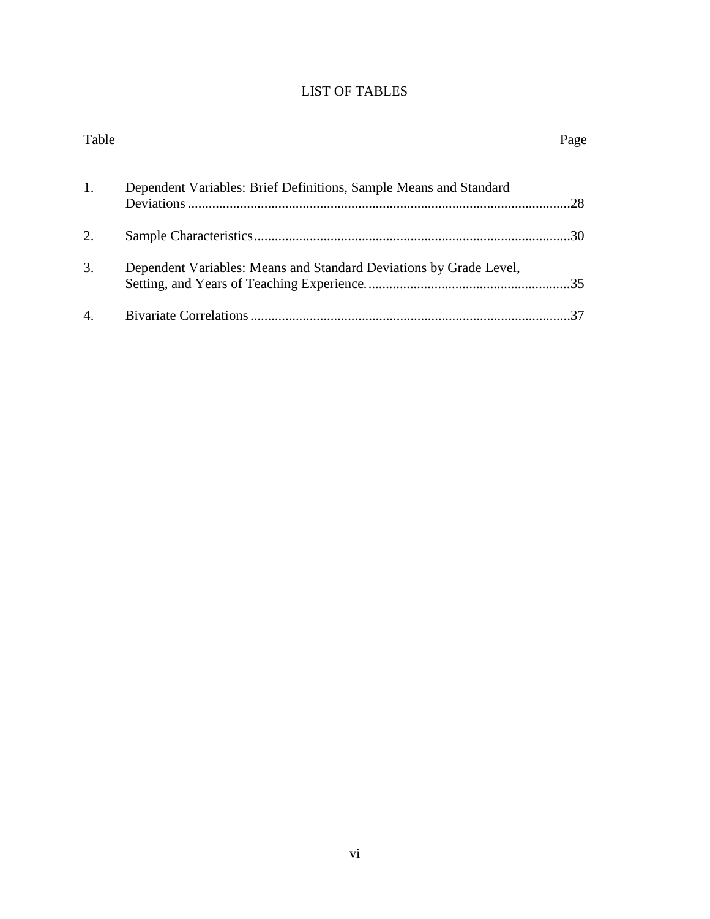# LIST OF TABLES

| Table | | Page |
|---|---|---|
| 1. | Dependent Variables: Brief Definitions, Sample Means and Standard Deviations | 28 |
| 2. | Sample Characteristics | 30 |
| 3. | Dependent Variables: Means and Standard Deviations by Grade Level, Setting, and Years of Teaching Experience. | 35 |
| 4. | Bivariate Correlations | 37 |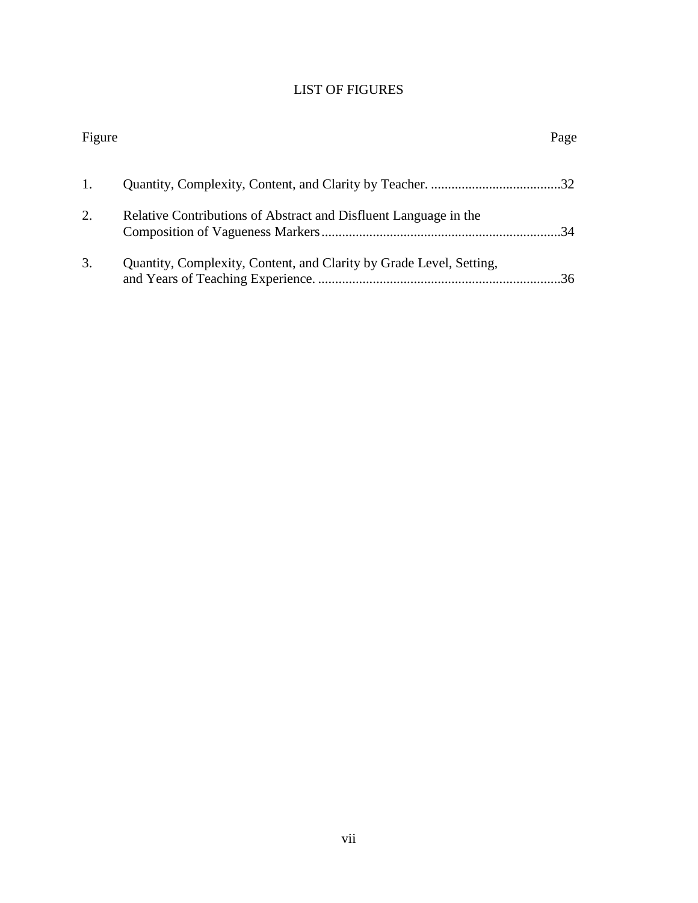# LIST OF FIGURES

| Figure | | Page |
|---|---|---|
| 1. | Quantity, Complexity, Content, and Clarity by Teacher. | 32 |
| 2. | Relative Contributions of Abstract and Disfluent Language in the Composition of Vagueness Markers | 34 |
| 3. | Quantity, Complexity, Content, and Clarity by Grade Level, Setting, and Years of Teaching Experience. | 36 |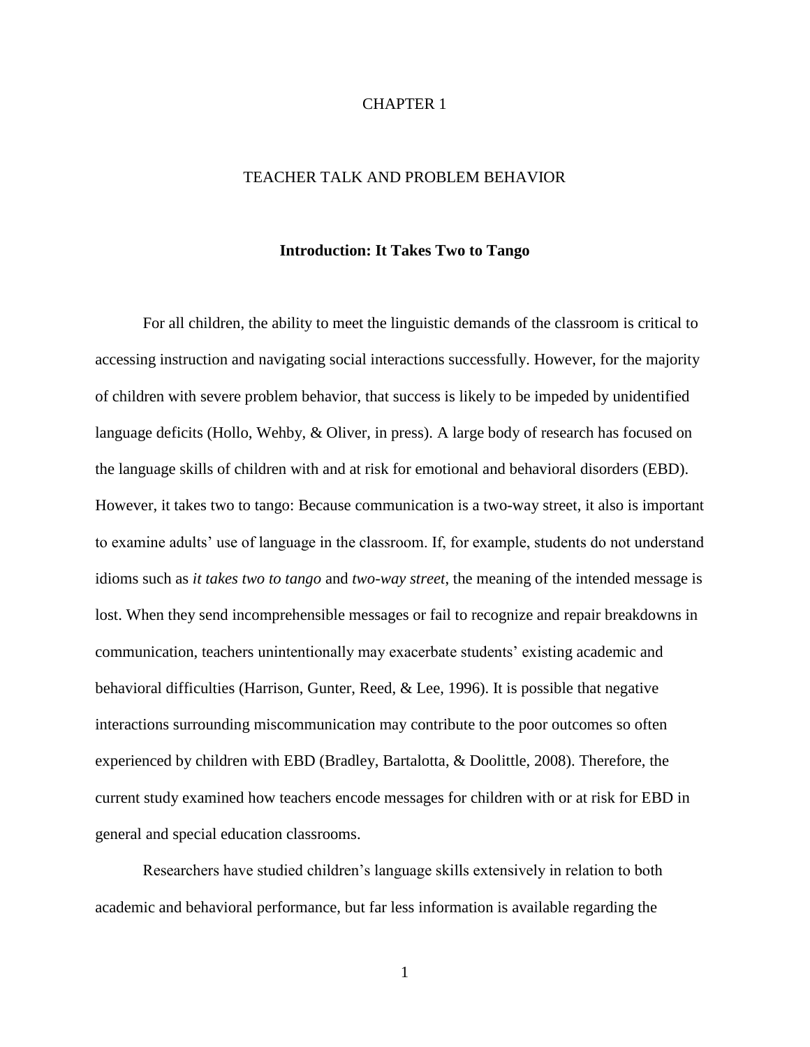# CHAPTER 1

# TEACHER TALK AND PROBLEM BEHAVIOR

## Introduction: It Takes Two to Tango

For all children, the ability to meet the linguistic demands of the classroom is critical to accessing instruction and navigating social interactions successfully. However, for the majority of children with severe problem behavior, that success is likely to be impeded by unidentified language deficits (Hollo, Wehby, & Oliver, in press). A large body of research has focused on the language skills of children with and at risk for emotional and behavioral disorders (EBD). However, it takes two to tango: Because communication is a two-way street, it also is important to examine adults' use of language in the classroom. If, for example, students do not understand idioms such as *it takes two to tango* and *two-way street*, the meaning of the intended message is lost. When they send incomprehensible messages or fail to recognize and repair breakdowns in communication, teachers unintentionally may exacerbate students' existing academic and behavioral difficulties (Harrison, Gunter, Reed, & Lee, 1996). It is possible that negative interactions surrounding miscommunication may contribute to the poor outcomes so often experienced by children with EBD (Bradley, Bartalotta, & Doolittle, 2008). Therefore, the current study examined how teachers encode messages for children with or at risk for EBD in general and special education classrooms.

Researchers have studied children's language skills extensively in relation to both academic and behavioral performance, but far less information is available regarding the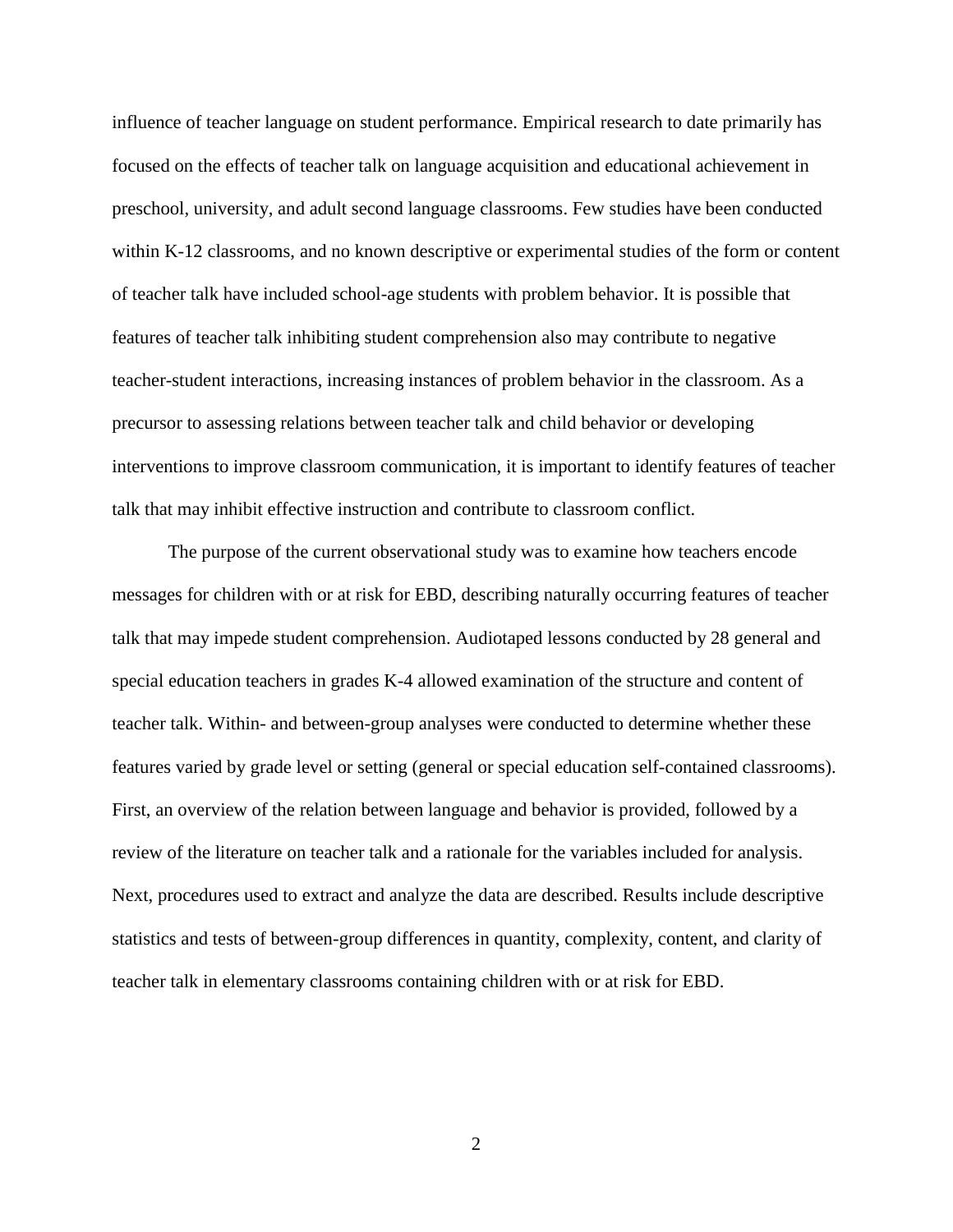influence of teacher language on student performance. Empirical research to date primarily has focused on the effects of teacher talk on language acquisition and educational achievement in preschool, university, and adult second language classrooms. Few studies have been conducted within K-12 classrooms, and no known descriptive or experimental studies of the form or content of teacher talk have included school-age students with problem behavior. It is possible that features of teacher talk inhibiting student comprehension also may contribute to negative teacher-student interactions, increasing instances of problem behavior in the classroom. As a precursor to assessing relations between teacher talk and child behavior or developing interventions to improve classroom communication, it is important to identify features of teacher talk that may inhibit effective instruction and contribute to classroom conflict.

The purpose of the current observational study was to examine how teachers encode messages for children with or at risk for EBD, describing naturally occurring features of teacher talk that may impede student comprehension. Audiotaped lessons conducted by 28 general and special education teachers in grades K-4 allowed examination of the structure and content of teacher talk. Within- and between-group analyses were conducted to determine whether these features varied by grade level or setting (general or special education self-contained classrooms). First, an overview of the relation between language and behavior is provided, followed by a review of the literature on teacher talk and a rationale for the variables included for analysis. Next, procedures used to extract and analyze the data are described. Results include descriptive statistics and tests of between-group differences in quantity, complexity, content, and clarity of teacher talk in elementary classrooms containing children with or at risk for EBD.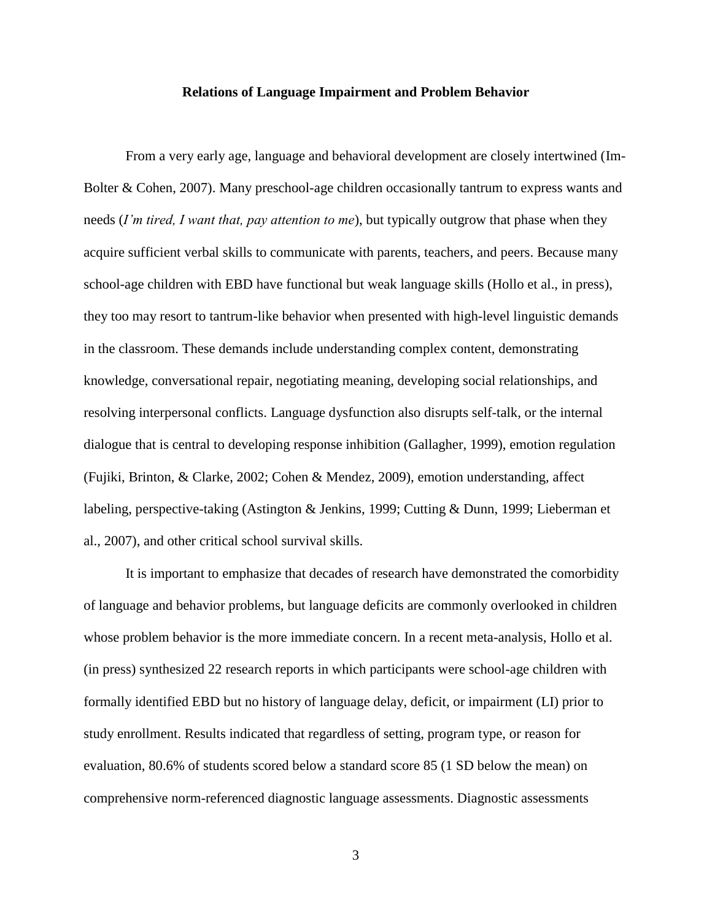## Relations of Language Impairment and Problem Behavior

From a very early age, language and behavioral development are closely intertwined (Im-Bolter & Cohen, 2007). Many preschool-age children occasionally tantrum to express wants and needs (*I'm tired, I want that, pay attention to me*), but typically outgrow that phase when they acquire sufficient verbal skills to communicate with parents, teachers, and peers. Because many school-age children with EBD have functional but weak language skills (Hollo et al., in press), they too may resort to tantrum-like behavior when presented with high-level linguistic demands in the classroom. These demands include understanding complex content, demonstrating knowledge, conversational repair, negotiating meaning, developing social relationships, and resolving interpersonal conflicts. Language dysfunction also disrupts self-talk, or the internal dialogue that is central to developing response inhibition (Gallagher, 1999), emotion regulation (Fujiki, Brinton, & Clarke, 2002; Cohen & Mendez, 2009), emotion understanding, affect labeling, perspective-taking (Astington & Jenkins, 1999; Cutting & Dunn, 1999; Lieberman et al., 2007), and other critical school survival skills.

It is important to emphasize that decades of research have demonstrated the comorbidity of language and behavior problems, but language deficits are commonly overlooked in children whose problem behavior is the more immediate concern. In a recent meta-analysis, Hollo et al. (in press) synthesized 22 research reports in which participants were school-age children with formally identified EBD but no history of language delay, deficit, or impairment (LI) prior to study enrollment. Results indicated that regardless of setting, program type, or reason for evaluation, 80.6% of students scored below a standard score 85 (1 SD below the mean) on comprehensive norm-referenced diagnostic language assessments. Diagnostic assessments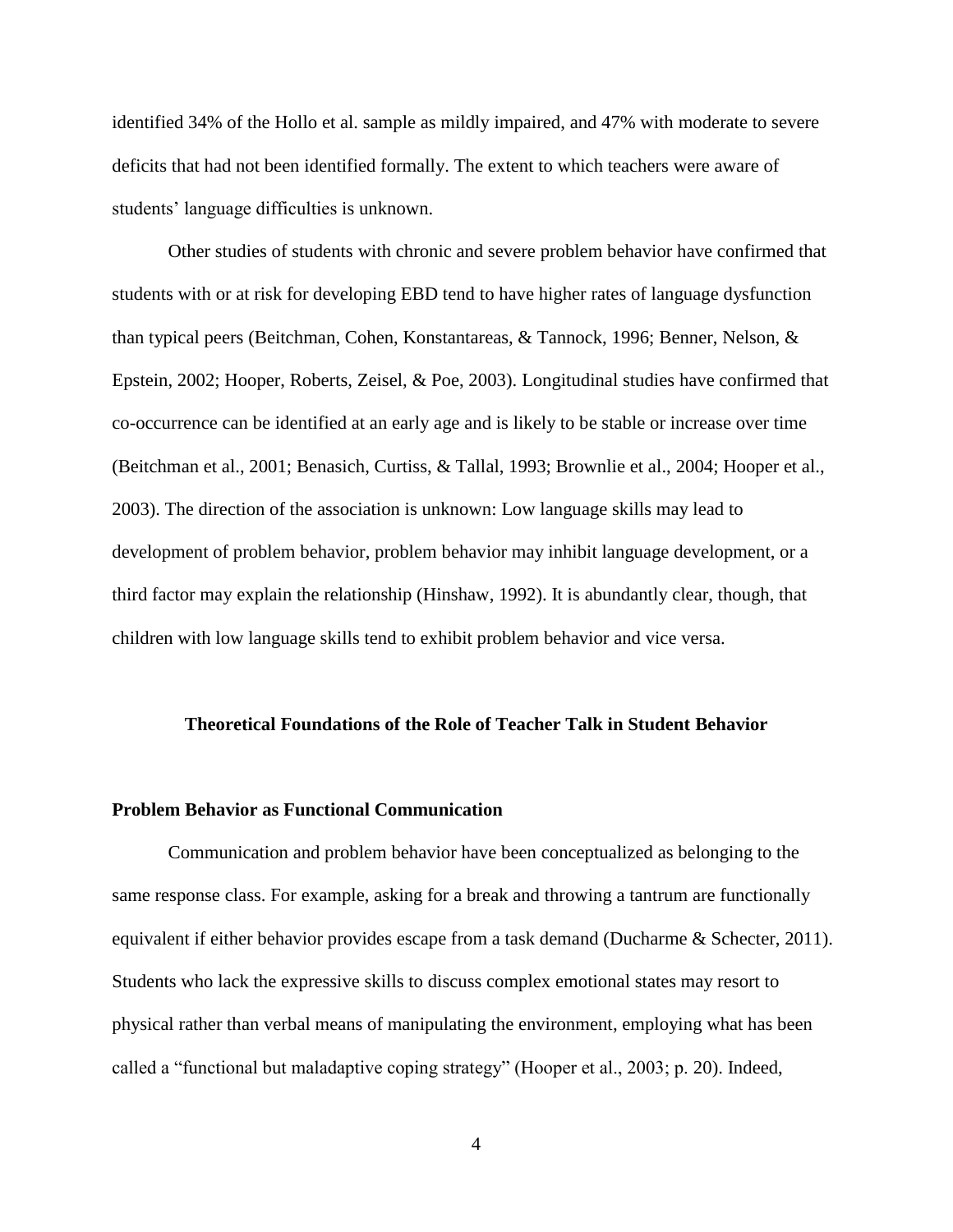identified 34% of the Hollo et al. sample as mildly impaired, and 47% with moderate to severe deficits that had not been identified formally. The extent to which teachers were aware of students' language difficulties is unknown.

Other studies of students with chronic and severe problem behavior have confirmed that students with or at risk for developing EBD tend to have higher rates of language dysfunction than typical peers (Beitchman, Cohen, Konstantareas, & Tannock, 1996; Benner, Nelson, & Epstein, 2002; Hooper, Roberts, Zeisel, & Poe, 2003). Longitudinal studies have confirmed that co-occurrence can be identified at an early age and is likely to be stable or increase over time (Beitchman et al., 2001; Benasich, Curtiss, & Tallal, 1993; Brownlie et al., 2004; Hooper et al., 2003). The direction of the association is unknown: Low language skills may lead to development of problem behavior, problem behavior may inhibit language development, or a third factor may explain the relationship (Hinshaw, 1992). It is abundantly clear, though, that children with low language skills tend to exhibit problem behavior and vice versa.

## Theoretical Foundations of the Role of Teacher Talk in Student Behavior

### Problem Behavior as Functional Communication

Communication and problem behavior have been conceptualized as belonging to the same response class. For example, asking for a break and throwing a tantrum are functionally equivalent if either behavior provides escape from a task demand (Ducharme & Schecter, 2011). Students who lack the expressive skills to discuss complex emotional states may resort to physical rather than verbal means of manipulating the environment, employing what has been called a "functional but maladaptive coping strategy" (Hooper et al., 2003; p. 20). Indeed,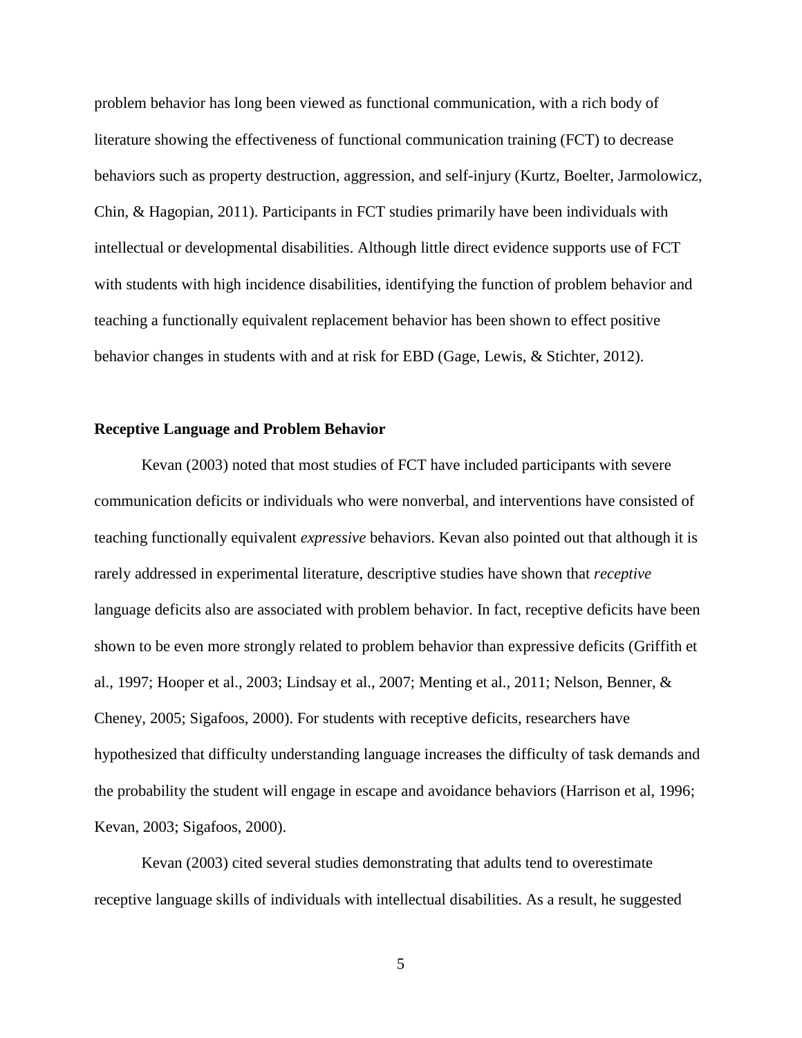problem behavior has long been viewed as functional communication, with a rich body of literature showing the effectiveness of functional communication training (FCT) to decrease behaviors such as property destruction, aggression, and self-injury (Kurtz, Boelter, Jarmolowicz, Chin, & Hagopian, 2011). Participants in FCT studies primarily have been individuals with intellectual or developmental disabilities. Although little direct evidence supports use of FCT with students with high incidence disabilities, identifying the function of problem behavior and teaching a functionally equivalent replacement behavior has been shown to effect positive behavior changes in students with and at risk for EBD (Gage, Lewis, & Stichter, 2012).

**Receptive Language and Problem Behavior**

Kevan (2003) noted that most studies of FCT have included participants with severe communication deficits or individuals who were nonverbal, and interventions have consisted of teaching functionally equivalent *expressive* behaviors. Kevan also pointed out that although it is rarely addressed in experimental literature, descriptive studies have shown that *receptive* language deficits also are associated with problem behavior. In fact, receptive deficits have been shown to be even more strongly related to problem behavior than expressive deficits (Griffith et al., 1997; Hooper et al., 2003; Lindsay et al., 2007; Menting et al., 2011; Nelson, Benner, & Cheney, 2005; Sigafoos, 2000). For students with receptive deficits, researchers have hypothesized that difficulty understanding language increases the difficulty of task demands and the probability the student will engage in escape and avoidance behaviors (Harrison et al, 1996; Kevan, 2003; Sigafoos, 2000).

Kevan (2003) cited several studies demonstrating that adults tend to overestimate receptive language skills of individuals with intellectual disabilities. As a result, he suggested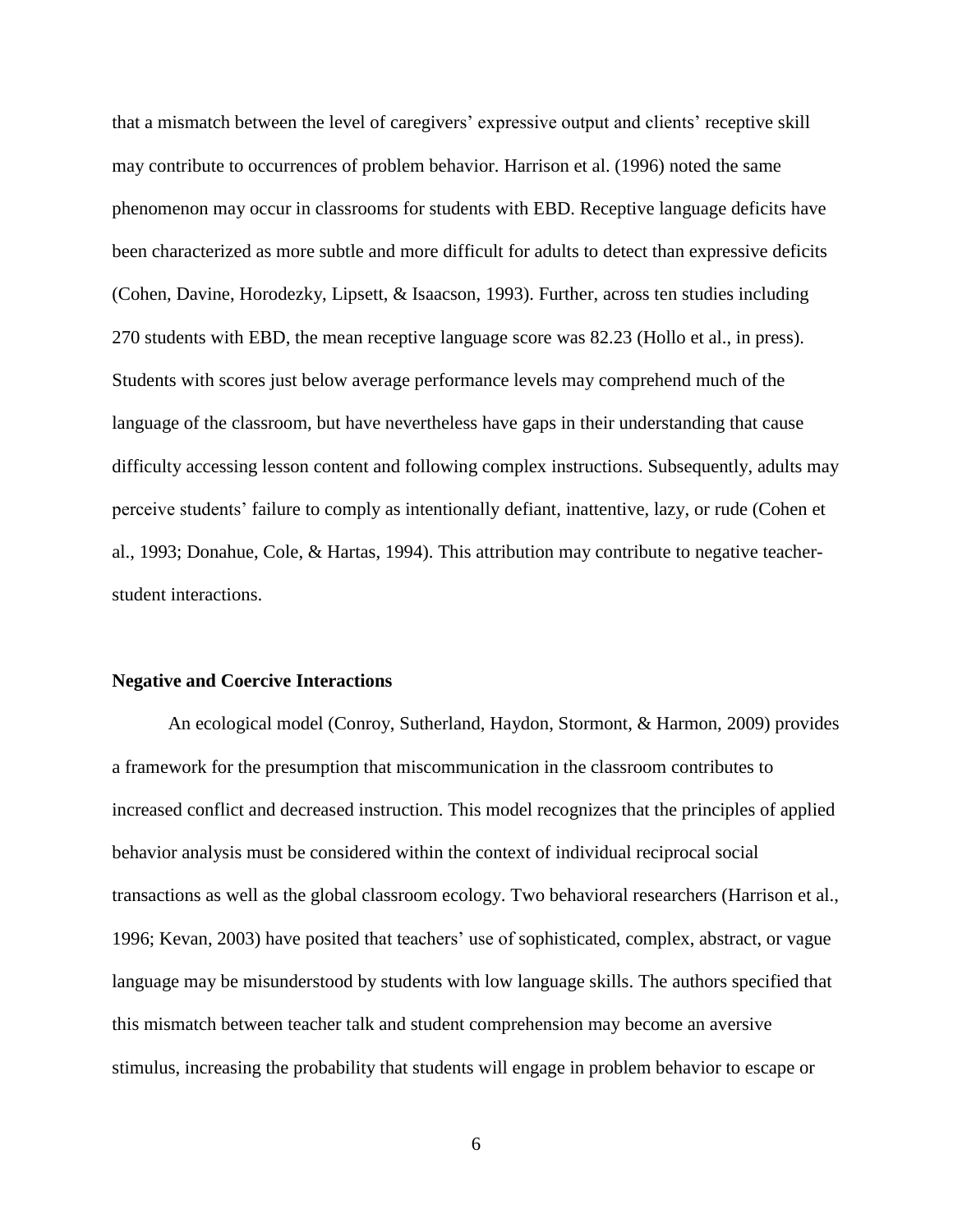that a mismatch between the level of caregivers' expressive output and clients' receptive skill may contribute to occurrences of problem behavior. Harrison et al. (1996) noted the same phenomenon may occur in classrooms for students with EBD. Receptive language deficits have been characterized as more subtle and more difficult for adults to detect than expressive deficits (Cohen, Davine, Horodezky, Lipsett, & Isaacson, 1993). Further, across ten studies including 270 students with EBD, the mean receptive language score was 82.23 (Hollo et al., in press). Students with scores just below average performance levels may comprehend much of the language of the classroom, but have nevertheless have gaps in their understanding that cause difficulty accessing lesson content and following complex instructions. Subsequently, adults may perceive students' failure to comply as intentionally defiant, inattentive, lazy, or rude (Cohen et al., 1993; Donahue, Cole, & Hartas, 1994). This attribution may contribute to negative teacher-student interactions.

**Negative and Coercive Interactions**

An ecological model (Conroy, Sutherland, Haydon, Stormont, & Harmon, 2009) provides a framework for the presumption that miscommunication in the classroom contributes to increased conflict and decreased instruction. This model recognizes that the principles of applied behavior analysis must be considered within the context of individual reciprocal social transactions as well as the global classroom ecology. Two behavioral researchers (Harrison et al., 1996; Kevan, 2003) have posited that teachers' use of sophisticated, complex, abstract, or vague language may be misunderstood by students with low language skills. The authors specified that this mismatch between teacher talk and student comprehension may become an aversive stimulus, increasing the probability that students will engage in problem behavior to escape or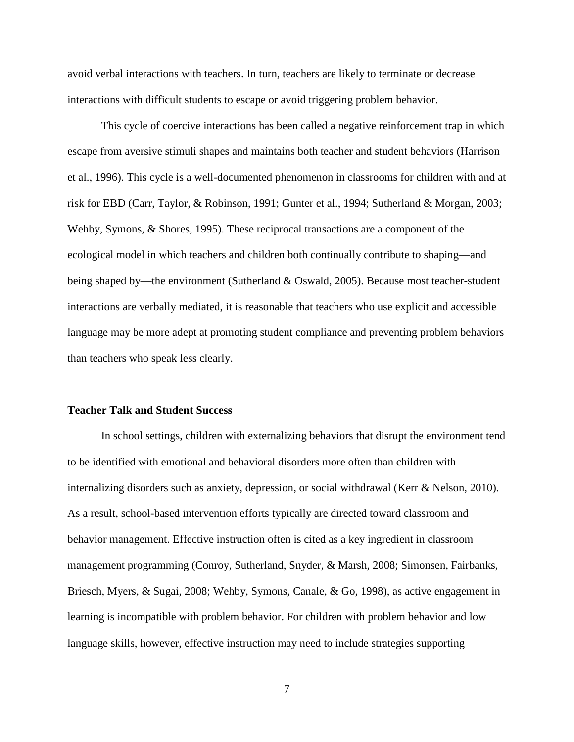avoid verbal interactions with teachers. In turn, teachers are likely to terminate or decrease interactions with difficult students to escape or avoid triggering problem behavior.

This cycle of coercive interactions has been called a negative reinforcement trap in which escape from aversive stimuli shapes and maintains both teacher and student behaviors (Harrison et al., 1996). This cycle is a well-documented phenomenon in classrooms for children with and at risk for EBD (Carr, Taylor, & Robinson, 1991; Gunter et al., 1994; Sutherland & Morgan, 2003; Wehby, Symons, & Shores, 1995). These reciprocal transactions are a component of the ecological model in which teachers and children both continually contribute to shaping—and being shaped by—the environment (Sutherland & Oswald, 2005). Because most teacher-student interactions are verbally mediated, it is reasonable that teachers who use explicit and accessible language may be more adept at promoting student compliance and preventing problem behaviors than teachers who speak less clearly.

## Teacher Talk and Student Success

In school settings, children with externalizing behaviors that disrupt the environment tend to be identified with emotional and behavioral disorders more often than children with internalizing disorders such as anxiety, depression, or social withdrawal (Kerr & Nelson, 2010). As a result, school-based intervention efforts typically are directed toward classroom and behavior management. Effective instruction often is cited as a key ingredient in classroom management programming (Conroy, Sutherland, Snyder, & Marsh, 2008; Simonsen, Fairbanks, Briesch, Myers, & Sugai, 2008; Wehby, Symons, Canale, & Go, 1998), as active engagement in learning is incompatible with problem behavior. For children with problem behavior and low language skills, however, effective instruction may need to include strategies supporting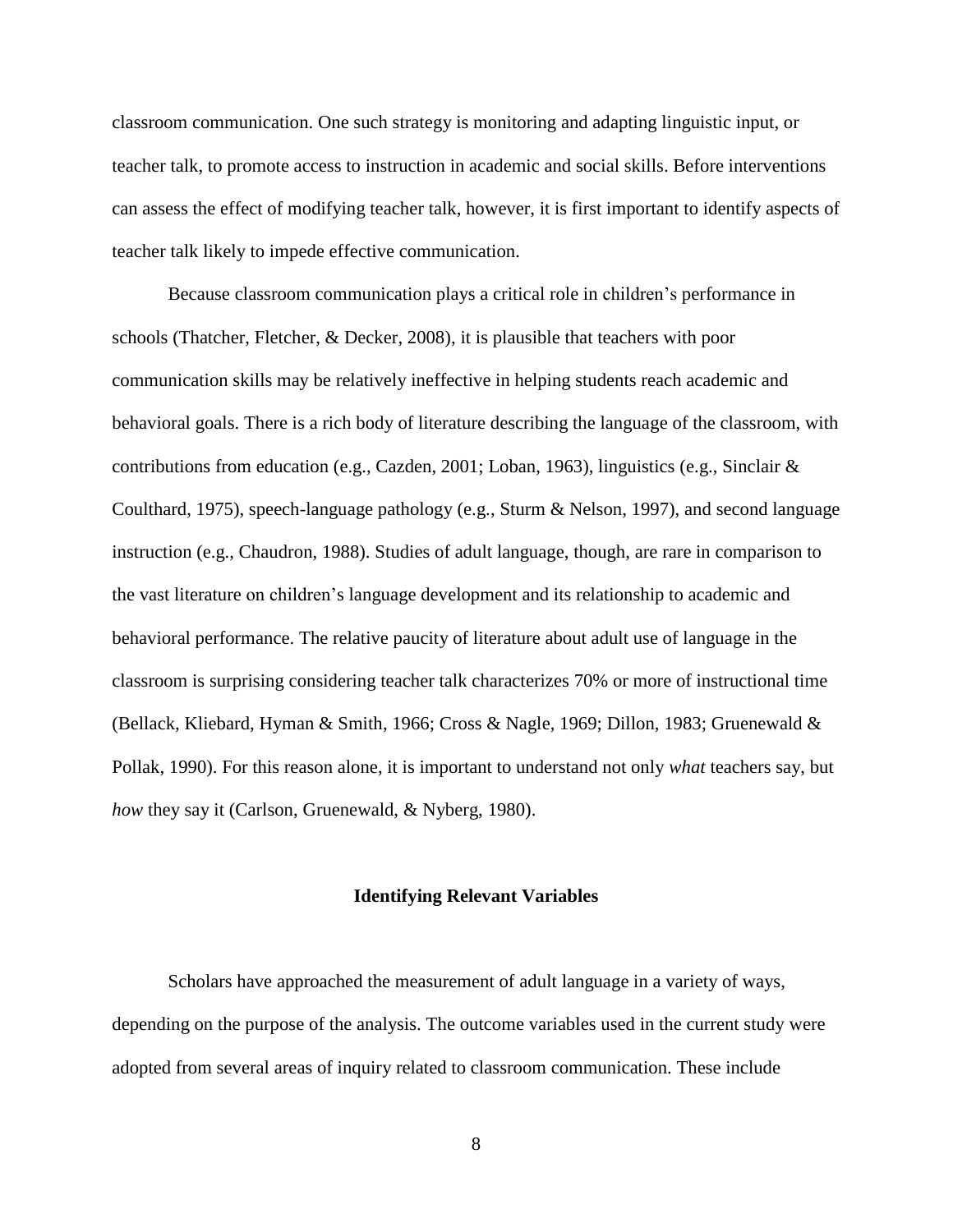classroom communication. One such strategy is monitoring and adapting linguistic input, or teacher talk, to promote access to instruction in academic and social skills. Before interventions can assess the effect of modifying teacher talk, however, it is first important to identify aspects of teacher talk likely to impede effective communication.

Because classroom communication plays a critical role in children's performance in schools (Thatcher, Fletcher, & Decker, 2008), it is plausible that teachers with poor communication skills may be relatively ineffective in helping students reach academic and behavioral goals. There is a rich body of literature describing the language of the classroom, with contributions from education (e.g., Cazden, 2001; Loban, 1963), linguistics (e.g., Sinclair & Coulthard, 1975), speech-language pathology (e.g., Sturm & Nelson, 1997), and second language instruction (e.g., Chaudron, 1988). Studies of adult language, though, are rare in comparison to the vast literature on children's language development and its relationship to academic and behavioral performance. The relative paucity of literature about adult use of language in the classroom is surprising considering teacher talk characterizes 70% or more of instructional time (Bellack, Kliebard, Hyman & Smith, 1966; Cross & Nagle, 1969; Dillon, 1983; Gruenewald & Pollak, 1990). For this reason alone, it is important to understand not only *what* teachers say, but *how* they say it (Carlson, Gruenewald, & Nyberg, 1980).

## Identifying Relevant Variables

Scholars have approached the measurement of adult language in a variety of ways, depending on the purpose of the analysis. The outcome variables used in the current study were adopted from several areas of inquiry related to classroom communication. These include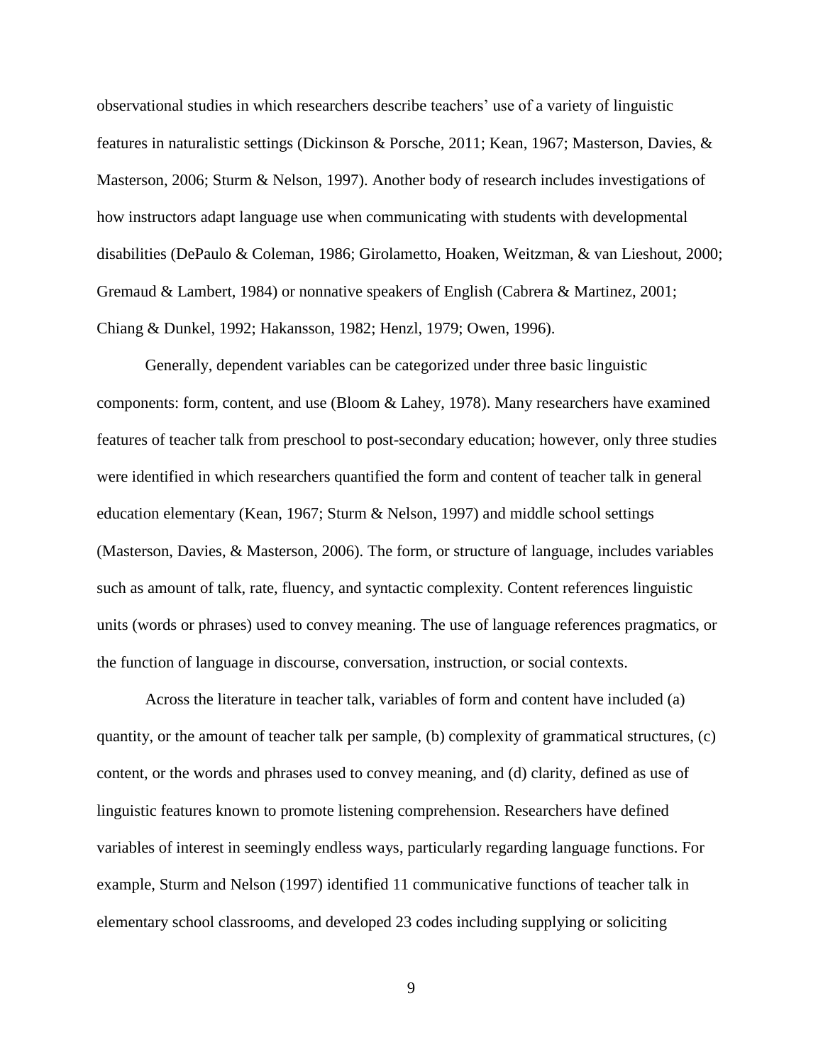observational studies in which researchers describe teachers' use of a variety of linguistic features in naturalistic settings (Dickinson & Porsche, 2011; Kean, 1967; Masterson, Davies, & Masterson, 2006; Sturm & Nelson, 1997). Another body of research includes investigations of how instructors adapt language use when communicating with students with developmental disabilities (DePaulo & Coleman, 1986; Girolametto, Hoaken, Weitzman, & van Lieshout, 2000; Gremaud & Lambert, 1984) or nonnative speakers of English (Cabrera & Martinez, 2001; Chiang & Dunkel, 1992; Hakansson, 1982; Henzl, 1979; Owen, 1996).

Generally, dependent variables can be categorized under three basic linguistic components: form, content, and use (Bloom & Lahey, 1978). Many researchers have examined features of teacher talk from preschool to post-secondary education; however, only three studies were identified in which researchers quantified the form and content of teacher talk in general education elementary (Kean, 1967; Sturm & Nelson, 1997) and middle school settings (Masterson, Davies, & Masterson, 2006). The form, or structure of language, includes variables such as amount of talk, rate, fluency, and syntactic complexity. Content references linguistic units (words or phrases) used to convey meaning. The use of language references pragmatics, or the function of language in discourse, conversation, instruction, or social contexts.

Across the literature in teacher talk, variables of form and content have included (a) quantity, or the amount of teacher talk per sample, (b) complexity of grammatical structures, (c) content, or the words and phrases used to convey meaning, and (d) clarity, defined as use of linguistic features known to promote listening comprehension. Researchers have defined variables of interest in seemingly endless ways, particularly regarding language functions. For example, Sturm and Nelson (1997) identified 11 communicative functions of teacher talk in elementary school classrooms, and developed 23 codes including supplying or soliciting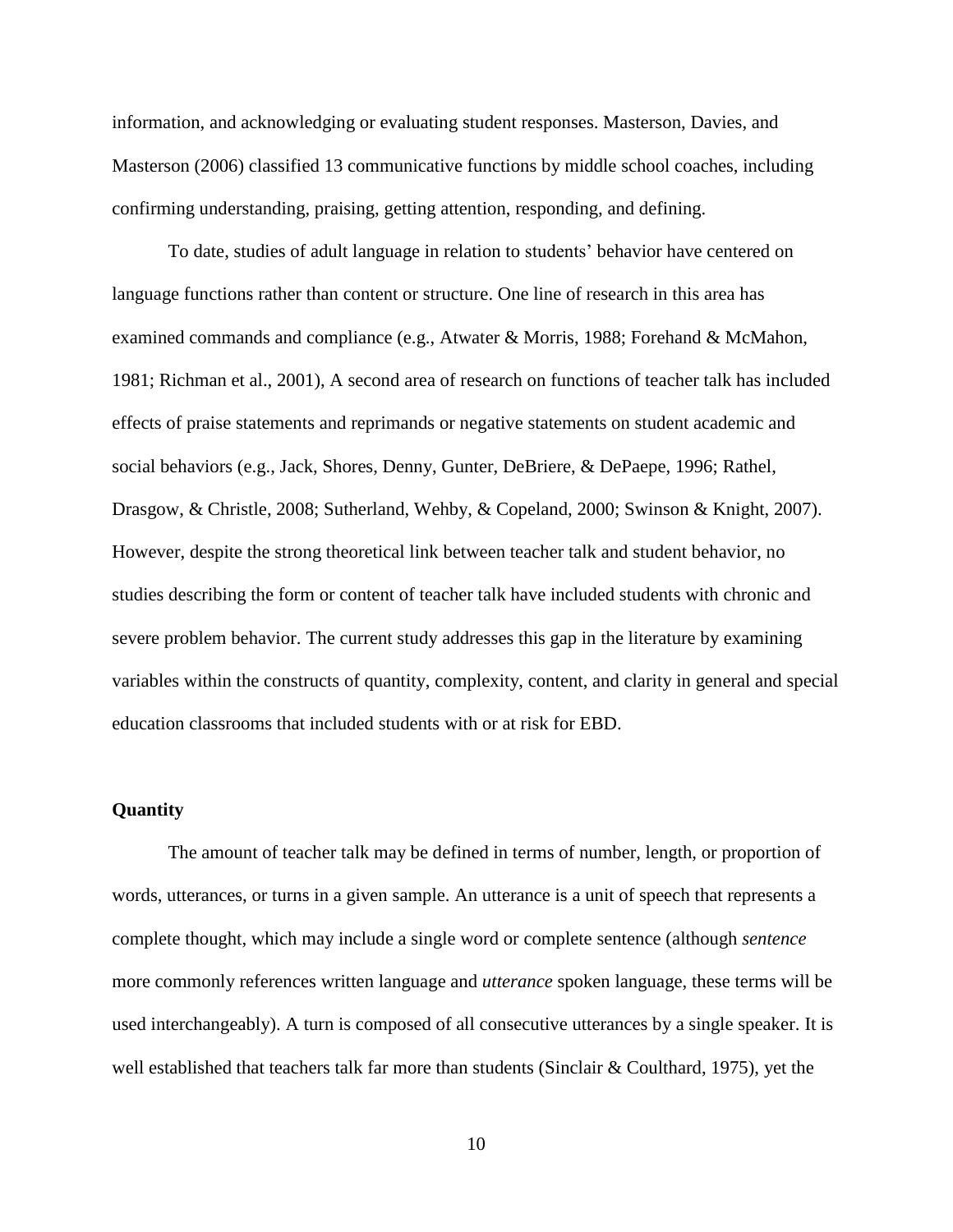information, and acknowledging or evaluating student responses. Masterson, Davies, and Masterson (2006) classified 13 communicative functions by middle school coaches, including confirming understanding, praising, getting attention, responding, and defining.

To date, studies of adult language in relation to students' behavior have centered on language functions rather than content or structure. One line of research in this area has examined commands and compliance (e.g., Atwater & Morris, 1988; Forehand & McMahon, 1981; Richman et al., 2001), A second area of research on functions of teacher talk has included effects of praise statements and reprimands or negative statements on student academic and social behaviors (e.g., Jack, Shores, Denny, Gunter, DeBriere, & DePaepe, 1996; Rathel, Drasgow, & Christle, 2008; Sutherland, Wehby, & Copeland, 2000; Swinson & Knight, 2007). However, despite the strong theoretical link between teacher talk and student behavior, no studies describing the form or content of teacher talk have included students with chronic and severe problem behavior. The current study addresses this gap in the literature by examining variables within the constructs of quantity, complexity, content, and clarity in general and special education classrooms that included students with or at risk for EBD.

### Quantity

The amount of teacher talk may be defined in terms of number, length, or proportion of words, utterances, or turns in a given sample. An utterance is a unit of speech that represents a complete thought, which may include a single word or complete sentence (although *sentence* more commonly references written language and *utterance* spoken language, these terms will be used interchangeably). A turn is composed of all consecutive utterances by a single speaker. It is well established that teachers talk far more than students (Sinclair & Coulthard, 1975), yet the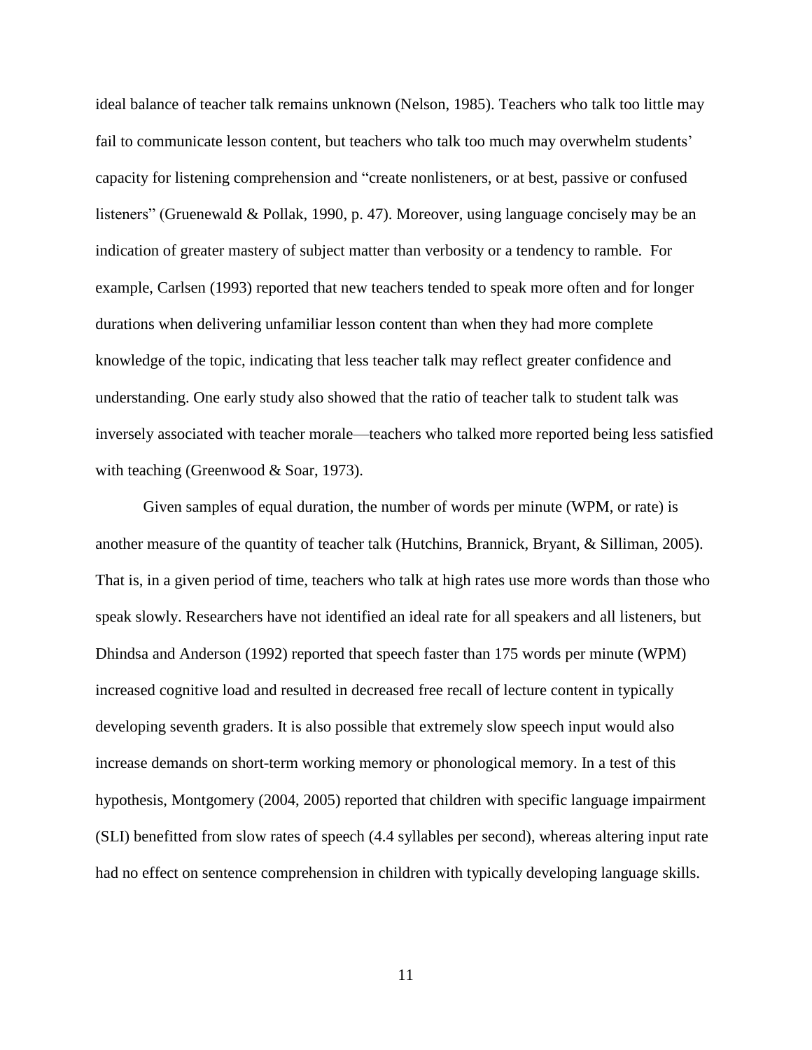ideal balance of teacher talk remains unknown (Nelson, 1985). Teachers who talk too little may fail to communicate lesson content, but teachers who talk too much may overwhelm students' capacity for listening comprehension and "create nonlisteners, or at best, passive or confused listeners" (Gruenewald & Pollak, 1990, p. 47). Moreover, using language concisely may be an indication of greater mastery of subject matter than verbosity or a tendency to ramble. For example, Carlsen (1993) reported that new teachers tended to speak more often and for longer durations when delivering unfamiliar lesson content than when they had more complete knowledge of the topic, indicating that less teacher talk may reflect greater confidence and understanding. One early study also showed that the ratio of teacher talk to student talk was inversely associated with teacher morale—teachers who talked more reported being less satisfied with teaching (Greenwood & Soar, 1973).

Given samples of equal duration, the number of words per minute (WPM, or rate) is another measure of the quantity of teacher talk (Hutchins, Brannick, Bryant, & Silliman, 2005). That is, in a given period of time, teachers who talk at high rates use more words than those who speak slowly. Researchers have not identified an ideal rate for all speakers and all listeners, but Dhindsa and Anderson (1992) reported that speech faster than 175 words per minute (WPM) increased cognitive load and resulted in decreased free recall of lecture content in typically developing seventh graders. It is also possible that extremely slow speech input would also increase demands on short-term working memory or phonological memory. In a test of this hypothesis, Montgomery (2004, 2005) reported that children with specific language impairment (SLI) benefitted from slow rates of speech (4.4 syllables per second), whereas altering input rate had no effect on sentence comprehension in children with typically developing language skills.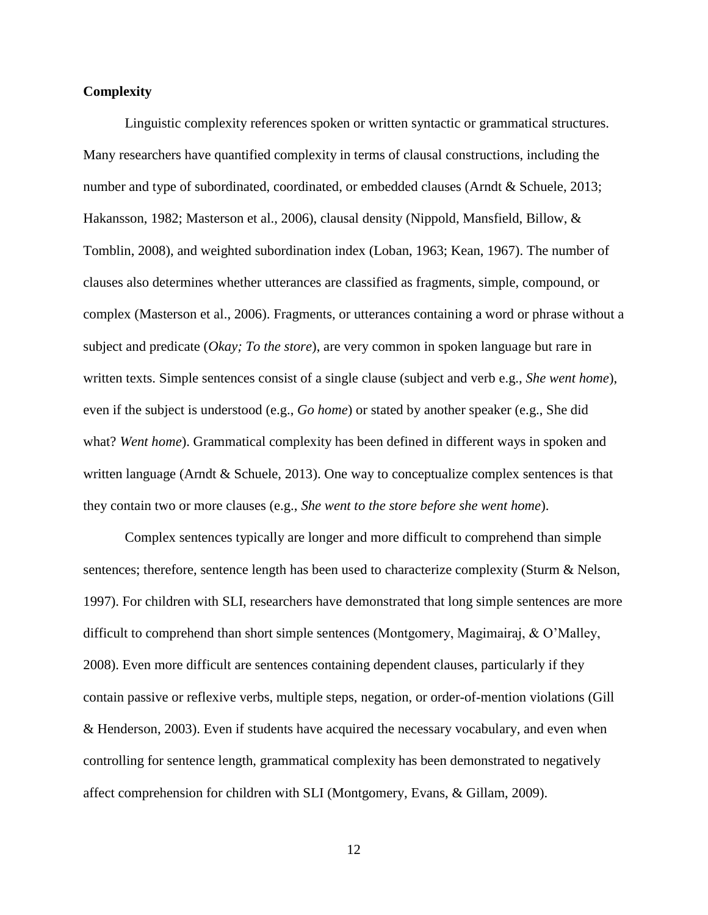**Complexity**

Linguistic complexity references spoken or written syntactic or grammatical structures. Many researchers have quantified complexity in terms of clausal constructions, including the number and type of subordinated, coordinated, or embedded clauses (Arndt & Schuele, 2013; Hakansson, 1982; Masterson et al., 2006), clausal density (Nippold, Mansfield, Billow, & Tomblin, 2008), and weighted subordination index (Loban, 1963; Kean, 1967). The number of clauses also determines whether utterances are classified as fragments, simple, compound, or complex (Masterson et al., 2006). Fragments, or utterances containing a word or phrase without a subject and predicate (*Okay; To the store*), are very common in spoken language but rare in written texts. Simple sentences consist of a single clause (subject and verb e.g., *She went home*), even if the subject is understood (e.g., *Go home*) or stated by another speaker (e.g., She did what? *Went home*). Grammatical complexity has been defined in different ways in spoken and written language (Arndt & Schuele, 2013). One way to conceptualize complex sentences is that they contain two or more clauses (e.g., *She went to the store before she went home*).

Complex sentences typically are longer and more difficult to comprehend than simple sentences; therefore, sentence length has been used to characterize complexity (Sturm & Nelson, 1997). For children with SLI, researchers have demonstrated that long simple sentences are more difficult to comprehend than short simple sentences (Montgomery, Magimairaj, & O'Malley, 2008). Even more difficult are sentences containing dependent clauses, particularly if they contain passive or reflexive verbs, multiple steps, negation, or order-of-mention violations (Gill & Henderson, 2003). Even if students have acquired the necessary vocabulary, and even when controlling for sentence length, grammatical complexity has been demonstrated to negatively affect comprehension for children with SLI (Montgomery, Evans, & Gillam, 2009).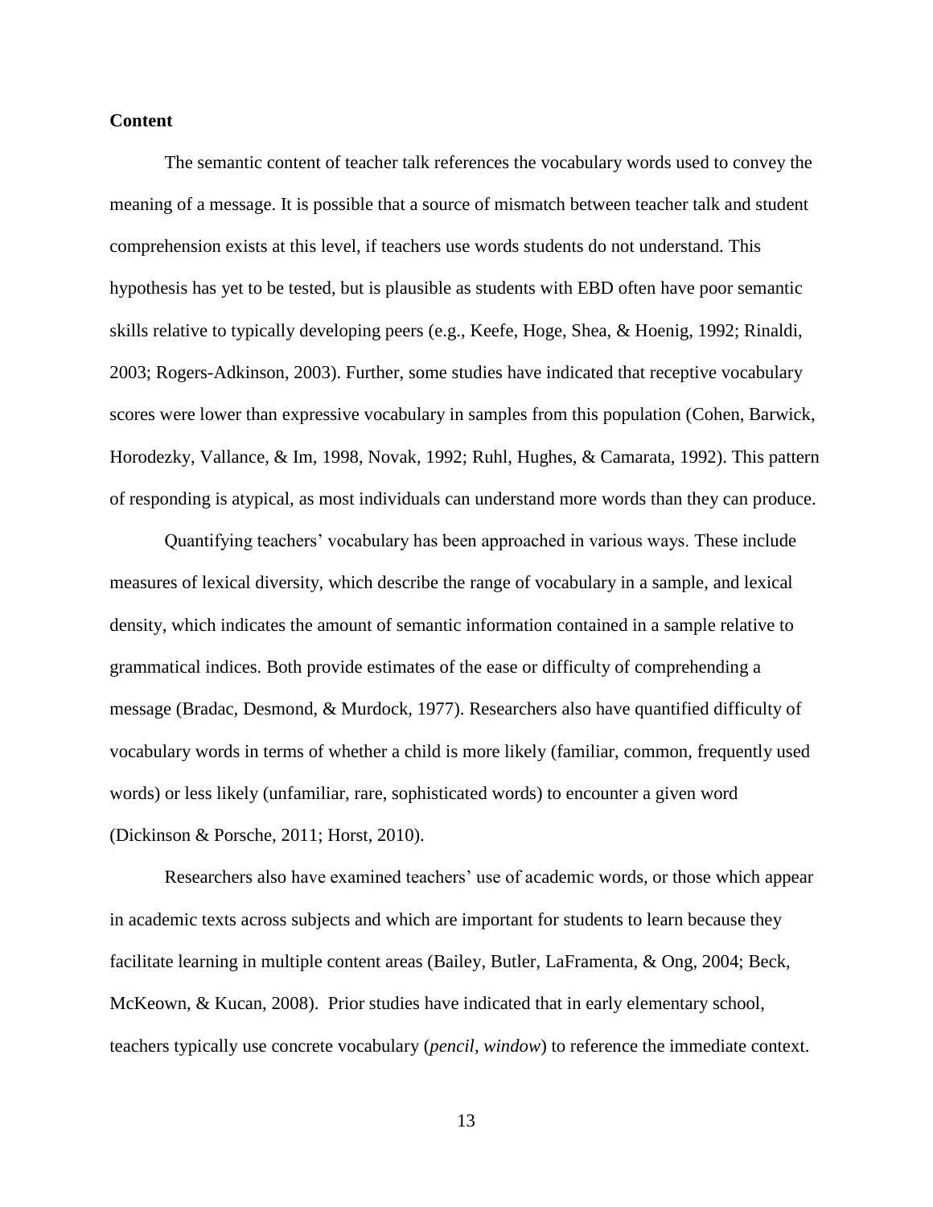**Content**

The semantic content of teacher talk references the vocabulary words used to convey the meaning of a message. It is possible that a source of mismatch between teacher talk and student comprehension exists at this level, if teachers use words students do not understand. This hypothesis has yet to be tested, but is plausible as students with EBD often have poor semantic skills relative to typically developing peers (e.g., Keefe, Hoge, Shea, & Hoenig, 1992; Rinaldi, 2003; Rogers-Adkinson, 2003). Further, some studies have indicated that receptive vocabulary scores were lower than expressive vocabulary in samples from this population (Cohen, Barwick, Horodezky, Vallance, & Im, 1998, Novak, 1992; Ruhl, Hughes, & Camarata, 1992). This pattern of responding is atypical, as most individuals can understand more words than they can produce.

Quantifying teachers' vocabulary has been approached in various ways. These include measures of lexical diversity, which describe the range of vocabulary in a sample, and lexical density, which indicates the amount of semantic information contained in a sample relative to grammatical indices. Both provide estimates of the ease or difficulty of comprehending a message (Bradac, Desmond, & Murdock, 1977). Researchers also have quantified difficulty of vocabulary words in terms of whether a child is more likely (familiar, common, frequently used words) or less likely (unfamiliar, rare, sophisticated words) to encounter a given word (Dickinson & Porsche, 2011; Horst, 2010).

Researchers also have examined teachers' use of academic words, or those which appear in academic texts across subjects and which are important for students to learn because they facilitate learning in multiple content areas (Bailey, Butler, LaFramenta, & Ong, 2004; Beck, McKeown, & Kucan, 2008). Prior studies have indicated that in early elementary school, teachers typically use concrete vocabulary (*pencil, window*) to reference the immediate context.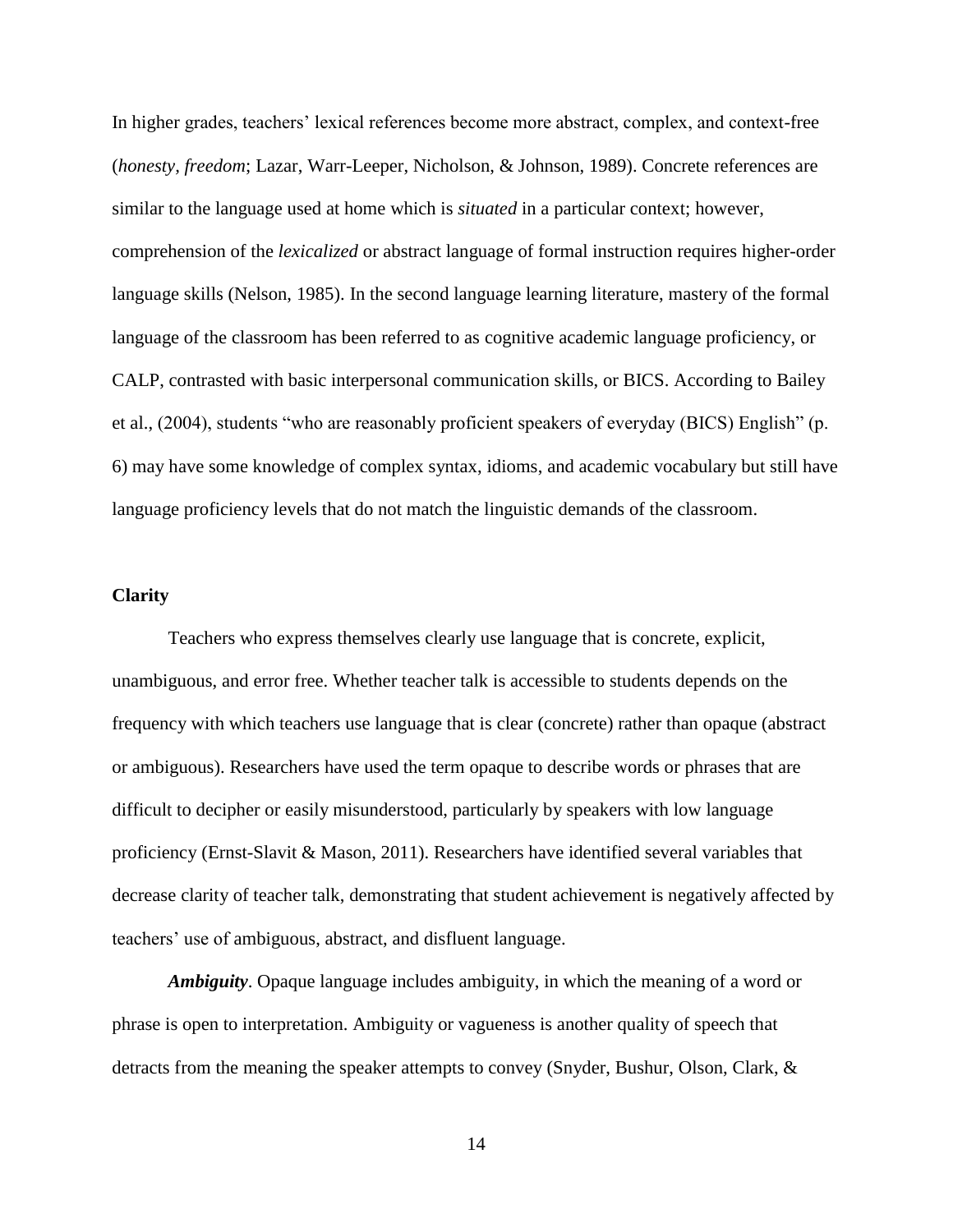In higher grades, teachers' lexical references become more abstract, complex, and context-free (*honesty, freedom*; Lazar, Warr-Leeper, Nicholson, & Johnson, 1989). Concrete references are similar to the language used at home which is *situated* in a particular context; however, comprehension of the *lexicalized* or abstract language of formal instruction requires higher-order language skills (Nelson, 1985). In the second language learning literature, mastery of the formal language of the classroom has been referred to as cognitive academic language proficiency, or CALP, contrasted with basic interpersonal communication skills, or BICS. According to Bailey et al., (2004), students "who are reasonably proficient speakers of everyday (BICS) English" (p. 6) may have some knowledge of complex syntax, idioms, and academic vocabulary but still have language proficiency levels that do not match the linguistic demands of the classroom.

## Clarity

Teachers who express themselves clearly use language that is concrete, explicit, unambiguous, and error free. Whether teacher talk is accessible to students depends on the frequency with which teachers use language that is clear (concrete) rather than opaque (abstract or ambiguous). Researchers have used the term opaque to describe words or phrases that are difficult to decipher or easily misunderstood, particularly by speakers with low language proficiency (Ernst-Slavit & Mason, 2011). Researchers have identified several variables that decrease clarity of teacher talk, demonstrating that student achievement is negatively affected by teachers' use of ambiguous, abstract, and disfluent language.

***Ambiguity***. Opaque language includes ambiguity, in which the meaning of a word or phrase is open to interpretation. Ambiguity or vagueness is another quality of speech that detracts from the meaning the speaker attempts to convey (Snyder, Bushur, Olson, Clark, &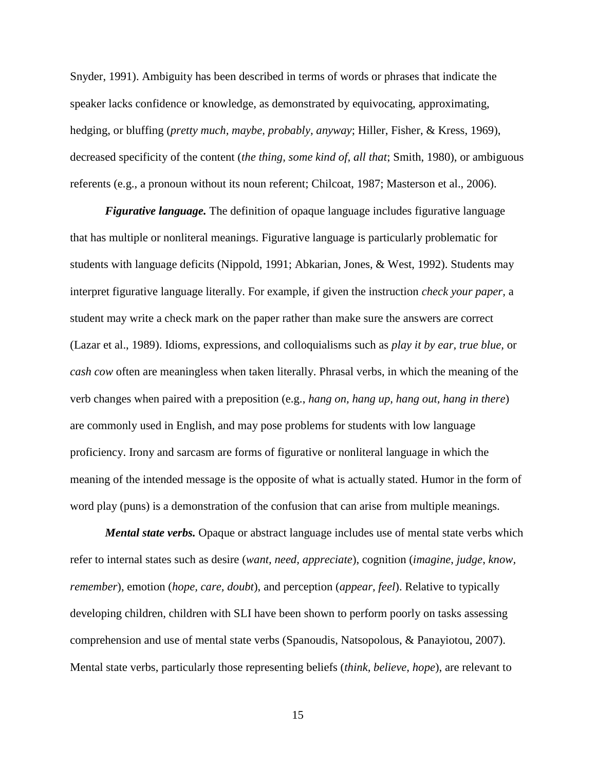Snyder, 1991). Ambiguity has been described in terms of words or phrases that indicate the speaker lacks confidence or knowledge, as demonstrated by equivocating, approximating, hedging, or bluffing (*pretty much, maybe, probably, anyway*; Hiller, Fisher, & Kress, 1969), decreased specificity of the content (*the thing, some kind of, all that*; Smith, 1980), or ambiguous referents (e.g., a pronoun without its noun referent; Chilcoat, 1987; Masterson et al., 2006).

***Figurative language.*** The definition of opaque language includes figurative language that has multiple or nonliteral meanings. Figurative language is particularly problematic for students with language deficits (Nippold, 1991; Abkarian, Jones, & West, 1992). Students may interpret figurative language literally. For example, if given the instruction *check your paper,* a student may write a check mark on the paper rather than make sure the answers are correct (Lazar et al., 1989). Idioms, expressions, and colloquialisms such as *play it by ear, true blue,* or *cash cow* often are meaningless when taken literally. Phrasal verbs, in which the meaning of the verb changes when paired with a preposition (e.g., *hang on, hang up, hang out, hang in there*) are commonly used in English, and may pose problems for students with low language proficiency. Irony and sarcasm are forms of figurative or nonliteral language in which the meaning of the intended message is the opposite of what is actually stated. Humor in the form of word play (puns) is a demonstration of the confusion that can arise from multiple meanings.

***Mental state verbs.*** Opaque or abstract language includes use of mental state verbs which refer to internal states such as desire (*want, need, appreciate*), cognition (*imagine, judge, know, remember*), emotion (*hope, care, doubt*), and perception (*appear, feel*). Relative to typically developing children, children with SLI have been shown to perform poorly on tasks assessing comprehension and use of mental state verbs (Spanoudis, Natsopolous, & Panayiotou, 2007). Mental state verbs, particularly those representing beliefs (*think, believe, hope*), are relevant to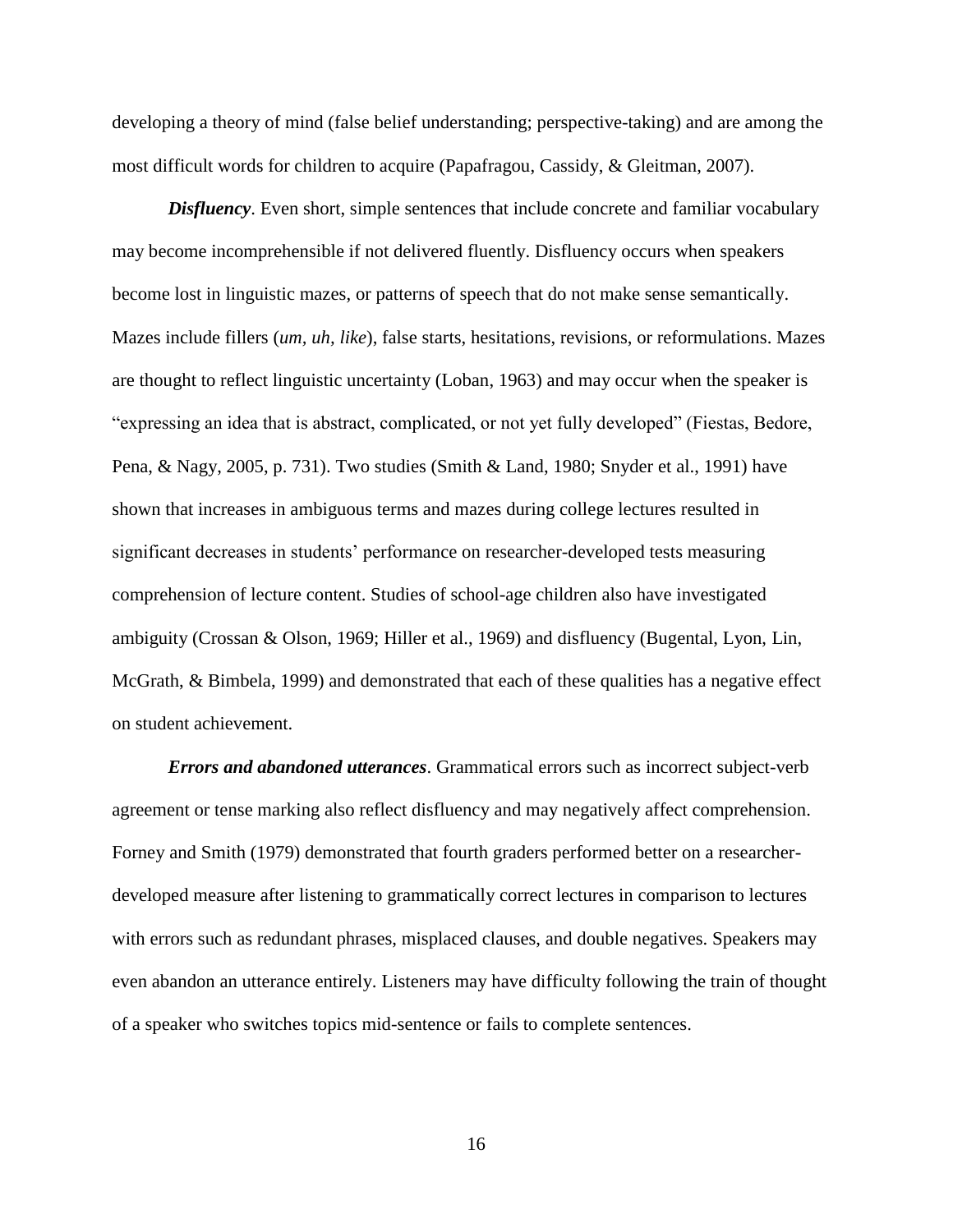developing a theory of mind (false belief understanding; perspective-taking) and are among the most difficult words for children to acquire (Papafragou, Cassidy, & Gleitman, 2007).

***Disfluency***. Even short, simple sentences that include concrete and familiar vocabulary may become incomprehensible if not delivered fluently. Disfluency occurs when speakers become lost in linguistic mazes, or patterns of speech that do not make sense semantically. Mazes include fillers (*um*, *uh*, *like*), false starts, hesitations, revisions, or reformulations. Mazes are thought to reflect linguistic uncertainty (Loban, 1963) and may occur when the speaker is "expressing an idea that is abstract, complicated, or not yet fully developed" (Fiestas, Bedore, Pena, & Nagy, 2005, p. 731). Two studies (Smith & Land, 1980; Snyder et al., 1991) have shown that increases in ambiguous terms and mazes during college lectures resulted in significant decreases in students' performance on researcher-developed tests measuring comprehension of lecture content. Studies of school-age children also have investigated ambiguity (Crossan & Olson, 1969; Hiller et al., 1969) and disfluency (Bugental, Lyon, Lin, McGrath, & Bimbela, 1999) and demonstrated that each of these qualities has a negative effect on student achievement.

***Errors and abandoned utterances***. Grammatical errors such as incorrect subject-verb agreement or tense marking also reflect disfluency and may negatively affect comprehension. Forney and Smith (1979) demonstrated that fourth graders performed better on a researcher-developed measure after listening to grammatically correct lectures in comparison to lectures with errors such as redundant phrases, misplaced clauses, and double negatives. Speakers may even abandon an utterance entirely. Listeners may have difficulty following the train of thought of a speaker who switches topics mid-sentence or fails to complete sentences.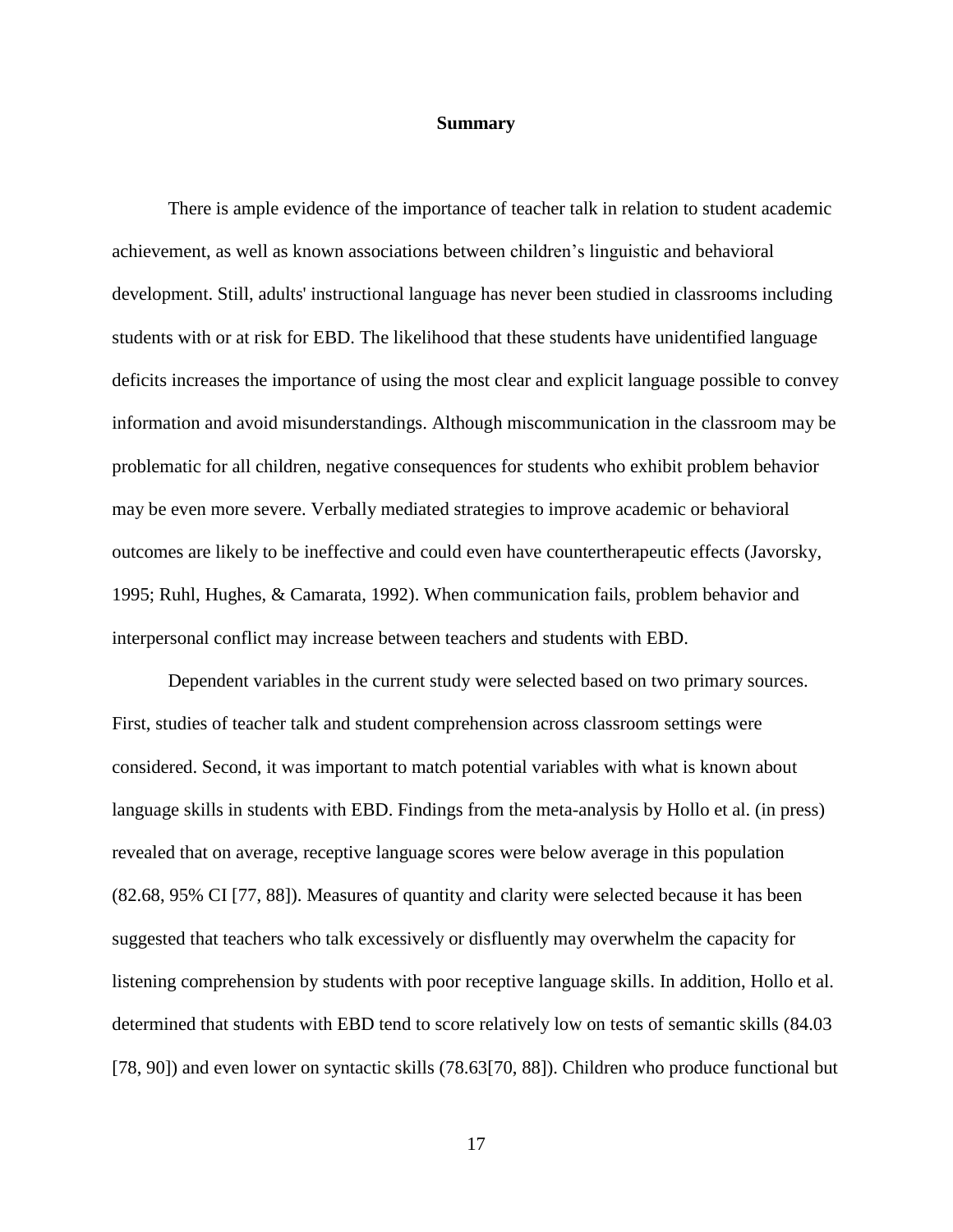## Summary

There is ample evidence of the importance of teacher talk in relation to student academic achievement, as well as known associations between children's linguistic and behavioral development. Still, adults' instructional language has never been studied in classrooms including students with or at risk for EBD. The likelihood that these students have unidentified language deficits increases the importance of using the most clear and explicit language possible to convey information and avoid misunderstandings. Although miscommunication in the classroom may be problematic for all children, negative consequences for students who exhibit problem behavior may be even more severe. Verbally mediated strategies to improve academic or behavioral outcomes are likely to be ineffective and could even have countertherapeutic effects (Javorsky, 1995; Ruhl, Hughes, & Camarata, 1992). When communication fails, problem behavior and interpersonal conflict may increase between teachers and students with EBD.

Dependent variables in the current study were selected based on two primary sources. First, studies of teacher talk and student comprehension across classroom settings were considered. Second, it was important to match potential variables with what is known about language skills in students with EBD. Findings from the meta-analysis by Hollo et al. (in press) revealed that on average, receptive language scores were below average in this population (82.68, 95% CI [77, 88]). Measures of quantity and clarity were selected because it has been suggested that teachers who talk excessively or disfluently may overwhelm the capacity for listening comprehension by students with poor receptive language skills. In addition, Hollo et al. determined that students with EBD tend to score relatively low on tests of semantic skills (84.03 [78, 90]) and even lower on syntactic skills (78.63[70, 88]). Children who produce functional but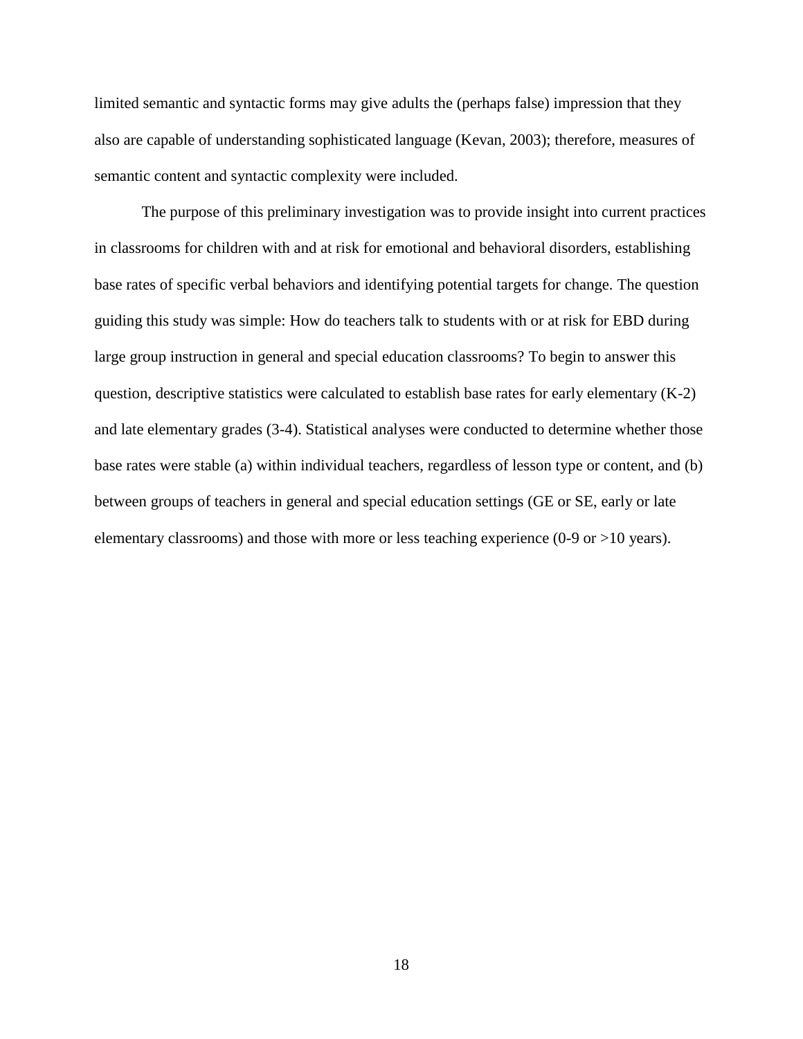limited semantic and syntactic forms may give adults the (perhaps false) impression that they also are capable of understanding sophisticated language (Kevan, 2003); therefore, measures of semantic content and syntactic complexity were included.

The purpose of this preliminary investigation was to provide insight into current practices in classrooms for children with and at risk for emotional and behavioral disorders, establishing base rates of specific verbal behaviors and identifying potential targets for change. The question guiding this study was simple: How do teachers talk to students with or at risk for EBD during large group instruction in general and special education classrooms? To begin to answer this question, descriptive statistics were calculated to establish base rates for early elementary (K-2) and late elementary grades (3-4). Statistical analyses were conducted to determine whether those base rates were stable (a) within individual teachers, regardless of lesson type or content, and (b) between groups of teachers in general and special education settings (GE or SE, early or late elementary classrooms) and those with more or less teaching experience (0-9 or >10 years).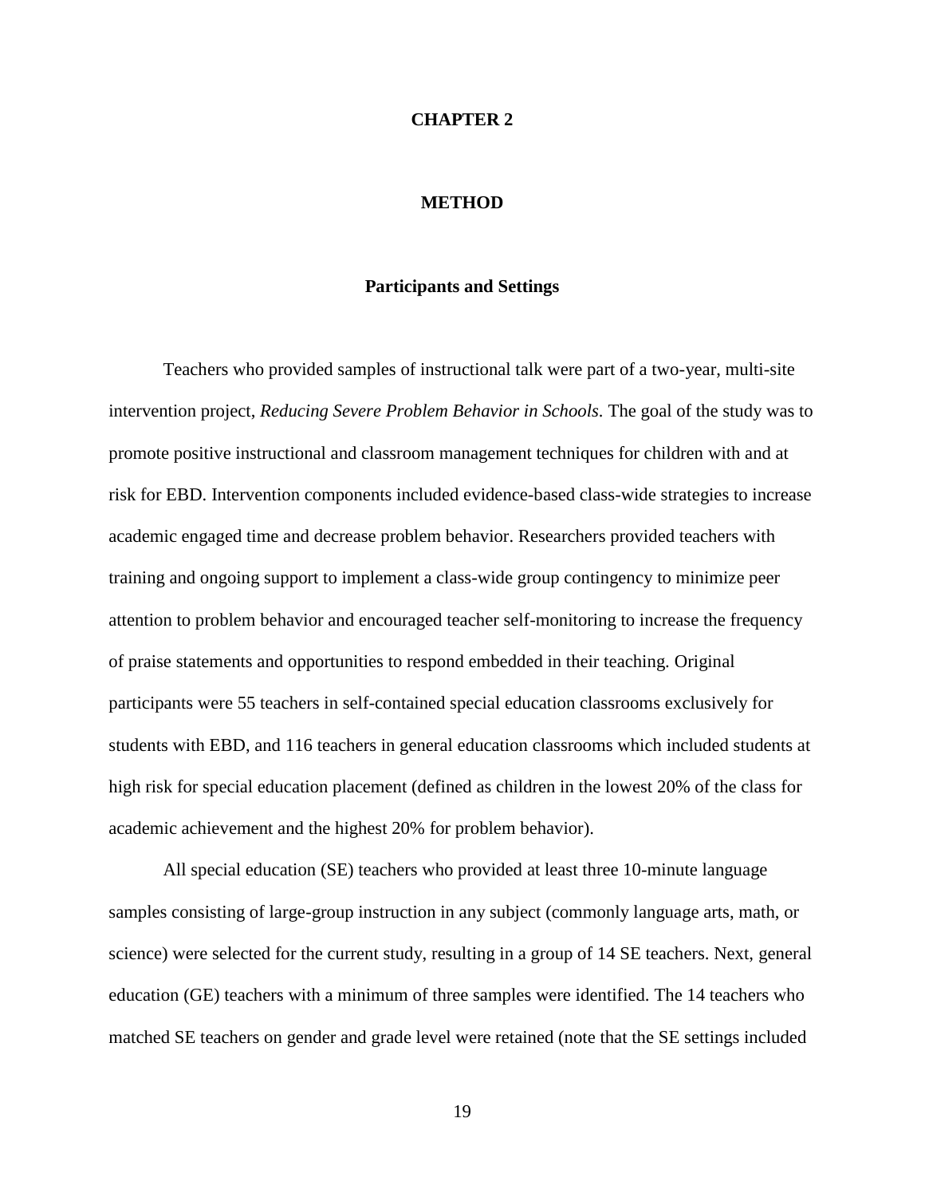# CHAPTER 2

# METHOD

## Participants and Settings

Teachers who provided samples of instructional talk were part of a two-year, multi-site intervention project, *Reducing Severe Problem Behavior in Schools*. The goal of the study was to promote positive instructional and classroom management techniques for children with and at risk for EBD. Intervention components included evidence-based class-wide strategies to increase academic engaged time and decrease problem behavior. Researchers provided teachers with training and ongoing support to implement a class-wide group contingency to minimize peer attention to problem behavior and encouraged teacher self-monitoring to increase the frequency of praise statements and opportunities to respond embedded in their teaching. Original participants were 55 teachers in self-contained special education classrooms exclusively for students with EBD, and 116 teachers in general education classrooms which included students at high risk for special education placement (defined as children in the lowest 20% of the class for academic achievement and the highest 20% for problem behavior).

All special education (SE) teachers who provided at least three 10-minute language samples consisting of large-group instruction in any subject (commonly language arts, math, or science) were selected for the current study, resulting in a group of 14 SE teachers. Next, general education (GE) teachers with a minimum of three samples were identified. The 14 teachers who matched SE teachers on gender and grade level were retained (note that the SE settings included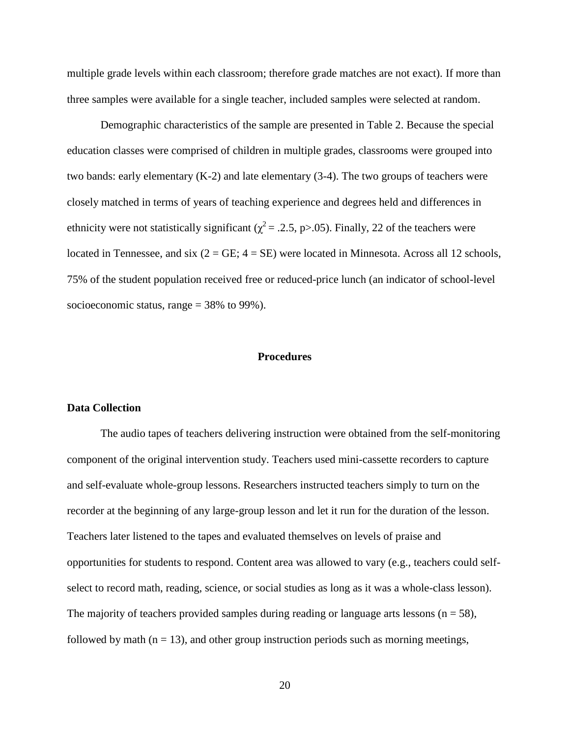multiple grade levels within each classroom; therefore grade matches are not exact). If more than three samples were available for a single teacher, included samples were selected at random.

Demographic characteristics of the sample are presented in Table 2. Because the special education classes were comprised of children in multiple grades, classrooms were grouped into two bands: early elementary (K-2) and late elementary (3-4). The two groups of teachers were closely matched in terms of years of teaching experience and degrees held and differences in ethnicity were not statistically significant ($\chi^2 = .2.5$, $p > .05$). Finally, 22 of the teachers were located in Tennessee, and six (2 = GE; 4 = SE) were located in Minnesota. Across all 12 schools, 75% of the student population received free or reduced-price lunch (an indicator of school-level socioeconomic status, range = 38% to 99%).

## Procedures

### Data Collection

The audio tapes of teachers delivering instruction were obtained from the self-monitoring component of the original intervention study. Teachers used mini-cassette recorders to capture and self-evaluate whole-group lessons. Researchers instructed teachers simply to turn on the recorder at the beginning of any large-group lesson and let it run for the duration of the lesson. Teachers later listened to the tapes and evaluated themselves on levels of praise and opportunities for students to respond. Content area was allowed to vary (e.g., teachers could self-select to record math, reading, science, or social studies as long as it was a whole-class lesson). The majority of teachers provided samples during reading or language arts lessons (n = 58), followed by math (n = 13), and other group instruction periods such as morning meetings,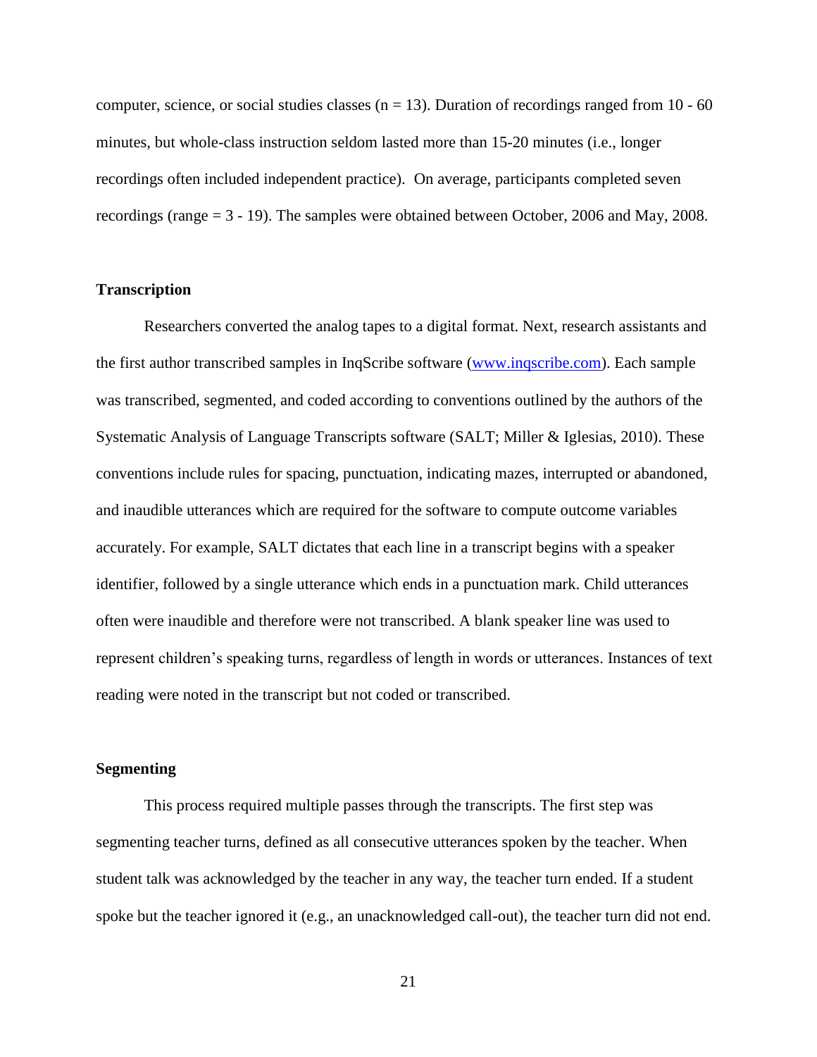computer, science, or social studies classes ($n = 13$). Duration of recordings ranged from 10 - 60 minutes, but whole-class instruction seldom lasted more than 15-20 minutes (i.e., longer recordings often included independent practice). On average, participants completed seven recordings (range = 3 - 19). The samples were obtained between October, 2006 and May, 2008.

### Transcription

Researchers converted the analog tapes to a digital format. Next, research assistants and the first author transcribed samples in InqScribe software ([www.inqscribe.com](http://www.inqscribe.com)). Each sample was transcribed, segmented, and coded according to conventions outlined by the authors of the Systematic Analysis of Language Transcripts software (SALT; Miller & Iglesias, 2010). These conventions include rules for spacing, punctuation, indicating mazes, interrupted or abandoned, and inaudible utterances which are required for the software to compute outcome variables accurately. For example, SALT dictates that each line in a transcript begins with a speaker identifier, followed by a single utterance which ends in a punctuation mark. Child utterances often were inaudible and therefore were not transcribed. A blank speaker line was used to represent children's speaking turns, regardless of length in words or utterances. Instances of text reading were noted in the transcript but not coded or transcribed.

### Segmenting

This process required multiple passes through the transcripts. The first step was segmenting teacher turns, defined as all consecutive utterances spoken by the teacher. When student talk was acknowledged by the teacher in any way, the teacher turn ended. If a student spoke but the teacher ignored it (e.g., an unacknowledged call-out), the teacher turn did not end.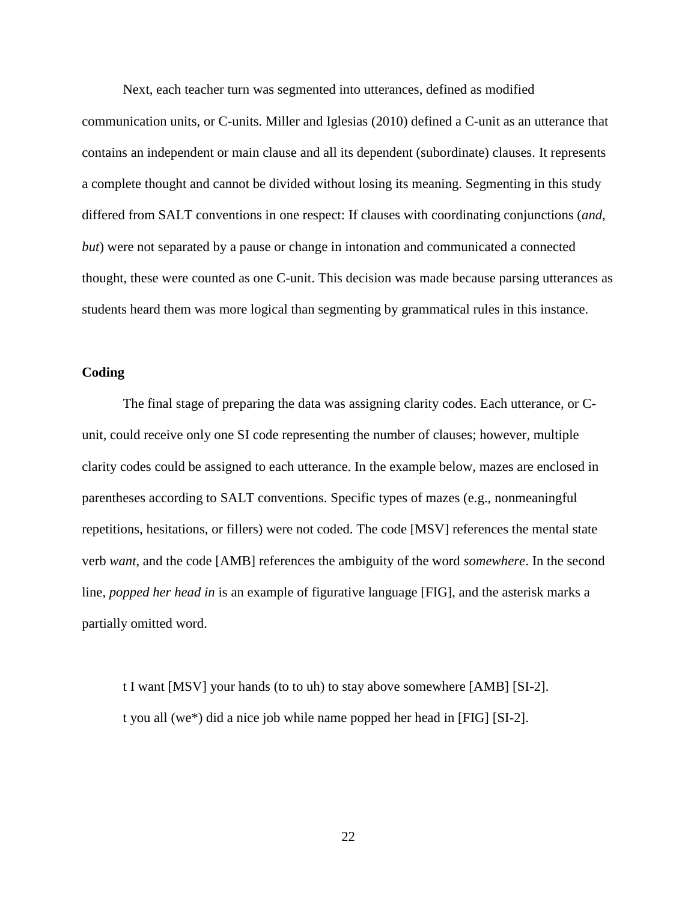Next, each teacher turn was segmented into utterances, defined as modified communication units, or C-units. Miller and Iglesias (2010) defined a C-unit as an utterance that contains an independent or main clause and all its dependent (subordinate) clauses. It represents a complete thought and cannot be divided without losing its meaning. Segmenting in this study differed from SALT conventions in one respect: If clauses with coordinating conjunctions (*and*, *but*) were not separated by a pause or change in intonation and communicated a connected thought, these were counted as one C-unit. This decision was made because parsing utterances as students heard them was more logical than segmenting by grammatical rules in this instance.

## Coding

The final stage of preparing the data was assigning clarity codes. Each utterance, or C-unit, could receive only one SI code representing the number of clauses; however, multiple clarity codes could be assigned to each utterance. In the example below, mazes are enclosed in parentheses according to SALT conventions. Specific types of mazes (e.g., nonmeaningful repetitions, hesitations, or fillers) were not coded. The code [MSV] references the mental state verb *want*, and the code [AMB] references the ambiguity of the word *somewhere*. In the second line, *popped her head in* is an example of figurative language [FIG], and the asterisk marks a partially omitted word.

t I want [MSV] your hands (to to uh) to stay above somewhere [AMB] [SI-2].

t you all (we*) did a nice job while name popped her head in [FIG] [SI-2].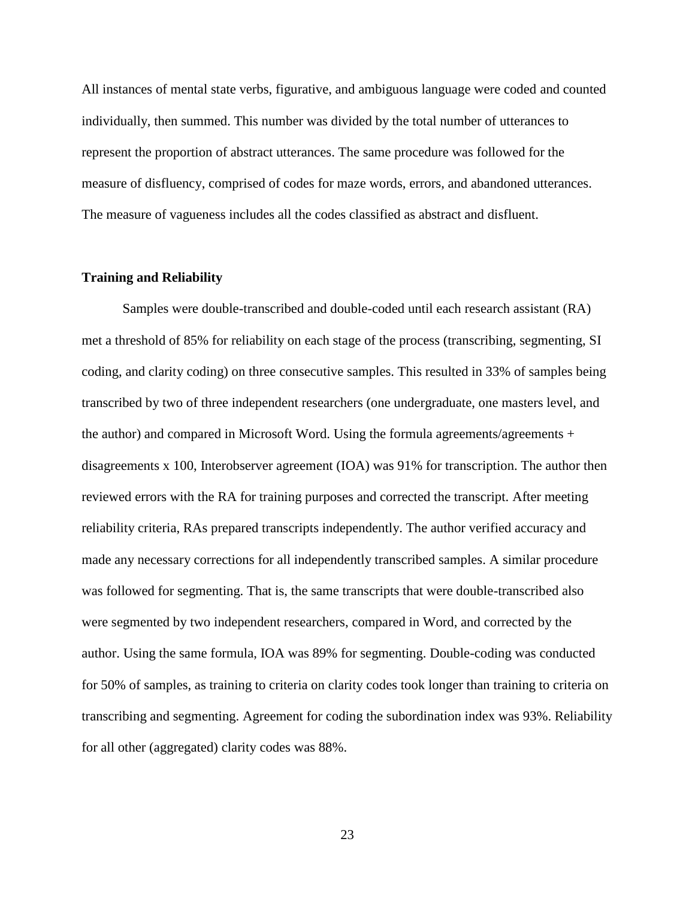All instances of mental state verbs, figurative, and ambiguous language were coded and counted individually, then summed. This number was divided by the total number of utterances to represent the proportion of abstract utterances. The same procedure was followed for the measure of disfluency, comprised of codes for maze words, errors, and abandoned utterances. The measure of vagueness includes all the codes classified as abstract and disfluent.

**Training and Reliability**

Samples were double-transcribed and double-coded until each research assistant (RA) met a threshold of 85% for reliability on each stage of the process (transcribing, segmenting, SI coding, and clarity coding) on three consecutive samples. This resulted in 33% of samples being transcribed by two of three independent researchers (one undergraduate, one masters level, and the author) and compared in Microsoft Word. Using the formula agreements/agreements + disagreements x 100, Interobserver agreement (IOA) was 91% for transcription. The author then reviewed errors with the RA for training purposes and corrected the transcript. After meeting reliability criteria, RAs prepared transcripts independently. The author verified accuracy and made any necessary corrections for all independently transcribed samples. A similar procedure was followed for segmenting. That is, the same transcripts that were double-transcribed also were segmented by two independent researchers, compared in Word, and corrected by the author. Using the same formula, IOA was 89% for segmenting. Double-coding was conducted for 50% of samples, as training to criteria on clarity codes took longer than training to criteria on transcribing and segmenting. Agreement for coding the subordination index was 93%. Reliability for all other (aggregated) clarity codes was 88%.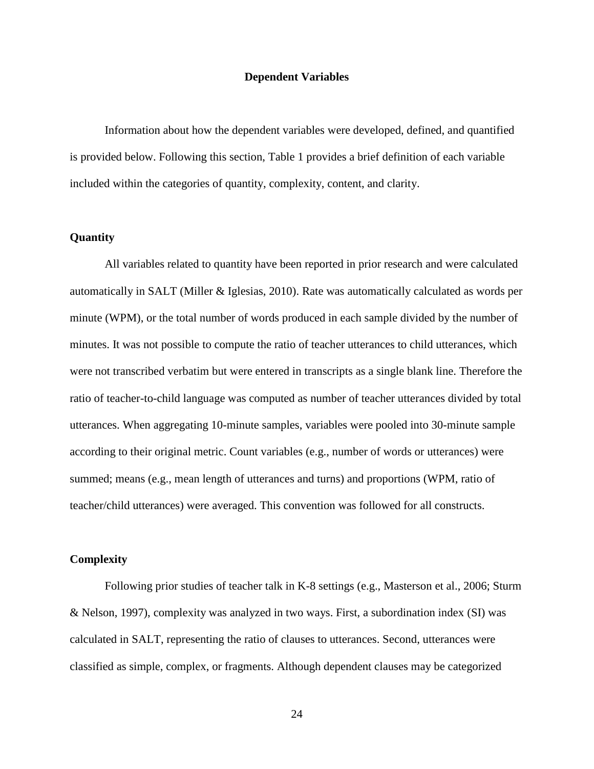## Dependent Variables

Information about how the dependent variables were developed, defined, and quantified is provided below. Following this section, Table 1 provides a brief definition of each variable included within the categories of quantity, complexity, content, and clarity.

### Quantity

All variables related to quantity have been reported in prior research and were calculated automatically in SALT (Miller & Iglesias, 2010). Rate was automatically calculated as words per minute (WPM), or the total number of words produced in each sample divided by the number of minutes. It was not possible to compute the ratio of teacher utterances to child utterances, which were not transcribed verbatim but were entered in transcripts as a single blank line. Therefore the ratio of teacher-to-child language was computed as number of teacher utterances divided by total utterances. When aggregating 10-minute samples, variables were pooled into 30-minute sample according to their original metric. Count variables (e.g., number of words or utterances) were summed; means (e.g., mean length of utterances and turns) and proportions (WPM, ratio of teacher/child utterances) were averaged. This convention was followed for all constructs.

### Complexity

Following prior studies of teacher talk in K-8 settings (e.g., Masterson et al., 2006; Sturm & Nelson, 1997), complexity was analyzed in two ways. First, a subordination index (SI) was calculated in SALT, representing the ratio of clauses to utterances. Second, utterances were classified as simple, complex, or fragments. Although dependent clauses may be categorized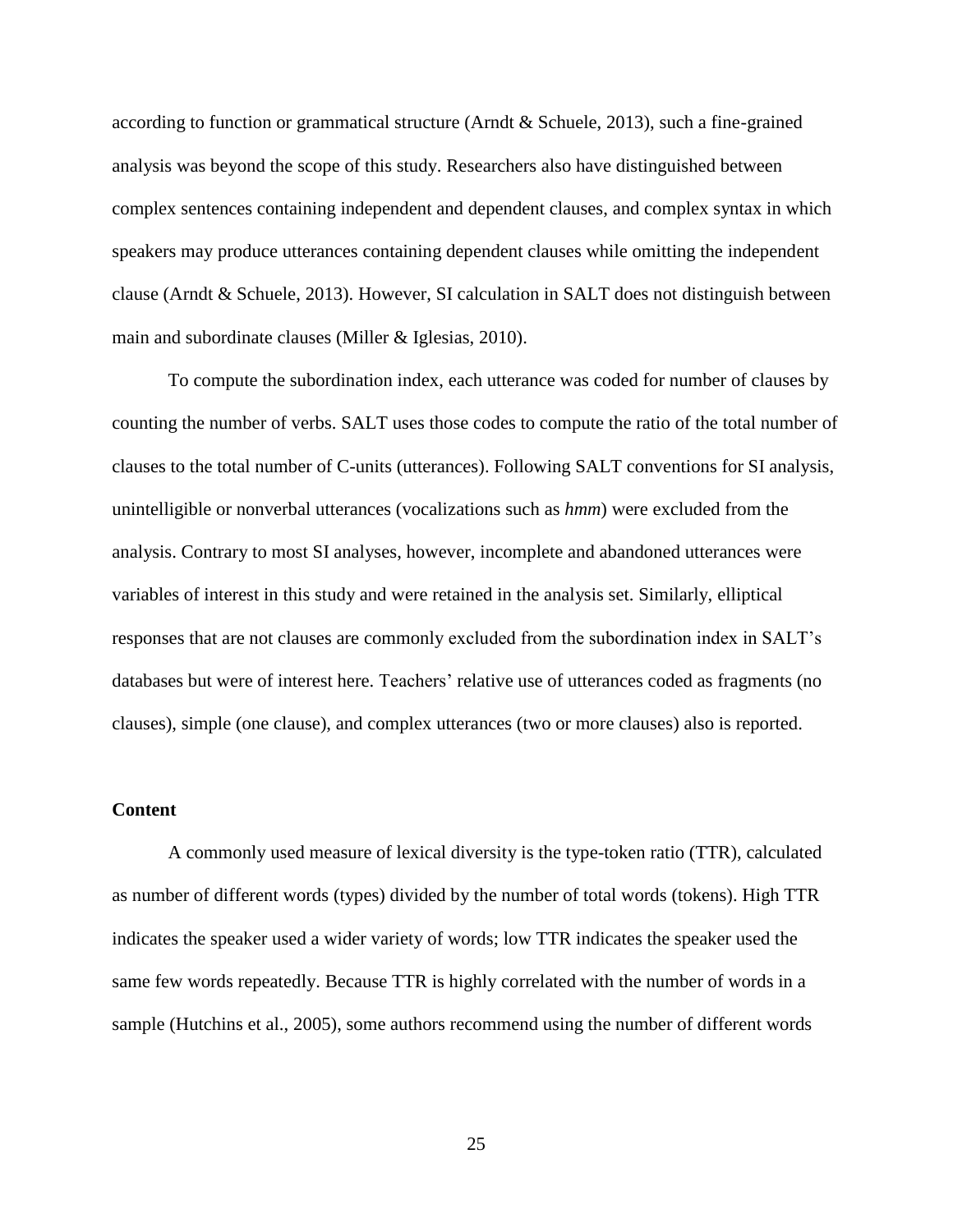according to function or grammatical structure (Arndt & Schuele, 2013), such a fine-grained analysis was beyond the scope of this study. Researchers also have distinguished between complex sentences containing independent and dependent clauses, and complex syntax in which speakers may produce utterances containing dependent clauses while omitting the independent clause (Arndt & Schuele, 2013). However, SI calculation in SALT does not distinguish between main and subordinate clauses (Miller & Iglesias, 2010).

To compute the subordination index, each utterance was coded for number of clauses by counting the number of verbs. SALT uses those codes to compute the ratio of the total number of clauses to the total number of C-units (utterances). Following SALT conventions for SI analysis, unintelligible or nonverbal utterances (vocalizations such as *hmm*) were excluded from the analysis. Contrary to most SI analyses, however, incomplete and abandoned utterances were variables of interest in this study and were retained in the analysis set. Similarly, elliptical responses that are not clauses are commonly excluded from the subordination index in SALT's databases but were of interest here. Teachers' relative use of utterances coded as fragments (no clauses), simple (one clause), and complex utterances (two or more clauses) also is reported.

### Content

A commonly used measure of lexical diversity is the type-token ratio (TTR), calculated as number of different words (types) divided by the number of total words (tokens). High TTR indicates the speaker used a wider variety of words; low TTR indicates the speaker used the same few words repeatedly. Because TTR is highly correlated with the number of words in a sample (Hutchins et al., 2005), some authors recommend using the number of different words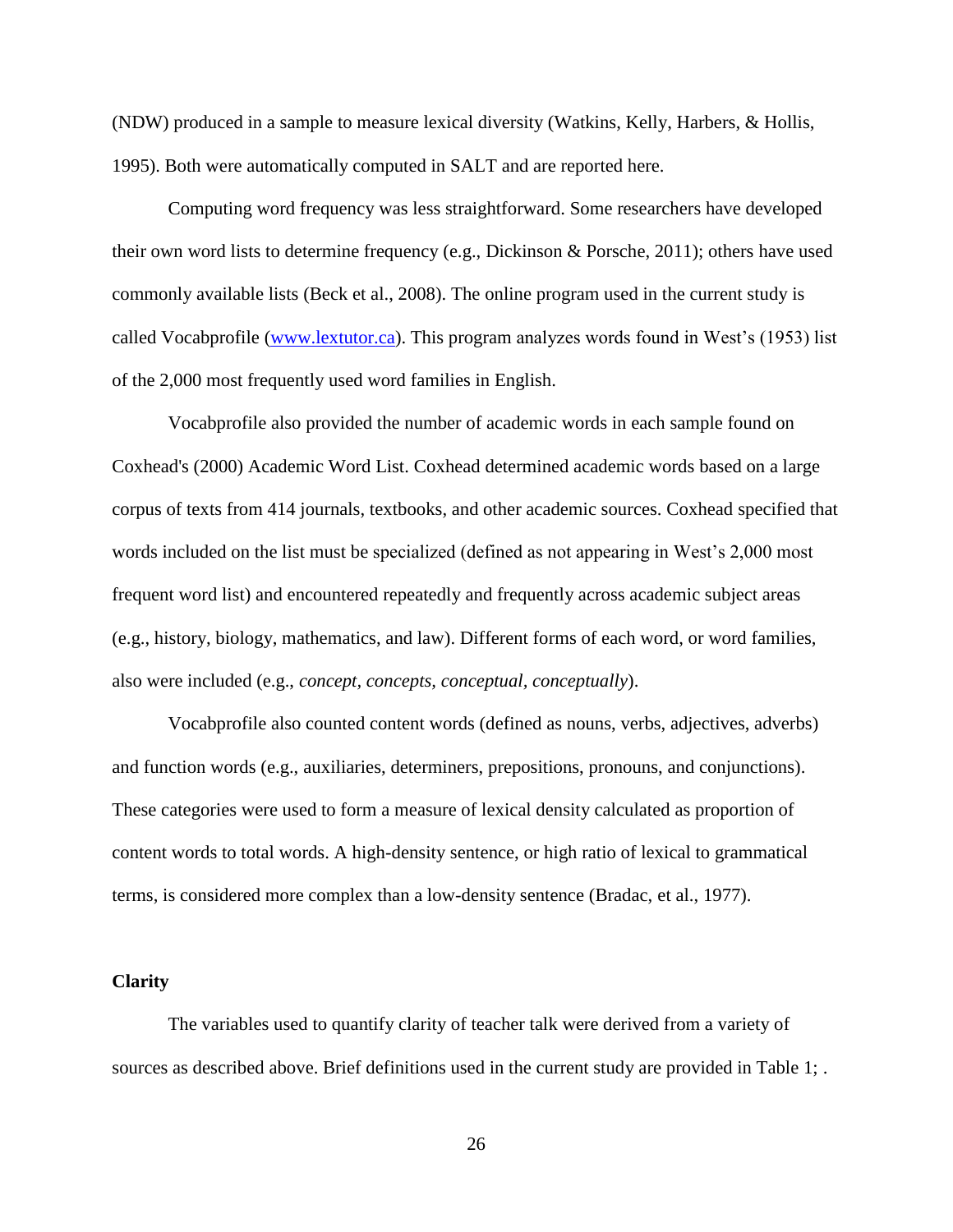(NDW) produced in a sample to measure lexical diversity (Watkins, Kelly, Harbers, & Hollis, 1995). Both were automatically computed in SALT and are reported here.

Computing word frequency was less straightforward. Some researchers have developed their own word lists to determine frequency (e.g., Dickinson & Porsche, 2011); others have used commonly available lists (Beck et al., 2008). The online program used in the current study is called Vocabprofile (www.lextutor.ca). This program analyzes words found in West's (1953) list of the 2,000 most frequently used word families in English.

Vocabprofile also provided the number of academic words in each sample found on Coxhead's (2000) Academic Word List. Coxhead determined academic words based on a large corpus of texts from 414 journals, textbooks, and other academic sources. Coxhead specified that words included on the list must be specialized (defined as not appearing in West's 2,000 most frequent word list) and encountered repeatedly and frequently across academic subject areas (e.g., history, biology, mathematics, and law). Different forms of each word, or word families, also were included (e.g., *concept, concepts, conceptual, conceptually*).

Vocabprofile also counted content words (defined as nouns, verbs, adjectives, adverbs) and function words (e.g., auxiliaries, determiners, prepositions, pronouns, and conjunctions). These categories were used to form a measure of lexical density calculated as proportion of content words to total words. A high-density sentence, or high ratio of lexical to grammatical terms, is considered more complex than a low-density sentence (Bradac, et al., 1977).

**Clarity**

The variables used to quantify clarity of teacher talk were derived from a variety of sources as described above. Brief definitions used in the current study are provided in Table 1; .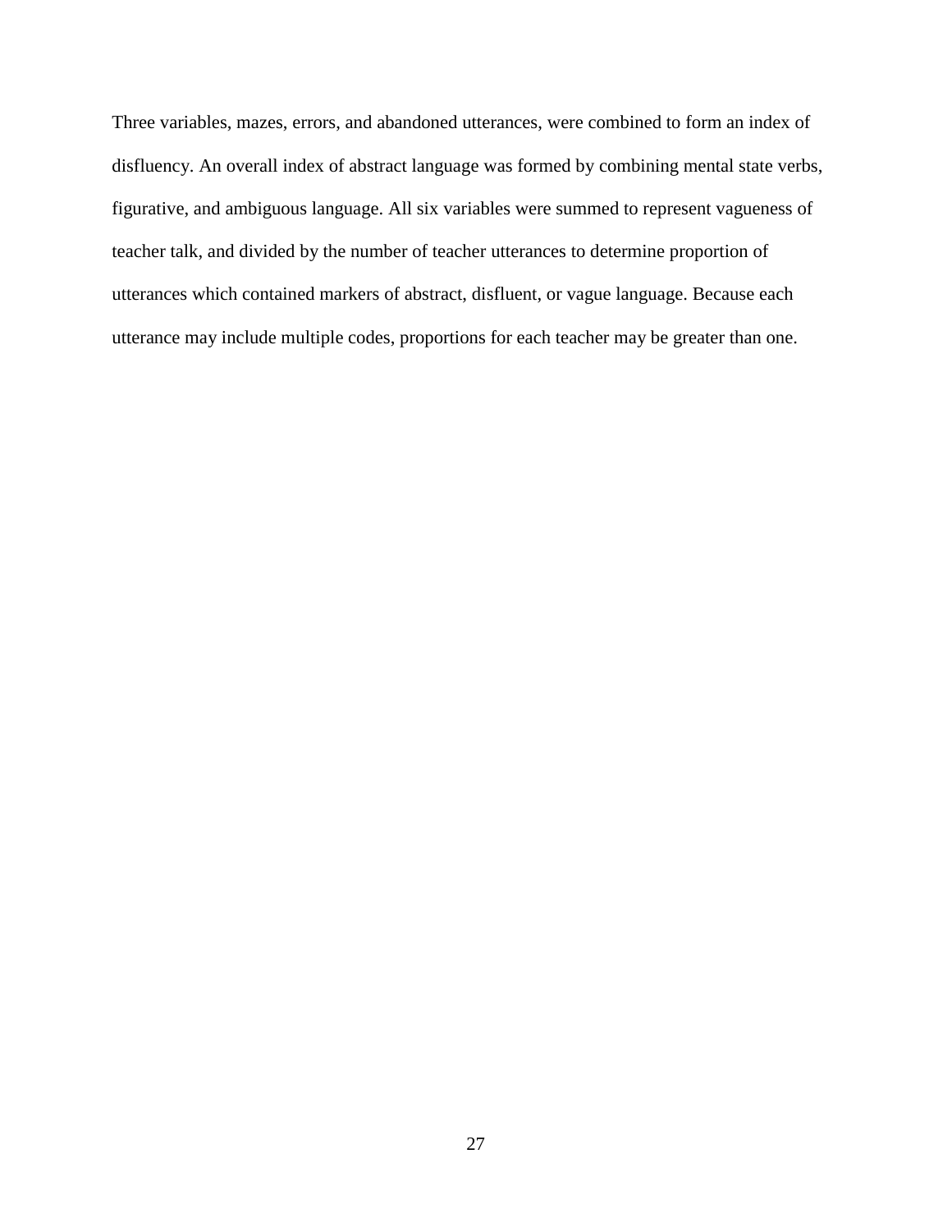Three variables, mazes, errors, and abandoned utterances, were combined to form an index of disfluency. An overall index of abstract language was formed by combining mental state verbs, figurative, and ambiguous language. All six variables were summed to represent vagueness of teacher talk, and divided by the number of teacher utterances to determine proportion of utterances which contained markers of abstract, disfluent, or vague language. Because each utterance may include multiple codes, proportions for each teacher may be greater than one.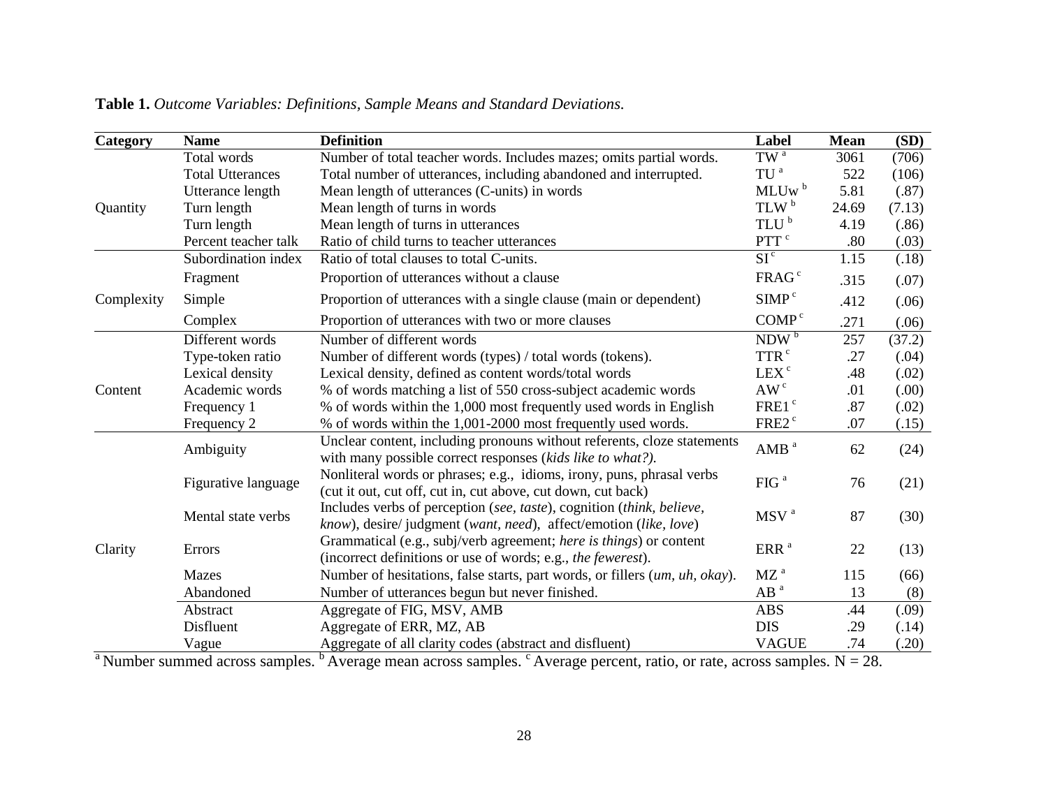**Table 1.** *Outcome Variables: Definitions, Sample Means and Standard Deviations.*

| Category | Name | Definition | Label | Mean | (SD) |
|---|---|---|---|---|---|
| Quantity | Total words | Number of total teacher words. Includes mazes; omits partial words. | TW [a] | 3061 | (706) |
| | Total Utterances | Total number of utterances, including abandoned and interrupted. | TU [a] | 522 | (106) |
| | Utterance length | Mean length of utterances (C-units) in words | MLUw [b] | 5.81 | (.87) |
| | Turn length | Mean length of turns in words | TLW [b] | 24.69 | (7.13) |
| | Turn length | Mean length of turns in utterances | TLU [b] | 4.19 | (.86) |
| | Percent teacher talk | Ratio of child turns to teacher utterances | PTT [c] | .80 | (.03) |
| Complexity | Subordination index | Ratio of total clauses to total C-units. | SI [c] | 1.15 | (.18) |
| | Fragment | Proportion of utterances without a clause | FRAG [c] | .315 | (.07) |
| | Simple | Proportion of utterances with a single clause (main or dependent) | SIMP [c] | .412 | (.06) |
| | Complex | Proportion of utterances with two or more clauses | COMP [c] | .271 | (.06) |
| Content | Different words | Number of different words | NDW [b] | 257 | (37.2) |
| | Type-token ratio | Number of different words (types) / total words (tokens). | TTR [c] | .27 | (.04) |
| | Lexical density | Lexical density, defined as content words/total words | LEX [c] | .48 | (.02) |
| | Academic words | % of words matching a list of 550 cross-subject academic words | AW [c] | .01 | (.00) |
| | Frequency 1 | % of words within the 1,000 most frequently used words in English | FRE1 [c] | .87 | (.02) |
| | Frequency 2 | % of words within the 1,001-2000 most frequently used words. | FRE2 [c] | .07 | (.15) |
| Clarity | Ambiguity | Unclear content, including pronouns without referents, cloze statements with many possible correct responses (*kids like to what?).* | AMB [a] | 62 | (24) |
| | Figurative language | Nonliteral words or phrases; e.g., idioms, irony, puns, phrasal verbs (cut it out, cut off, cut in, cut above, cut down, cut back) | FIG [a] | 76 | (21) |
| | Mental state verbs | Includes verbs of perception (*see, taste*), cognition (*think, believe, know*), desire/ judgment (*want, need*), affect/emotion (*like*, *love*) | MSV [a] | 87 | (30) |
| | Errors | Grammatical (e.g., subj/verb agreement; *here is things*) or content (incorrect definitions or use of words; e.g., *the fewerest*). | ERR [a] | 22 | (13) |
| | Mazes | Number of hesitations, false starts, part words, or fillers (*um, uh, okay*). | MZ [a] | 115 | (66) |
| | Abandoned | Number of utterances begun but never finished. | AB [a] | 13 | (8) |
| | Abstract | Aggregate of FIG, MSV, AMB | ABS | .44 | (.09) |
| | Disfluent | Aggregate of ERR, MZ, AB | DIS | .29 | (.14) |
| | Vague | Aggregate of all clarity codes (abstract and disfluent) | VAGUE | .74 | (.20) |

[a] Number summed across samples. [b] Average mean across samples. [c] Average percent, ratio, or rate, across samples. N = 28.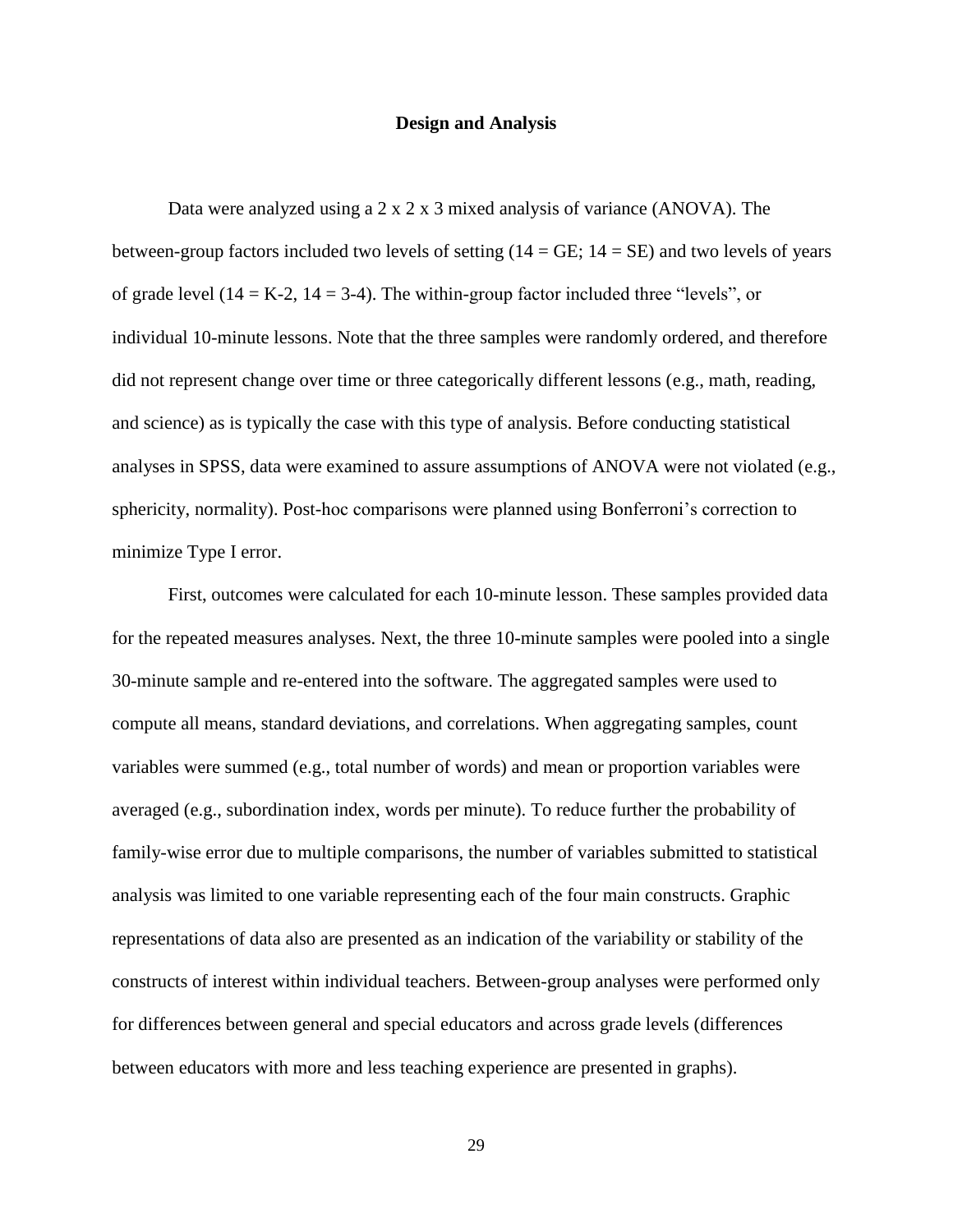## Design and Analysis

Data were analyzed using a 2 x 2 x 3 mixed analysis of variance (ANOVA). The between-group factors included two levels of setting (14 = GE; 14 = SE) and two levels of years of grade level (14 = K-2, 14 = 3-4). The within-group factor included three "levels", or individual 10-minute lessons. Note that the three samples were randomly ordered, and therefore did not represent change over time or three categorically different lessons (e.g., math, reading, and science) as is typically the case with this type of analysis. Before conducting statistical analyses in SPSS, data were examined to assure assumptions of ANOVA were not violated (e.g., sphericity, normality). Post-hoc comparisons were planned using Bonferroni's correction to minimize Type I error.

First, outcomes were calculated for each 10-minute lesson. These samples provided data for the repeated measures analyses. Next, the three 10-minute samples were pooled into a single 30-minute sample and re-entered into the software. The aggregated samples were used to compute all means, standard deviations, and correlations. When aggregating samples, count variables were summed (e.g., total number of words) and mean or proportion variables were averaged (e.g., subordination index, words per minute). To reduce further the probability of family-wise error due to multiple comparisons, the number of variables submitted to statistical analysis was limited to one variable representing each of the four main constructs. Graphic representations of data also are presented as an indication of the variability or stability of the constructs of interest within individual teachers. Between-group analyses were performed only for differences between general and special educators and across grade levels (differences between educators with more and less teaching experience are presented in graphs).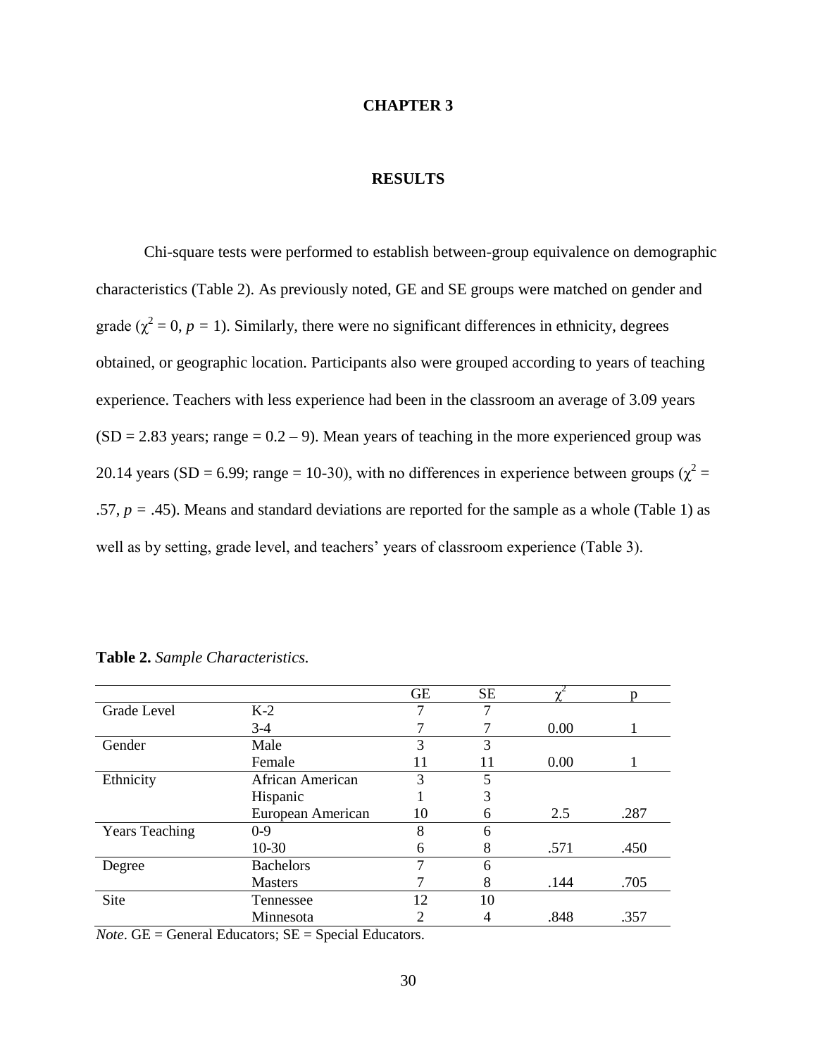# CHAPTER 3

## RESULTS

Chi-square tests were performed to establish between-group equivalence on demographic characteristics (Table 2). As previously noted, GE and SE groups were matched on gender and grade ($\chi^2 = 0$, $p = 1$). Similarly, there were no significant differences in ethnicity, degrees obtained, or geographic location. Participants also were grouped according to years of teaching experience. Teachers with less experience had been in the classroom an average of 3.09 years (SD = 2.83 years; range = 0.2 – 9). Mean years of teaching in the more experienced group was 20.14 years (SD = 6.99; range = 10-30), with no differences in experience between groups ($\chi^2 = .57$, $p = .45$). Means and standard deviations are reported for the sample as a whole (Table 1) as well as by setting, grade level, and teachers' years of classroom experience (Table 3).

**Table 2.** *Sample Characteristics.*

| | | GE | SE | $\chi^2$ | p |
|---|---|---|---|---|---|
| Grade Level | K-2 | 7 | 7 | | |
| | 3-4 | 7 | 7 | 0.00 | 1 |
| Gender | Male | 3 | 3 | | |
| | Female | 11 | 11 | 0.00 | 1 |
| Ethnicity | African American | 3 | 5 | | |
| | Hispanic | 1 | 3 | | |
| | European American | 10 | 6 | 2.5 | .287 |
| Years Teaching | 0-9 | 8 | 6 | | |
| | 10-30 | 6 | 8 | .571 | .450 |
| Degree | Bachelors | 7 | 6 | | |
| | Masters | 7 | 8 | .144 | .705 |
| Site | Tennessee | 12 | 10 | | |
| | Minnesota | 2 | 4 | .848 | .357 |

*Note*. GE = General Educators; SE = Special Educators.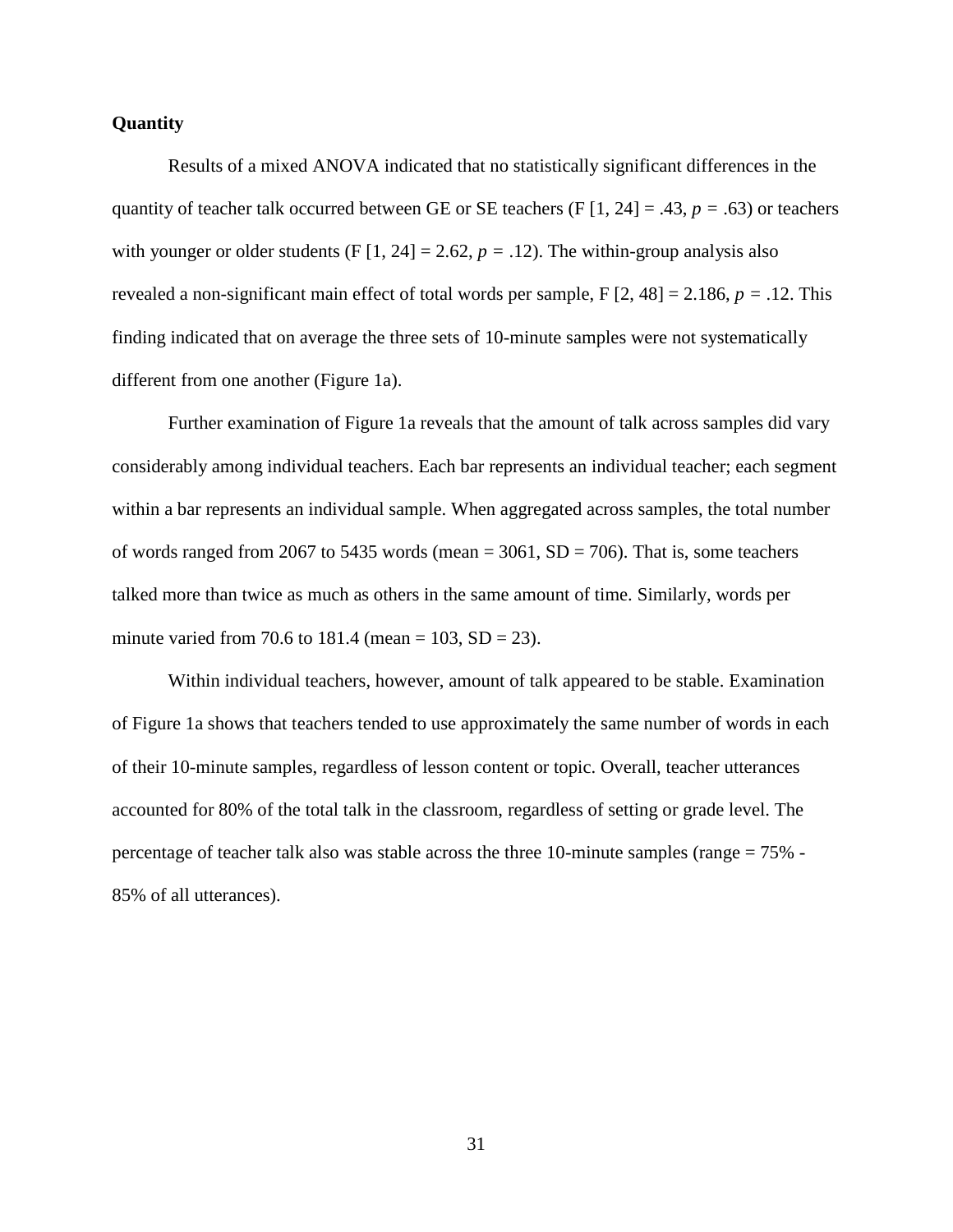**Quantity**

Results of a mixed ANOVA indicated that no statistically significant differences in the quantity of teacher talk occurred between GE or SE teachers ($F [1, 24] = .43$, $p = .63$) or teachers with younger or older students ($F [1, 24] = 2.62$, $p = .12$). The within-group analysis also revealed a non-significant main effect of total words per sample, $F [2, 48] = 2.186$, $p = .12$. This finding indicated that on average the three sets of 10-minute samples were not systematically different from one another (Figure 1a).

Further examination of Figure 1a reveals that the amount of talk across samples did vary considerably among individual teachers. Each bar represents an individual teacher; each segment within a bar represents an individual sample. When aggregated across samples, the total number of words ranged from 2067 to 5435 words (mean = 3061, SD = 706). That is, some teachers talked more than twice as much as others in the same amount of time. Similarly, words per minute varied from 70.6 to 181.4 (mean = 103, SD = 23).

Within individual teachers, however, amount of talk appeared to be stable. Examination of Figure 1a shows that teachers tended to use approximately the same number of words in each of their 10-minute samples, regardless of lesson content or topic. Overall, teacher utterances accounted for 80% of the total talk in the classroom, regardless of setting or grade level. The percentage of teacher talk also was stable across the three 10-minute samples (range = 75% - 85% of all utterances).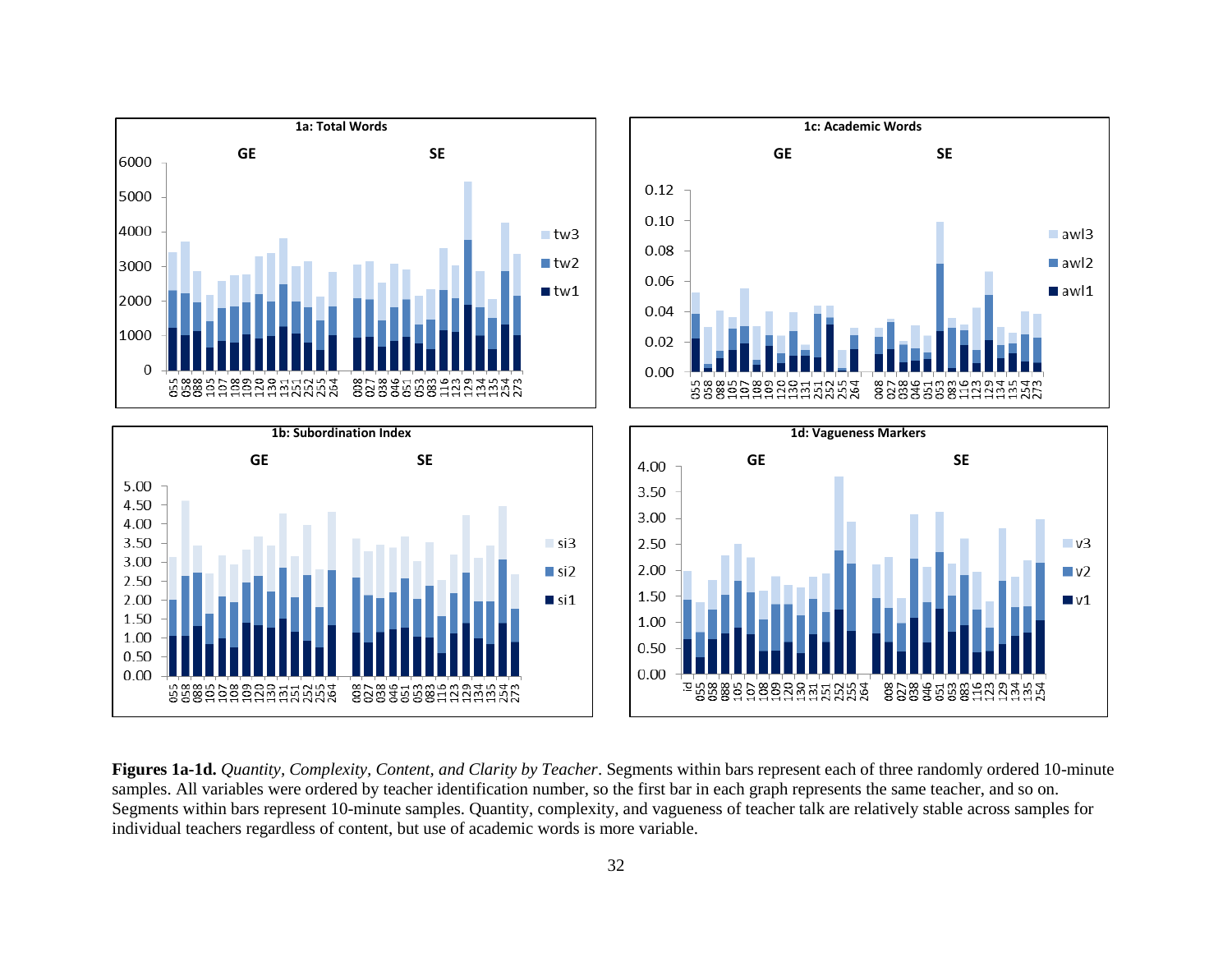**Figures 1a-1d.** *Quantity, Complexity, Content, and Clarity by Teacher*. Segments within bars represent each of three randomly ordered 10-minute samples. All variables were ordered by teacher identification number, so the first bar in each graph represents the same teacher, and so on. Segments within bars represent 10-minute samples. Quantity, complexity, and vagueness of teacher talk are relatively stable across samples for individual teachers regardless of content, but use of academic words is more variable.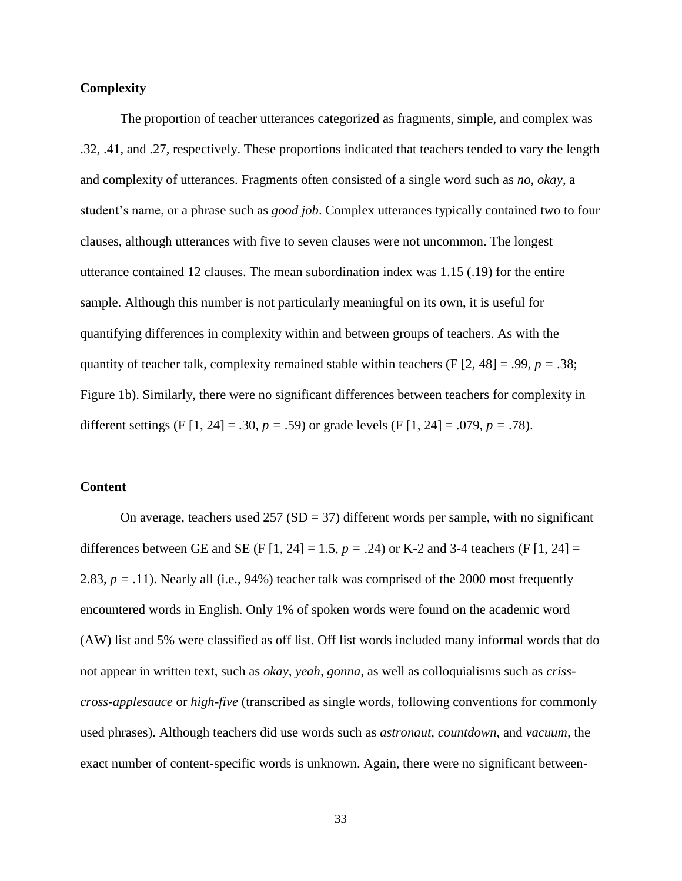## Complexity

The proportion of teacher utterances categorized as fragments, simple, and complex was .32, .41, and .27, respectively. These proportions indicated that teachers tended to vary the length and complexity of utterances. Fragments often consisted of a single word such as *no, okay*, a student's name, or a phrase such as *good job*. Complex utterances typically contained two to four clauses, although utterances with five to seven clauses were not uncommon. The longest utterance contained 12 clauses. The mean subordination index was 1.15 (.19) for the entire sample. Although this number is not particularly meaningful on its own, it is useful for quantifying differences in complexity within and between groups of teachers. As with the quantity of teacher talk, complexity remained stable within teachers (F [2, 48] = .99, $p$ = .38; Figure 1b). Similarly, there were no significant differences between teachers for complexity in different settings (F [1, 24] = .30, $p$ = .59) or grade levels (F [1, 24] = .079, $p$ = .78).

## Content

On average, teachers used 257 (SD = 37) different words per sample, with no significant differences between GE and SE (F [1, 24] = 1.5, $p$ = .24) or K-2 and 3-4 teachers (F [1, 24] = 2.83, $p$ = .11). Nearly all (i.e., 94%) teacher talk was comprised of the 2000 most frequently encountered words in English. Only 1% of spoken words were found on the academic word (AW) list and 5% were classified as off list. Off list words included many informal words that do not appear in written text, such as *okay, yeah, gonna*, as well as colloquialisms such as *criss-cross-applesauce* or *high-five* (transcribed as single words, following conventions for commonly used phrases). Although teachers did use words such as *astronaut, countdown,* and *vacuum*, the exact number of content-specific words is unknown. Again, there were no significant between-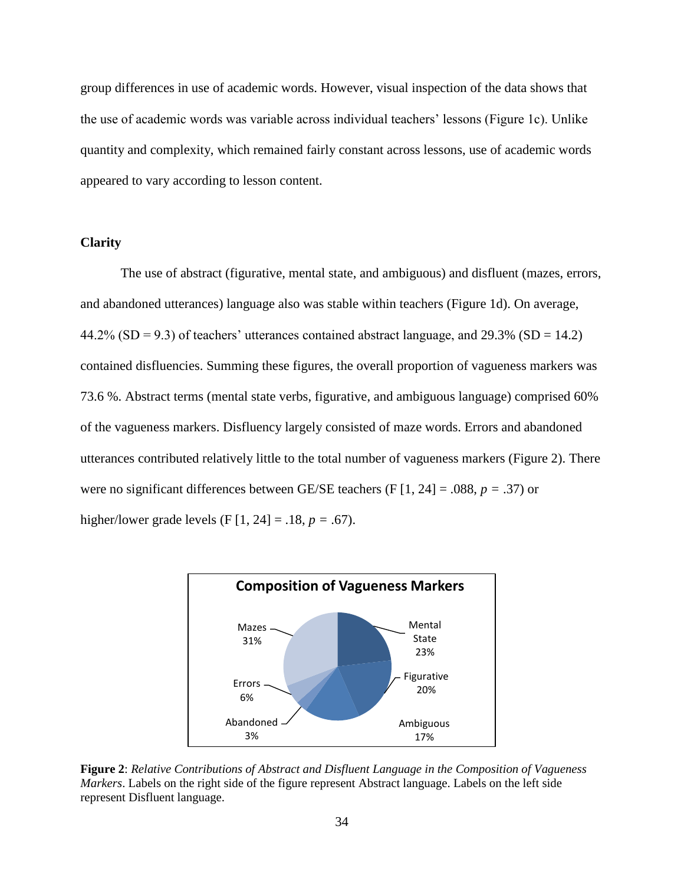group differences in use of academic words. However, visual inspection of the data shows that the use of academic words was variable across individual teachers' lessons (Figure 1c). Unlike quantity and complexity, which remained fairly constant across lessons, use of academic words appeared to vary according to lesson content.

### Clarity

The use of abstract (figurative, mental state, and ambiguous) and disfluent (mazes, errors, and abandoned utterances) language also was stable within teachers (Figure 1d). On average, 44.2% (SD = 9.3) of teachers' utterances contained abstract language, and 29.3% (SD = 14.2) contained disfluencies. Summing these figures, the overall proportion of vagueness markers was 73.6 %. Abstract terms (mental state verbs, figurative, and ambiguous language) comprised 60% of the vagueness markers. Disfluency largely consisted of maze words. Errors and abandoned utterances contributed relatively little to the total number of vagueness markers (Figure 2). There were no significant differences between GE/SE teachers ($F\ [1, 24] = .088$, $p = .37$) or higher/lower grade levels ($F\ [1, 24] = .18$, $p = .67$).

**Composition of Vagueness Markers**

Mazes 31%; Errors 6%; Abandoned 3%; Mental State 23%; Figurative 20%; Ambiguous 17%

**Figure 2**: *Relative Contributions of Abstract and Disfluent Language in the Composition of Vagueness Markers*. Labels on the right side of the figure represent Abstract language. Labels on the left side represent Disfluent language.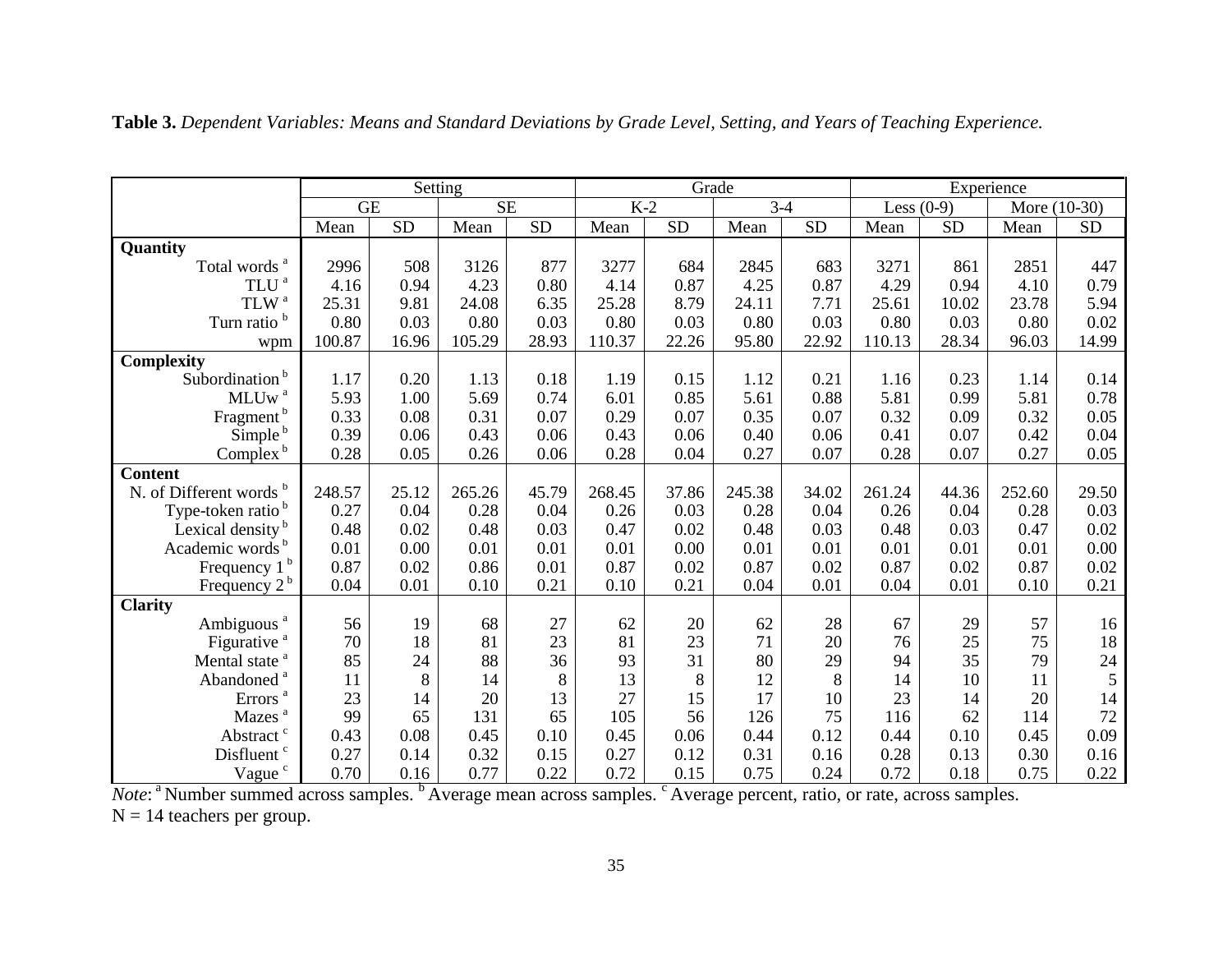**Table 3.** *Dependent Variables: Means and Standard Deviations by Grade Level, Setting, and Years of Teaching Experience.*

| | Setting | | | | Grade | | | | Experience | | | |
|---|---|---|---|---|---|---|---|---|---|---|---|---|
| | GE | | SE | | K-2 | | 3-4 | | Less (0-9) | | More (10-30) | |
| | Mean | SD | Mean | SD | Mean | SD | Mean | SD | Mean | SD | Mean | SD |
| **Quantity** | | | | | | | | | | | | |
| Total words [a] | 2996 | 508 | 3126 | 877 | 3277 | 684 | 2845 | 683 | 3271 | 861 | 2851 | 447 |
| TLU [a] | 4.16 | 0.94 | 4.23 | 0.80 | 4.14 | 0.87 | 4.25 | 0.87 | 4.29 | 0.94 | 4.10 | 0.79 |
| TLW [a] | 25.31 | 9.81 | 24.08 | 6.35 | 25.28 | 8.79 | 24.11 | 7.71 | 25.61 | 10.02 | 23.78 | 5.94 |
| Turn ratio [b] | 0.80 | 0.03 | 0.80 | 0.03 | 0.80 | 0.03 | 0.80 | 0.03 | 0.80 | 0.03 | 0.80 | 0.02 |
| wpm | 100.87 | 16.96 | 105.29 | 28.93 | 110.37 | 22.26 | 95.80 | 22.92 | 110.13 | 28.34 | 96.03 | 14.99 |
| **Complexity** | | | | | | | | | | | | |
| Subordination [b] | 1.17 | 0.20 | 1.13 | 0.18 | 1.19 | 0.15 | 1.12 | 0.21 | 1.16 | 0.23 | 1.14 | 0.14 |
| MLUw [a] | 5.93 | 1.00 | 5.69 | 0.74 | 6.01 | 0.85 | 5.61 | 0.88 | 5.81 | 0.99 | 5.81 | 0.78 |
| Fragment [b] | 0.33 | 0.08 | 0.31 | 0.07 | 0.29 | 0.07 | 0.35 | 0.07 | 0.32 | 0.09 | 0.32 | 0.05 |
| Simple [b] | 0.39 | 0.06 | 0.43 | 0.06 | 0.43 | 0.06 | 0.40 | 0.06 | 0.41 | 0.07 | 0.42 | 0.04 |
| Complex [b] | 0.28 | 0.05 | 0.26 | 0.06 | 0.28 | 0.04 | 0.27 | 0.07 | 0.28 | 0.07 | 0.27 | 0.05 |
| **Content** | | | | | | | | | | | | |
| N. of Different words [b] | 248.57 | 25.12 | 265.26 | 45.79 | 268.45 | 37.86 | 245.38 | 34.02 | 261.24 | 44.36 | 252.60 | 29.50 |
| Type-token ratio [b] | 0.27 | 0.04 | 0.28 | 0.04 | 0.26 | 0.03 | 0.28 | 0.04 | 0.26 | 0.04 | 0.28 | 0.03 |
| Lexical density [b] | 0.48 | 0.02 | 0.48 | 0.03 | 0.47 | 0.02 | 0.48 | 0.03 | 0.48 | 0.03 | 0.47 | 0.02 |
| Academic words [b] | 0.01 | 0.00 | 0.01 | 0.01 | 0.01 | 0.00 | 0.01 | 0.01 | 0.01 | 0.01 | 0.01 | 0.00 |
| Frequency 1 [b] | 0.87 | 0.02 | 0.86 | 0.01 | 0.87 | 0.02 | 0.87 | 0.02 | 0.87 | 0.02 | 0.87 | 0.02 |
| Frequency 2 [b] | 0.04 | 0.01 | 0.10 | 0.21 | 0.10 | 0.21 | 0.04 | 0.01 | 0.04 | 0.01 | 0.10 | 0.21 |
| **Clarity** | | | | | | | | | | | | |
| Ambiguous [a] | 56 | 19 | 68 | 27 | 62 | 20 | 62 | 28 | 67 | 29 | 57 | 16 |
| Figurative [a] | 70 | 18 | 81 | 23 | 81 | 23 | 71 | 20 | 76 | 25 | 75 | 18 |
| Mental state [a] | 85 | 24 | 88 | 36 | 93 | 31 | 80 | 29 | 94 | 35 | 79 | 24 |
| Abandoned [a] | 11 | 8 | 14 | 8 | 13 | 8 | 12 | 8 | 14 | 10 | 11 | 5 |
| Errors [a] | 23 | 14 | 20 | 13 | 27 | 15 | 17 | 10 | 23 | 14 | 20 | 14 |
| Mazes [a] | 99 | 65 | 131 | 65 | 105 | 56 | 126 | 75 | 116 | 62 | 114 | 72 |
| Abstract [c] | 0.43 | 0.08 | 0.45 | 0.10 | 0.45 | 0.06 | 0.44 | 0.12 | 0.44 | 0.10 | 0.45 | 0.09 |
| Disfluent [c] | 0.27 | 0.14 | 0.32 | 0.15 | 0.27 | 0.12 | 0.31 | 0.16 | 0.28 | 0.13 | 0.30 | 0.16 |
| Vague [c] | 0.70 | 0.16 | 0.77 | 0.22 | 0.72 | 0.15 | 0.75 | 0.24 | 0.72 | 0.18 | 0.75 | 0.22 |

*Note*: [a] Number summed across samples. [b] Average mean across samples. [c] Average percent, ratio, or rate, across samples.
N = 14 teachers per group.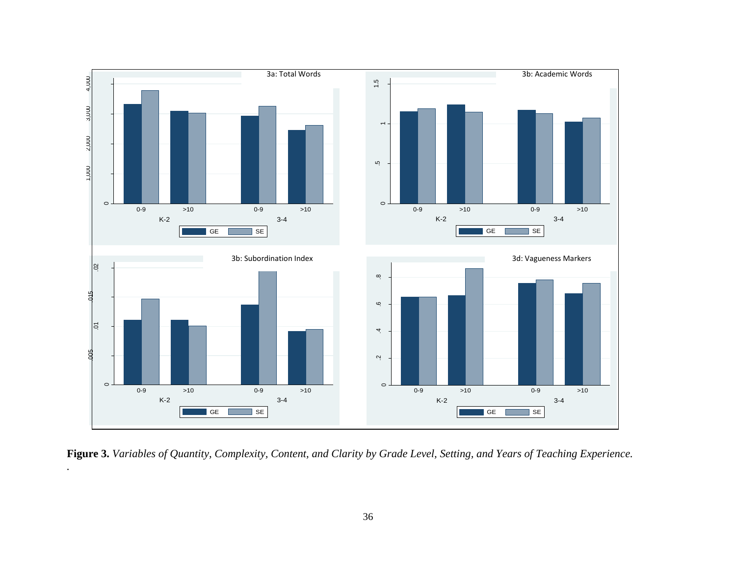**Figure 3.** *Variables of Quantity, Complexity, Content, and Clarity by Grade Level, Setting, and Years of Teaching Experience.*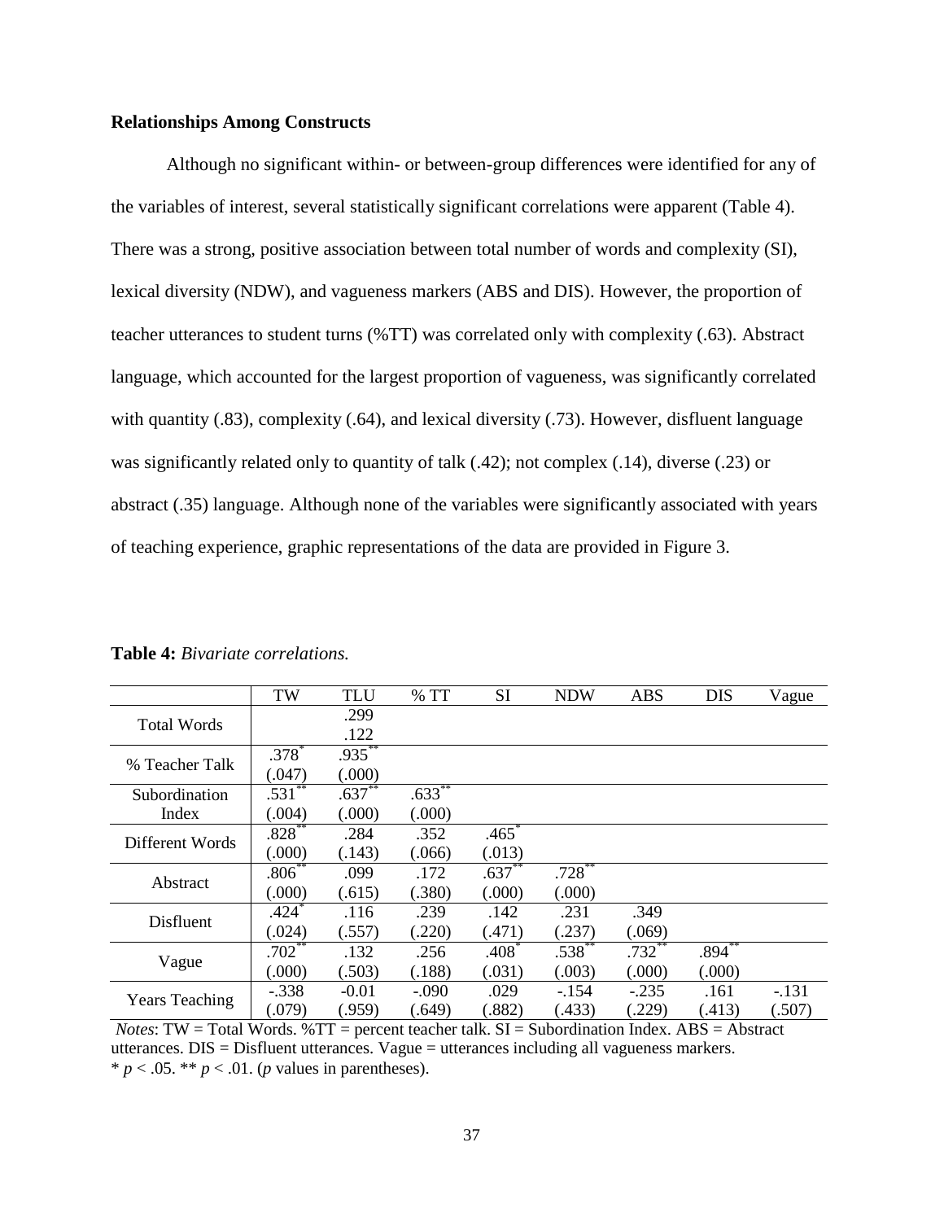**Relationships Among Constructs**

Although no significant within- or between-group differences were identified for any of the variables of interest, several statistically significant correlations were apparent (Table 4). There was a strong, positive association between total number of words and complexity (SI), lexical diversity (NDW), and vagueness markers (ABS and DIS). However, the proportion of teacher utterances to student turns (%TT) was correlated only with complexity (.63). Abstract language, which accounted for the largest proportion of vagueness, was significantly correlated with quantity (.83), complexity (.64), and lexical diversity (.73). However, disfluent language was significantly related only to quantity of talk (.42); not complex (.14), diverse (.23) or abstract (.35) language. Although none of the variables were significantly associated with years of teaching experience, graphic representations of the data are provided in Figure 3.

**Table 4:** *Bivariate correlations.*

| | TW | TLU | % TT | SI | NDW | ABS | DIS | Vague |
|---|---|---|---|---|---|---|---|---|
| Total Words | | .299<br>.122 | | | | | | |
| % Teacher Talk | .378*<br>(.047) | .935**<br>(.000) | | | | | | |
| Subordination Index | .531**<br>(.004) | .637**<br>(.000) | .633**<br>(.000) | | | | | |
| Different Words | .828**<br>(.000) | .284<br>(.143) | .352<br>(.066) | .465*<br>(.013) | | | | |
| Abstract | .806**<br>(.000) | .099<br>(.615) | .172<br>(.380) | .637**<br>(.000) | .728**<br>(.000) | | | |
| Disfluent | .424*<br>(.024) | .116<br>(.557) | .239<br>(.220) | .142<br>(.471) | .231<br>(.237) | .349<br>(.069) | | |
| Vague | .702**<br>(.000) | .132<br>(.503) | .256<br>(.188) | .408*<br>(.031) | .538**<br>(.003) | .732**<br>(.000) | .894**<br>(.000) | |
| Years Teaching | -.338<br>(.079) | -0.01<br>(.959) | -.090<br>(.649) | .029<br>(.882) | -.154<br>(.433) | -.235<br>(.229) | .161<br>(.413) | -.131<br>(.507) |

*Notes*: TW = Total Words. %TT = percent teacher talk. SI = Subordination Index. ABS = Abstract utterances. DIS = Disfluent utterances. Vague = utterances including all vagueness markers.
* $p < .05$. ** $p < .01$. ($p$ values in parentheses).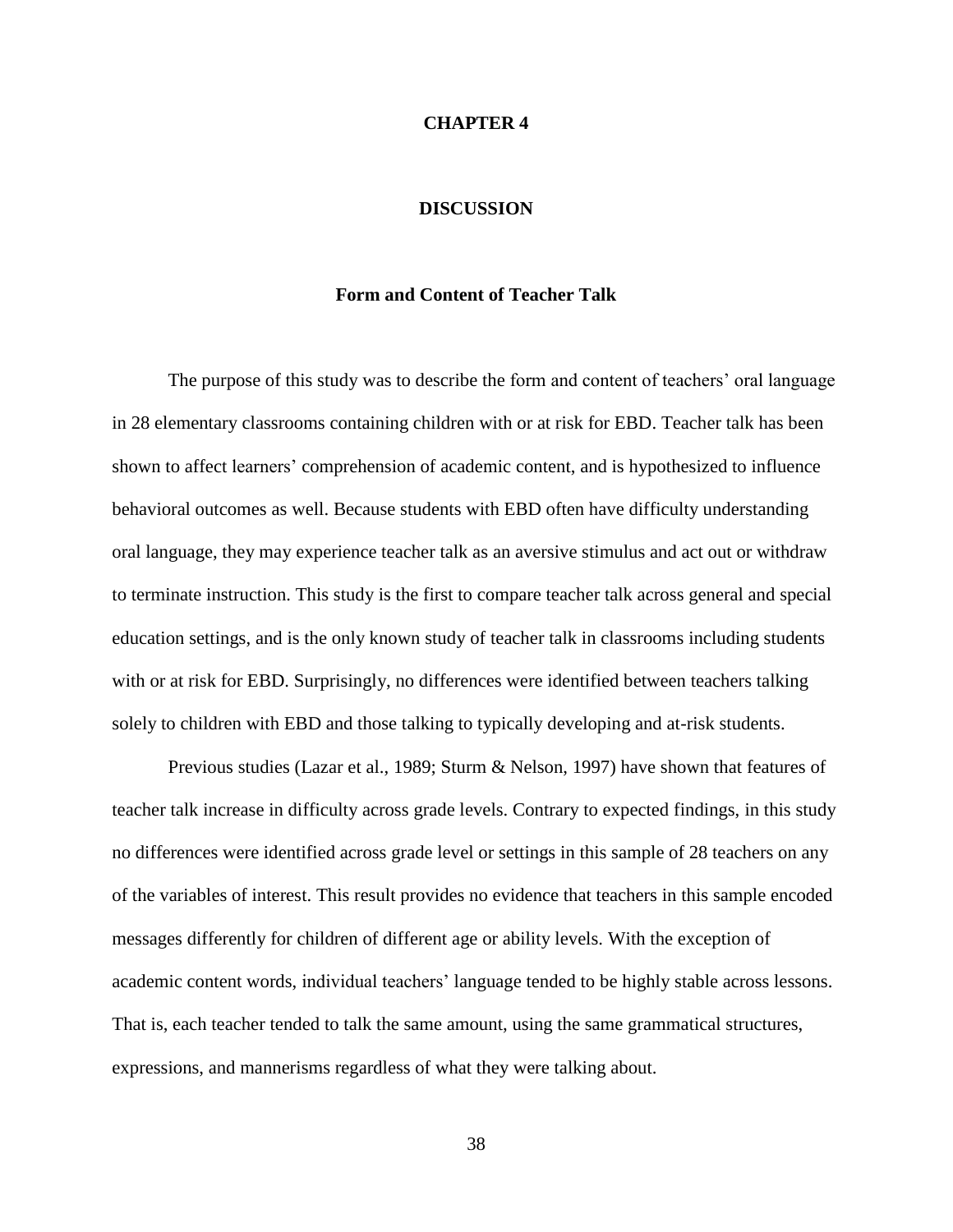# CHAPTER 4

# DISCUSSION

## Form and Content of Teacher Talk

The purpose of this study was to describe the form and content of teachers' oral language in 28 elementary classrooms containing children with or at risk for EBD. Teacher talk has been shown to affect learners' comprehension of academic content, and is hypothesized to influence behavioral outcomes as well. Because students with EBD often have difficulty understanding oral language, they may experience teacher talk as an aversive stimulus and act out or withdraw to terminate instruction. This study is the first to compare teacher talk across general and special education settings, and is the only known study of teacher talk in classrooms including students with or at risk for EBD. Surprisingly, no differences were identified between teachers talking solely to children with EBD and those talking to typically developing and at-risk students.

Previous studies (Lazar et al., 1989; Sturm & Nelson, 1997) have shown that features of teacher talk increase in difficulty across grade levels. Contrary to expected findings, in this study no differences were identified across grade level or settings in this sample of 28 teachers on any of the variables of interest. This result provides no evidence that teachers in this sample encoded messages differently for children of different age or ability levels. With the exception of academic content words, individual teachers' language tended to be highly stable across lessons. That is, each teacher tended to talk the same amount, using the same grammatical structures, expressions, and mannerisms regardless of what they were talking about.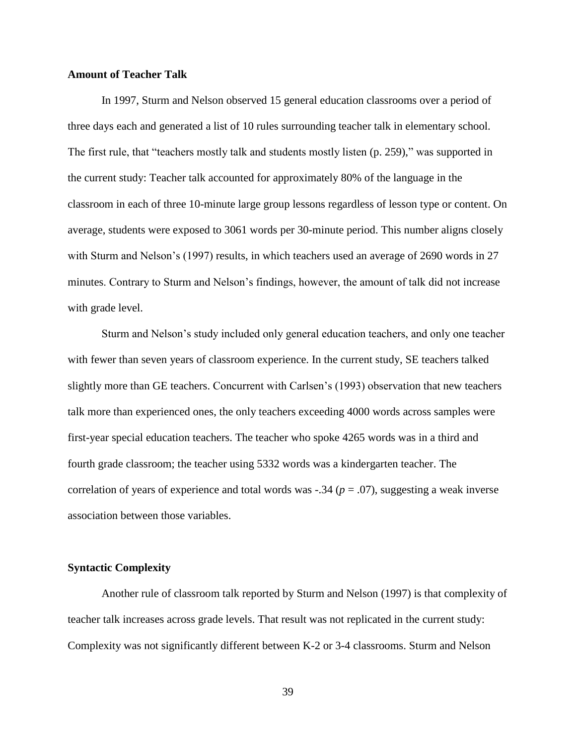### Amount of Teacher Talk

In 1997, Sturm and Nelson observed 15 general education classrooms over a period of three days each and generated a list of 10 rules surrounding teacher talk in elementary school. The first rule, that "teachers mostly talk and students mostly listen (p. 259)," was supported in the current study: Teacher talk accounted for approximately 80% of the language in the classroom in each of three 10-minute large group lessons regardless of lesson type or content. On average, students were exposed to 3061 words per 30-minute period. This number aligns closely with Sturm and Nelson's (1997) results, in which teachers used an average of 2690 words in 27 minutes. Contrary to Sturm and Nelson's findings, however, the amount of talk did not increase with grade level.

Sturm and Nelson's study included only general education teachers, and only one teacher with fewer than seven years of classroom experience. In the current study, SE teachers talked slightly more than GE teachers. Concurrent with Carlsen's (1993) observation that new teachers talk more than experienced ones, the only teachers exceeding 4000 words across samples were first-year special education teachers. The teacher who spoke 4265 words was in a third and fourth grade classroom; the teacher using 5332 words was a kindergarten teacher. The correlation of years of experience and total words was -.34 ($p$ = .07), suggesting a weak inverse association between those variables.

### Syntactic Complexity

Another rule of classroom talk reported by Sturm and Nelson (1997) is that complexity of teacher talk increases across grade levels. That result was not replicated in the current study: Complexity was not significantly different between K-2 or 3-4 classrooms. Sturm and Nelson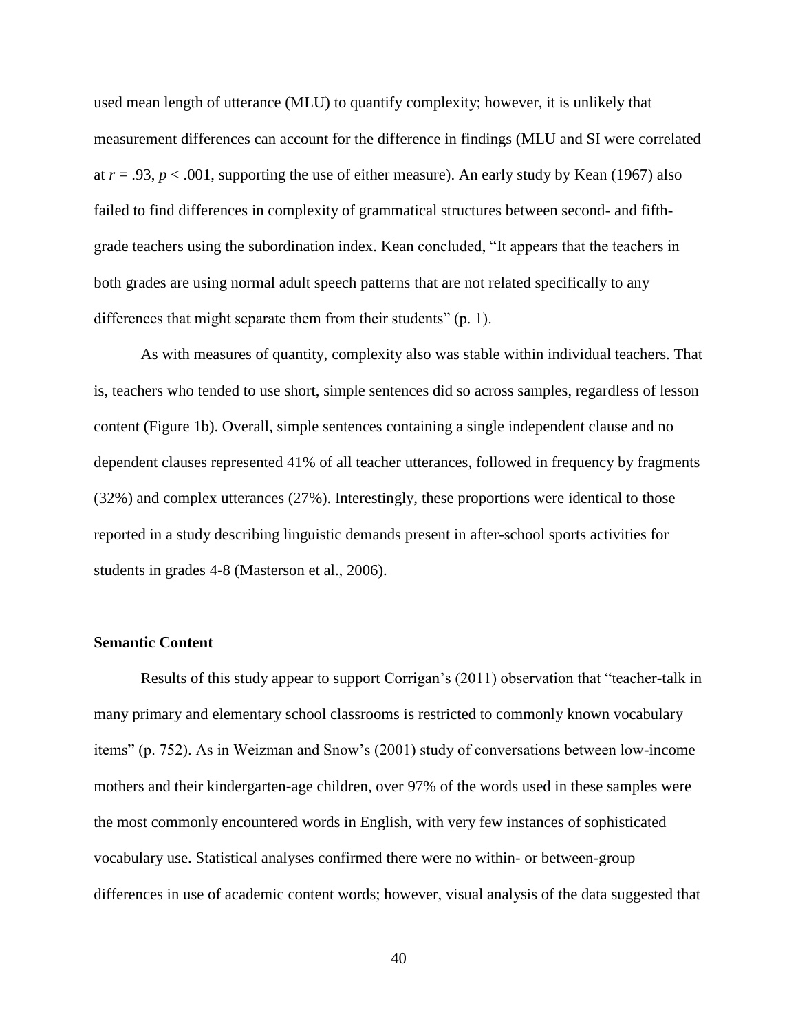used mean length of utterance (MLU) to quantify complexity; however, it is unlikely that measurement differences can account for the difference in findings (MLU and SI were correlated at $r = .93$, $p < .001$, supporting the use of either measure). An early study by Kean (1967) also failed to find differences in complexity of grammatical structures between second- and fifth-grade teachers using the subordination index. Kean concluded, "It appears that the teachers in both grades are using normal adult speech patterns that are not related specifically to any differences that might separate them from their students" (p. 1).

As with measures of quantity, complexity also was stable within individual teachers. That is, teachers who tended to use short, simple sentences did so across samples, regardless of lesson content (Figure 1b). Overall, simple sentences containing a single independent clause and no dependent clauses represented 41% of all teacher utterances, followed in frequency by fragments (32%) and complex utterances (27%). Interestingly, these proportions were identical to those reported in a study describing linguistic demands present in after-school sports activities for students in grades 4-8 (Masterson et al., 2006).

### Semantic Content

Results of this study appear to support Corrigan's (2011) observation that "teacher-talk in many primary and elementary school classrooms is restricted to commonly known vocabulary items" (p. 752). As in Weizman and Snow's (2001) study of conversations between low-income mothers and their kindergarten-age children, over 97% of the words used in these samples were the most commonly encountered words in English, with very few instances of sophisticated vocabulary use. Statistical analyses confirmed there were no within- or between-group differences in use of academic content words; however, visual analysis of the data suggested that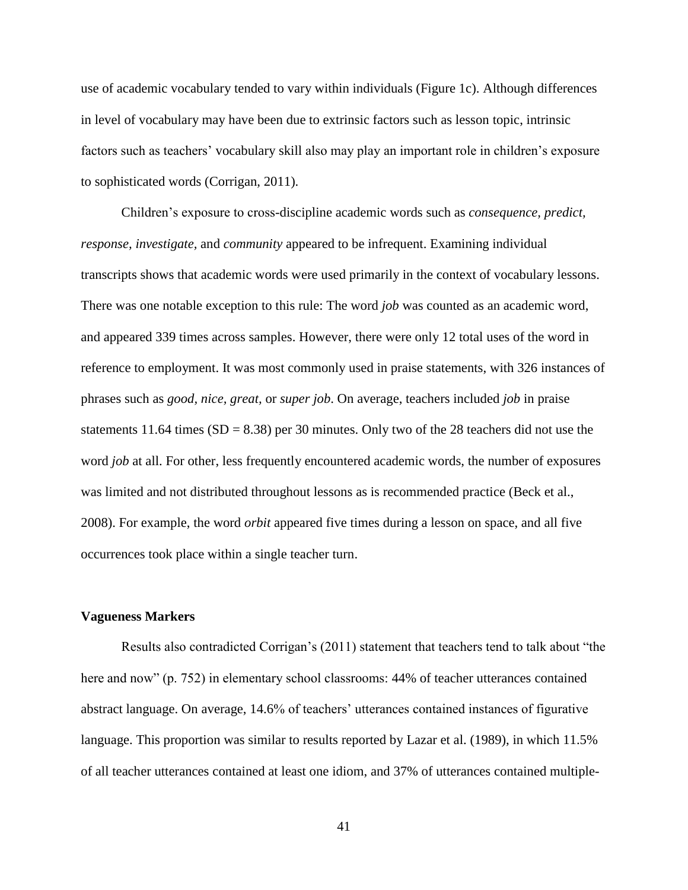use of academic vocabulary tended to vary within individuals (Figure 1c). Although differences in level of vocabulary may have been due to extrinsic factors such as lesson topic, intrinsic factors such as teachers' vocabulary skill also may play an important role in children's exposure to sophisticated words (Corrigan, 2011).

Children's exposure to cross-discipline academic words such as *consequence, predict, response, investigate*, and *community* appeared to be infrequent. Examining individual transcripts shows that academic words were used primarily in the context of vocabulary lessons. There was one notable exception to this rule: The word *job* was counted as an academic word, and appeared 339 times across samples. However, there were only 12 total uses of the word in reference to employment. It was most commonly used in praise statements, with 326 instances of phrases such as *good, nice, great,* or *super job*. On average, teachers included *job* in praise statements 11.64 times (SD = 8.38) per 30 minutes. Only two of the 28 teachers did not use the word *job* at all. For other, less frequently encountered academic words, the number of exposures was limited and not distributed throughout lessons as is recommended practice (Beck et al., 2008). For example, the word *orbit* appeared five times during a lesson on space, and all five occurrences took place within a single teacher turn.

### Vagueness Markers

Results also contradicted Corrigan's (2011) statement that teachers tend to talk about "the here and now" (p. 752) in elementary school classrooms: 44% of teacher utterances contained abstract language. On average, 14.6% of teachers' utterances contained instances of figurative language. This proportion was similar to results reported by Lazar et al. (1989), in which 11.5% of all teacher utterances contained at least one idiom, and 37% of utterances contained multiple-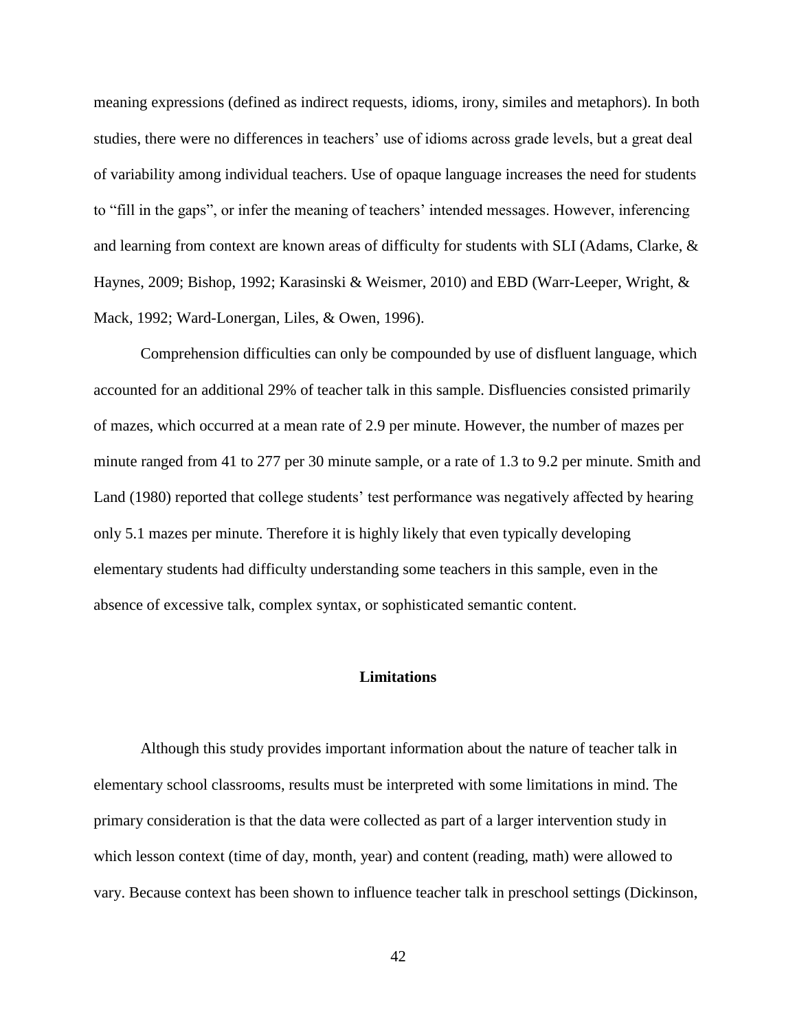meaning expressions (defined as indirect requests, idioms, irony, similes and metaphors). In both studies, there were no differences in teachers' use of idioms across grade levels, but a great deal of variability among individual teachers. Use of opaque language increases the need for students to "fill in the gaps", or infer the meaning of teachers' intended messages. However, inferencing and learning from context are known areas of difficulty for students with SLI (Adams, Clarke, & Haynes, 2009; Bishop, 1992; Karasinski & Weismer, 2010) and EBD (Warr-Leeper, Wright, & Mack, 1992; Ward-Lonergan, Liles, & Owen, 1996).

Comprehension difficulties can only be compounded by use of disfluent language, which accounted for an additional 29% of teacher talk in this sample. Disfluencies consisted primarily of mazes, which occurred at a mean rate of 2.9 per minute. However, the number of mazes per minute ranged from 41 to 277 per 30 minute sample, or a rate of 1.3 to 9.2 per minute. Smith and Land (1980) reported that college students' test performance was negatively affected by hearing only 5.1 mazes per minute. Therefore it is highly likely that even typically developing elementary students had difficulty understanding some teachers in this sample, even in the absence of excessive talk, complex syntax, or sophisticated semantic content.

## Limitations

Although this study provides important information about the nature of teacher talk in elementary school classrooms, results must be interpreted with some limitations in mind. The primary consideration is that the data were collected as part of a larger intervention study in which lesson context (time of day, month, year) and content (reading, math) were allowed to vary. Because context has been shown to influence teacher talk in preschool settings (Dickinson,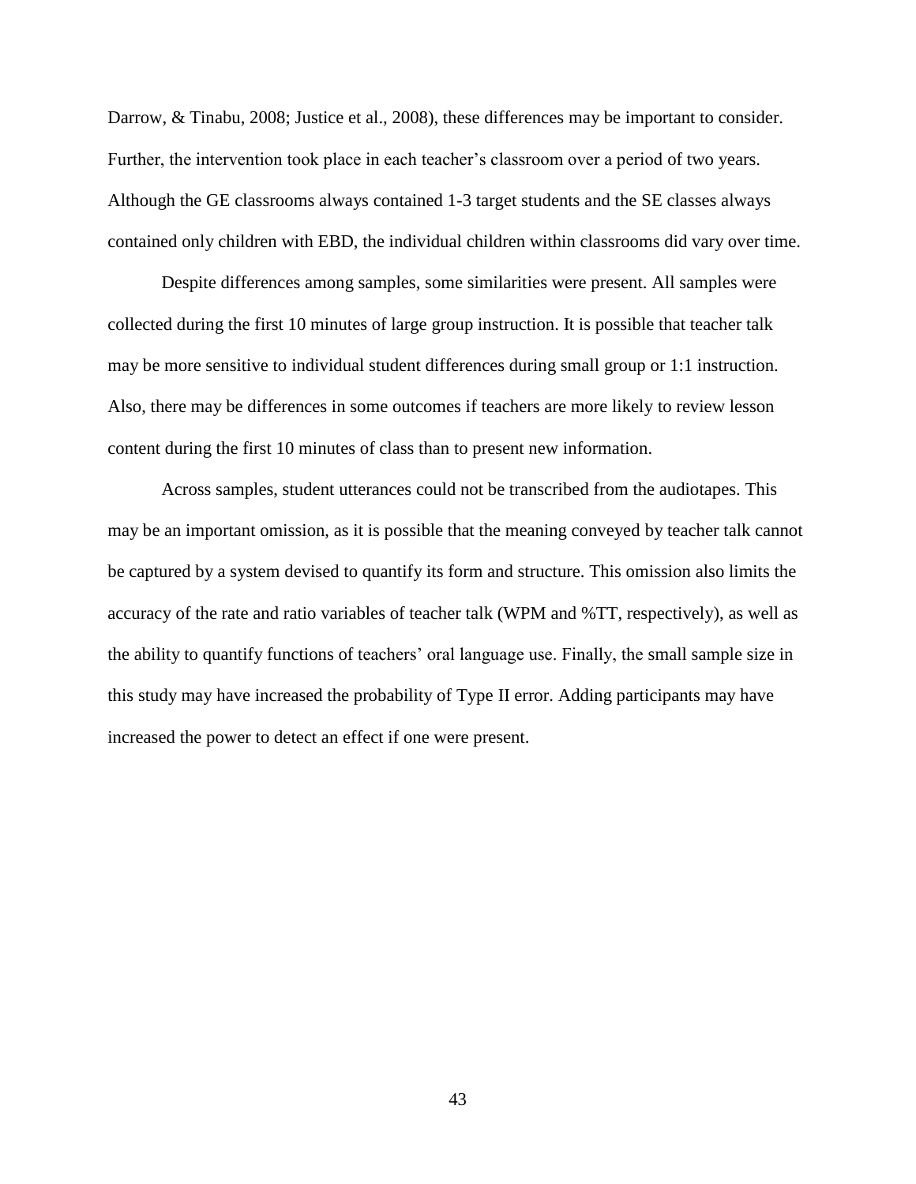Darrow, & Tinabu, 2008; Justice et al., 2008), these differences may be important to consider. Further, the intervention took place in each teacher's classroom over a period of two years. Although the GE classrooms always contained 1-3 target students and the SE classes always contained only children with EBD, the individual children within classrooms did vary over time.

Despite differences among samples, some similarities were present. All samples were collected during the first 10 minutes of large group instruction. It is possible that teacher talk may be more sensitive to individual student differences during small group or 1:1 instruction. Also, there may be differences in some outcomes if teachers are more likely to review lesson content during the first 10 minutes of class than to present new information.

Across samples, student utterances could not be transcribed from the audiotapes. This may be an important omission, as it is possible that the meaning conveyed by teacher talk cannot be captured by a system devised to quantify its form and structure. This omission also limits the accuracy of the rate and ratio variables of teacher talk (WPM and %TT, respectively), as well as the ability to quantify functions of teachers' oral language use. Finally, the small sample size in this study may have increased the probability of Type II error. Adding participants may have increased the power to detect an effect if one were present.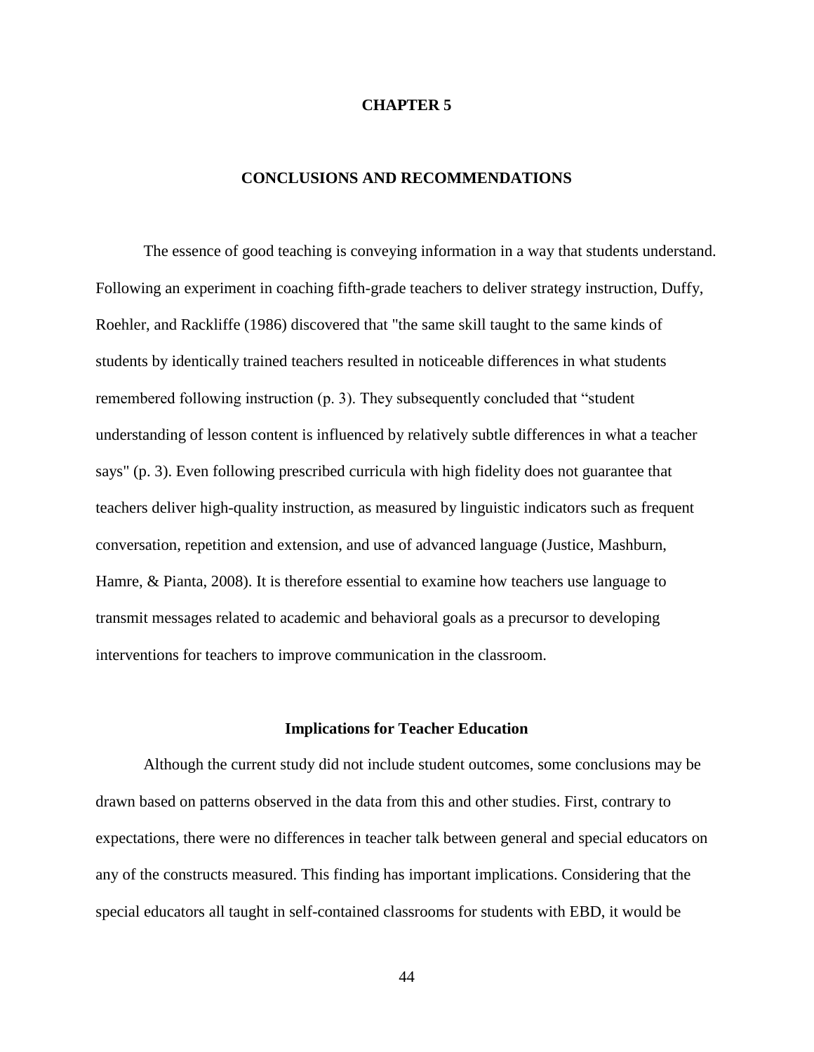# CHAPTER 5

## CONCLUSIONS AND RECOMMENDATIONS

The essence of good teaching is conveying information in a way that students understand. Following an experiment in coaching fifth-grade teachers to deliver strategy instruction, Duffy, Roehler, and Rackliffe (1986) discovered that "the same skill taught to the same kinds of students by identically trained teachers resulted in noticeable differences in what students remembered following instruction (p. 3). They subsequently concluded that "student understanding of lesson content is influenced by relatively subtle differences in what a teacher says" (p. 3). Even following prescribed curricula with high fidelity does not guarantee that teachers deliver high-quality instruction, as measured by linguistic indicators such as frequent conversation, repetition and extension, and use of advanced language (Justice, Mashburn, Hamre, & Pianta, 2008). It is therefore essential to examine how teachers use language to transmit messages related to academic and behavioral goals as a precursor to developing interventions for teachers to improve communication in the classroom.

### Implications for Teacher Education

Although the current study did not include student outcomes, some conclusions may be drawn based on patterns observed in the data from this and other studies. First, contrary to expectations, there were no differences in teacher talk between general and special educators on any of the constructs measured. This finding has important implications. Considering that the special educators all taught in self-contained classrooms for students with EBD, it would be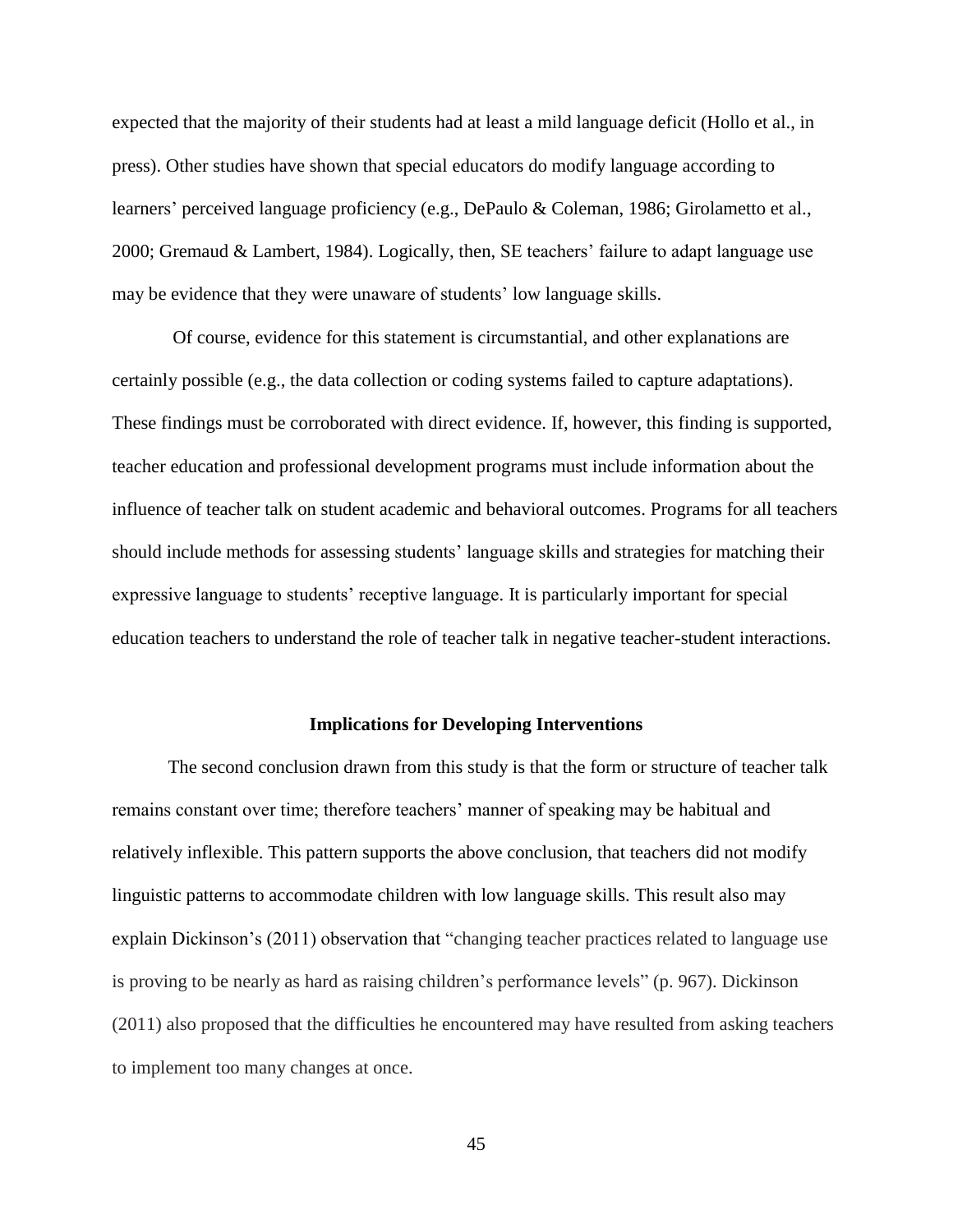expected that the majority of their students had at least a mild language deficit (Hollo et al., in press). Other studies have shown that special educators do modify language according to learners' perceived language proficiency (e.g., DePaulo & Coleman, 1986; Girolametto et al., 2000; Gremaud & Lambert, 1984). Logically, then, SE teachers' failure to adapt language use may be evidence that they were unaware of students' low language skills.

Of course, evidence for this statement is circumstantial, and other explanations are certainly possible (e.g., the data collection or coding systems failed to capture adaptations). These findings must be corroborated with direct evidence. If, however, this finding is supported, teacher education and professional development programs must include information about the influence of teacher talk on student academic and behavioral outcomes. Programs for all teachers should include methods for assessing students' language skills and strategies for matching their expressive language to students' receptive language. It is particularly important for special education teachers to understand the role of teacher talk in negative teacher-student interactions.

## Implications for Developing Interventions

The second conclusion drawn from this study is that the form or structure of teacher talk remains constant over time; therefore teachers' manner of speaking may be habitual and relatively inflexible. This pattern supports the above conclusion, that teachers did not modify linguistic patterns to accommodate children with low language skills. This result also may explain Dickinson's (2011) observation that "changing teacher practices related to language use is proving to be nearly as hard as raising children's performance levels" (p. 967). Dickinson (2011) also proposed that the difficulties he encountered may have resulted from asking teachers to implement too many changes at once.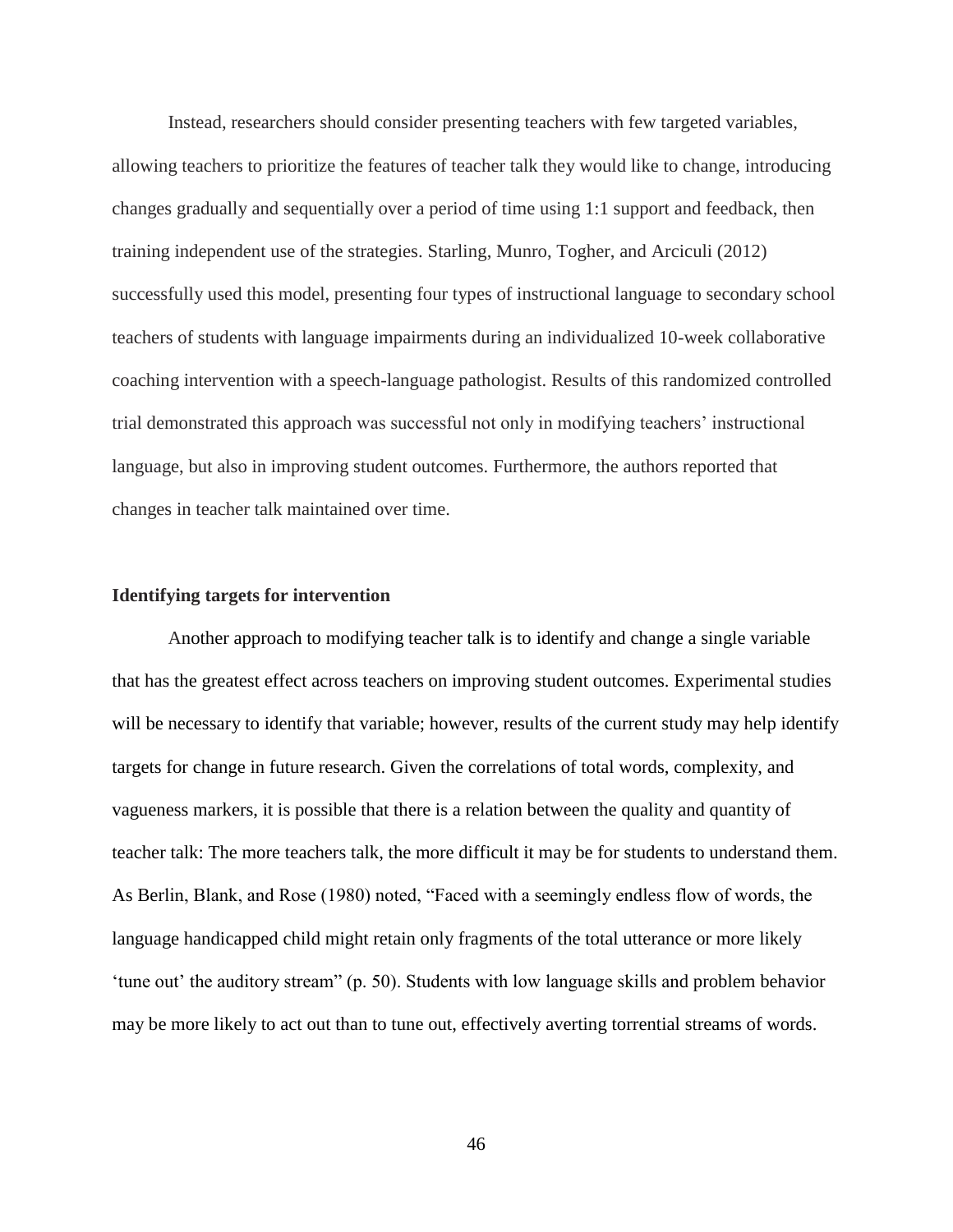Instead, researchers should consider presenting teachers with few targeted variables, allowing teachers to prioritize the features of teacher talk they would like to change, introducing changes gradually and sequentially over a period of time using 1:1 support and feedback, then training independent use of the strategies. Starling, Munro, Togher, and Arciculi (2012) successfully used this model, presenting four types of instructional language to secondary school teachers of students with language impairments during an individualized 10-week collaborative coaching intervention with a speech-language pathologist. Results of this randomized controlled trial demonstrated this approach was successful not only in modifying teachers' instructional language, but also in improving student outcomes. Furthermore, the authors reported that changes in teacher talk maintained over time.

### Identifying targets for intervention

Another approach to modifying teacher talk is to identify and change a single variable that has the greatest effect across teachers on improving student outcomes. Experimental studies will be necessary to identify that variable; however, results of the current study may help identify targets for change in future research. Given the correlations of total words, complexity, and vagueness markers, it is possible that there is a relation between the quality and quantity of teacher talk: The more teachers talk, the more difficult it may be for students to understand them. As Berlin, Blank, and Rose (1980) noted, "Faced with a seemingly endless flow of words, the language handicapped child might retain only fragments of the total utterance or more likely 'tune out' the auditory stream" (p. 50). Students with low language skills and problem behavior may be more likely to act out than to tune out, effectively averting torrential streams of words.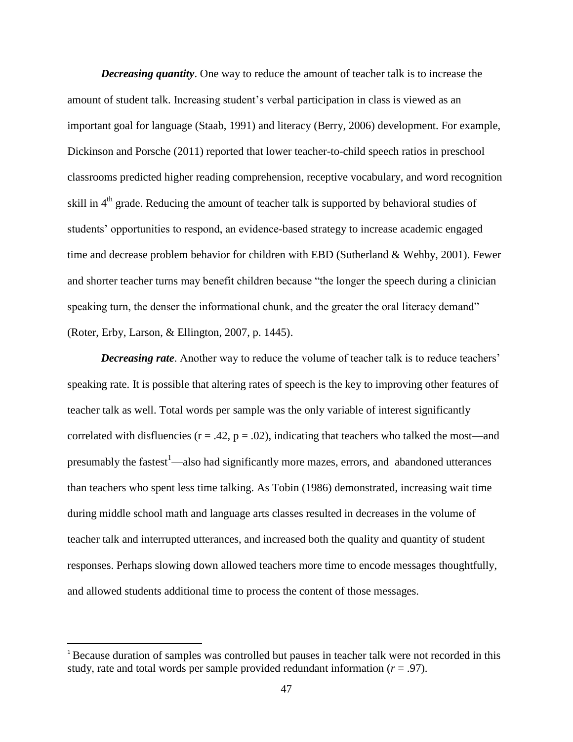***Decreasing quantity***. One way to reduce the amount of teacher talk is to increase the amount of student talk. Increasing student's verbal participation in class is viewed as an important goal for language (Staab, 1991) and literacy (Berry, 2006) development. For example, Dickinson and Porsche (2011) reported that lower teacher-to-child speech ratios in preschool classrooms predicted higher reading comprehension, receptive vocabulary, and word recognition skill in 4th grade. Reducing the amount of teacher talk is supported by behavioral studies of students' opportunities to respond, an evidence-based strategy to increase academic engaged time and decrease problem behavior for children with EBD (Sutherland & Wehby, 2001). Fewer and shorter teacher turns may benefit children because "the longer the speech during a clinician speaking turn, the denser the informational chunk, and the greater the oral literacy demand" (Roter, Erby, Larson, & Ellington, 2007, p. 1445).

***Decreasing rate***. Another way to reduce the volume of teacher talk is to reduce teachers' speaking rate. It is possible that altering rates of speech is the key to improving other features of teacher talk as well. Total words per sample was the only variable of interest significantly correlated with disfluencies ($r = .42$, $p = .02$), indicating that teachers who talked the most—and presumably the fastest[1]—also had significantly more mazes, errors, and abandoned utterances than teachers who spent less time talking. As Tobin (1986) demonstrated, increasing wait time during middle school math and language arts classes resulted in decreases in the volume of teacher talk and interrupted utterances, and increased both the quality and quantity of student responses. Perhaps slowing down allowed teachers more time to encode messages thoughtfully, and allowed students additional time to process the content of those messages.

---

[1] Because duration of samples was controlled but pauses in teacher talk were not recorded in this study, rate and total words per sample provided redundant information ($r = .97$).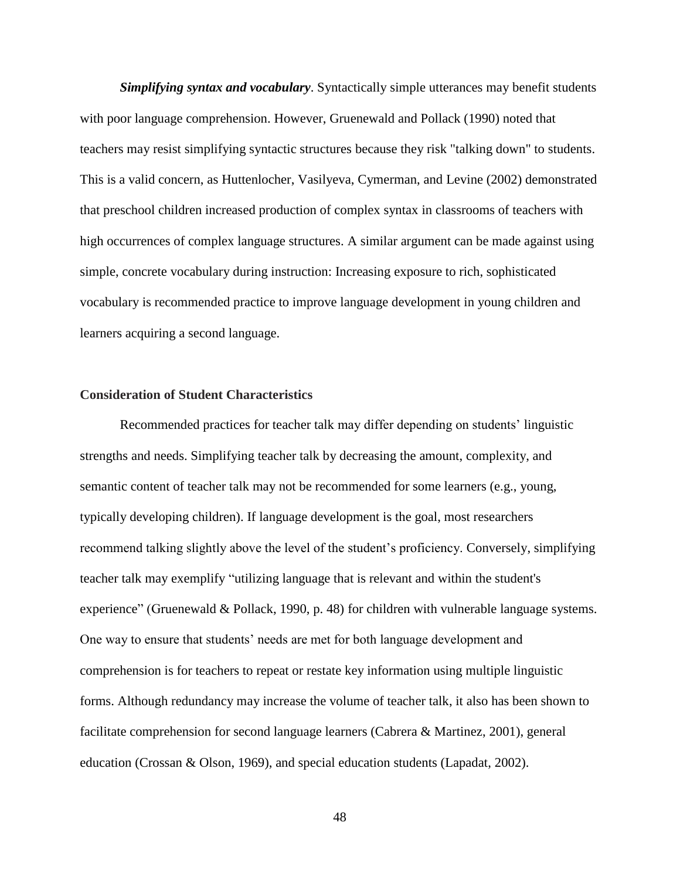***Simplifying syntax and vocabulary***. Syntactically simple utterances may benefit students with poor language comprehension. However, Gruenewald and Pollack (1990) noted that teachers may resist simplifying syntactic structures because they risk "talking down" to students. This is a valid concern, as Huttenlocher, Vasilyeva, Cymerman, and Levine (2002) demonstrated that preschool children increased production of complex syntax in classrooms of teachers with high occurrences of complex language structures. A similar argument can be made against using simple, concrete vocabulary during instruction: Increasing exposure to rich, sophisticated vocabulary is recommended practice to improve language development in young children and learners acquiring a second language.

## Consideration of Student Characteristics

Recommended practices for teacher talk may differ depending on students' linguistic strengths and needs. Simplifying teacher talk by decreasing the amount, complexity, and semantic content of teacher talk may not be recommended for some learners (e.g., young, typically developing children). If language development is the goal, most researchers recommend talking slightly above the level of the student's proficiency. Conversely, simplifying teacher talk may exemplify "utilizing language that is relevant and within the student's experience" (Gruenewald & Pollack, 1990, p. 48) for children with vulnerable language systems. One way to ensure that students' needs are met for both language development and comprehension is for teachers to repeat or restate key information using multiple linguistic forms. Although redundancy may increase the volume of teacher talk, it also has been shown to facilitate comprehension for second language learners (Cabrera & Martinez, 2001), general education (Crossan & Olson, 1969), and special education students (Lapadat, 2002).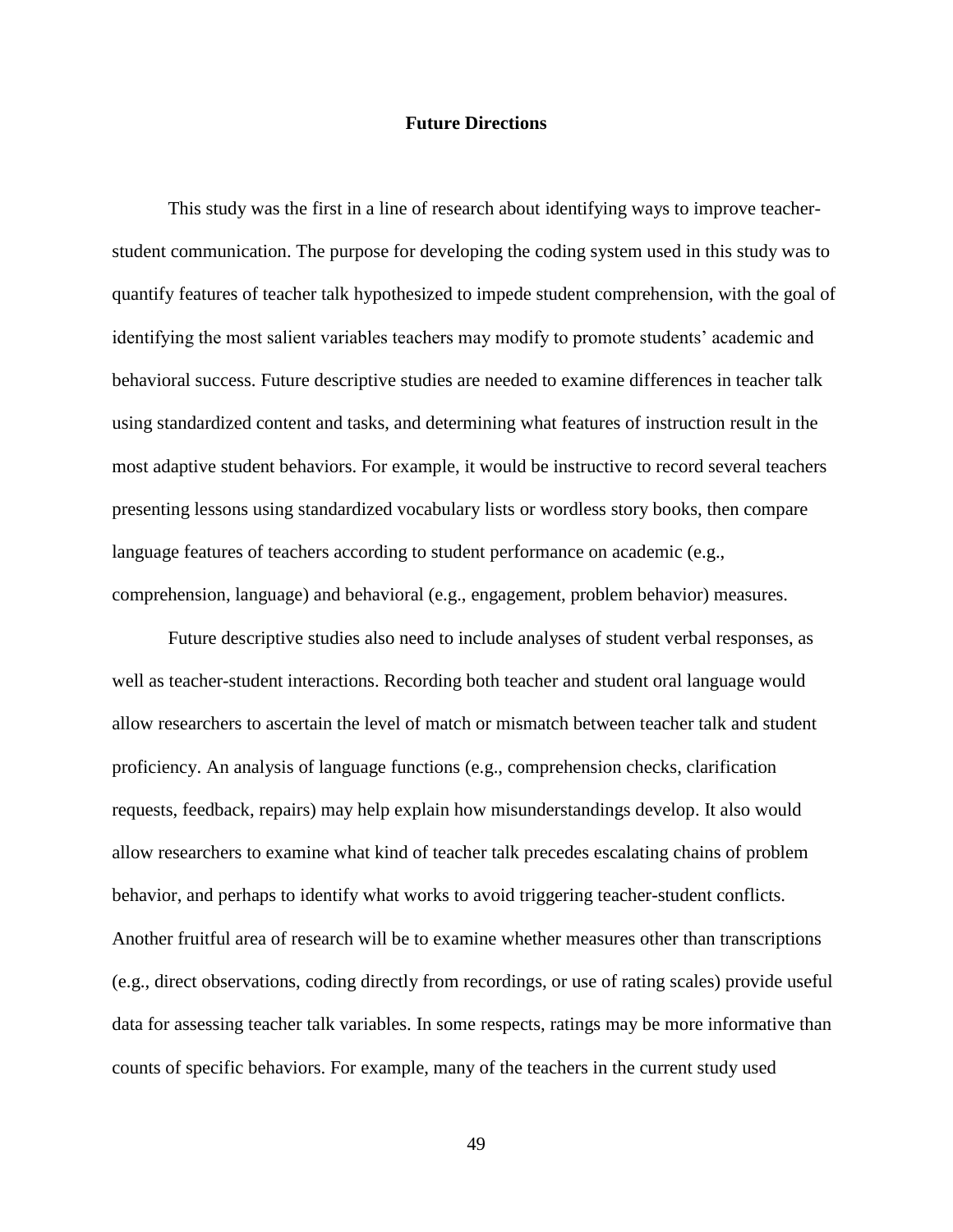## Future Directions

This study was the first in a line of research about identifying ways to improve teacher-student communication. The purpose for developing the coding system used in this study was to quantify features of teacher talk hypothesized to impede student comprehension, with the goal of identifying the most salient variables teachers may modify to promote students' academic and behavioral success. Future descriptive studies are needed to examine differences in teacher talk using standardized content and tasks, and determining what features of instruction result in the most adaptive student behaviors. For example, it would be instructive to record several teachers presenting lessons using standardized vocabulary lists or wordless story books, then compare language features of teachers according to student performance on academic (e.g., comprehension, language) and behavioral (e.g., engagement, problem behavior) measures.

Future descriptive studies also need to include analyses of student verbal responses, as well as teacher-student interactions. Recording both teacher and student oral language would allow researchers to ascertain the level of match or mismatch between teacher talk and student proficiency. An analysis of language functions (e.g., comprehension checks, clarification requests, feedback, repairs) may help explain how misunderstandings develop. It also would allow researchers to examine what kind of teacher talk precedes escalating chains of problem behavior, and perhaps to identify what works to avoid triggering teacher-student conflicts. Another fruitful area of research will be to examine whether measures other than transcriptions (e.g., direct observations, coding directly from recordings, or use of rating scales) provide useful data for assessing teacher talk variables. In some respects, ratings may be more informative than counts of specific behaviors. For example, many of the teachers in the current study used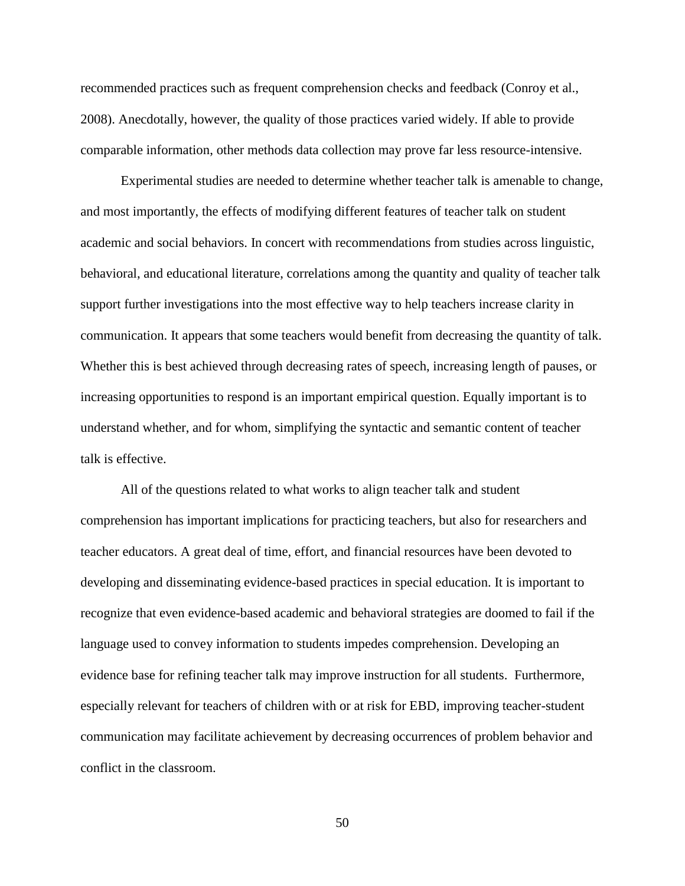recommended practices such as frequent comprehension checks and feedback (Conroy et al., 2008). Anecdotally, however, the quality of those practices varied widely. If able to provide comparable information, other methods data collection may prove far less resource-intensive.

Experimental studies are needed to determine whether teacher talk is amenable to change, and most importantly, the effects of modifying different features of teacher talk on student academic and social behaviors. In concert with recommendations from studies across linguistic, behavioral, and educational literature, correlations among the quantity and quality of teacher talk support further investigations into the most effective way to help teachers increase clarity in communication. It appears that some teachers would benefit from decreasing the quantity of talk. Whether this is best achieved through decreasing rates of speech, increasing length of pauses, or increasing opportunities to respond is an important empirical question. Equally important is to understand whether, and for whom, simplifying the syntactic and semantic content of teacher talk is effective.

All of the questions related to what works to align teacher talk and student comprehension has important implications for practicing teachers, but also for researchers and teacher educators. A great deal of time, effort, and financial resources have been devoted to developing and disseminating evidence-based practices in special education. It is important to recognize that even evidence-based academic and behavioral strategies are doomed to fail if the language used to convey information to students impedes comprehension. Developing an evidence base for refining teacher talk may improve instruction for all students. Furthermore, especially relevant for teachers of children with or at risk for EBD, improving teacher-student communication may facilitate achievement by decreasing occurrences of problem behavior and conflict in the classroom.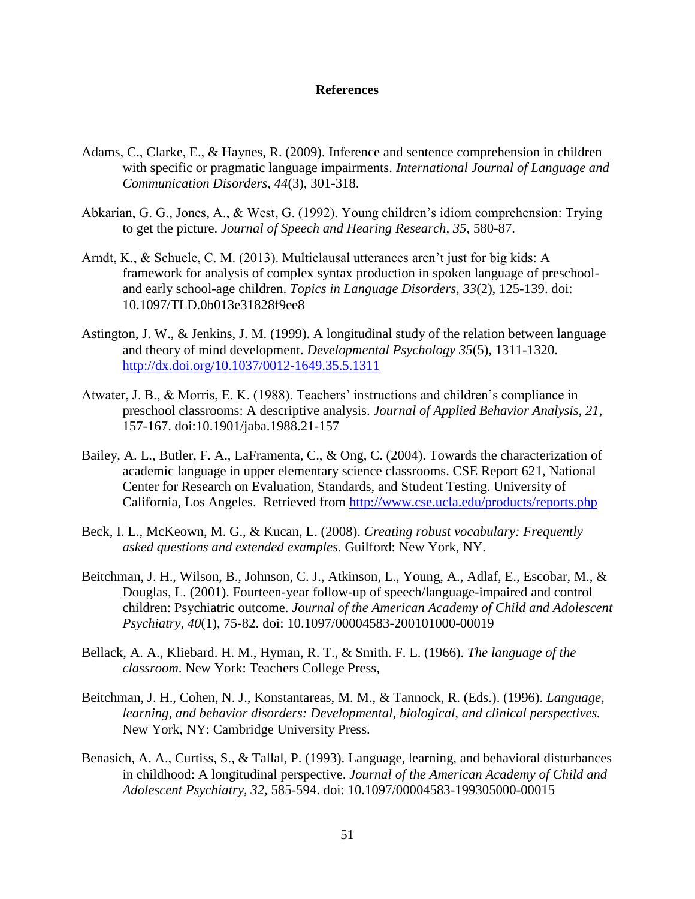# References

Adams, C., Clarke, E., & Haynes, R. (2009). Inference and sentence comprehension in children with specific or pragmatic language impairments. *International Journal of Language and Communication Disorders, 44*(3), 301-318.

Abkarian, G. G., Jones, A., & West, G. (1992). Young children's idiom comprehension: Trying to get the picture. *Journal of Speech and Hearing Research, 35,* 580-87.

Arndt, K., & Schuele, C. M. (2013). Multiclausal utterances aren't just for big kids: A framework for analysis of complex syntax production in spoken language of preschool- and early school-age children. *Topics in Language Disorders, 33*(2), 125-139. doi: 10.1097/TLD.0b013e31828f9ee8

Astington, J. W., & Jenkins, J. M. (1999). A longitudinal study of the relation between language and theory of mind development. *Developmental Psychology 35*(5), 1311-1320. http://dx.doi.org/10.1037/0012-1649.35.5.1311

Atwater, J. B., & Morris, E. K. (1988). Teachers' instructions and children's compliance in preschool classrooms: A descriptive analysis. *Journal of Applied Behavior Analysis, 21,* 157-167. doi:10.1901/jaba.1988.21-157

Bailey, A. L., Butler, F. A., LaFramenta, C., & Ong, C. (2004). Towards the characterization of academic language in upper elementary science classrooms. CSE Report 621, National Center for Research on Evaluation, Standards, and Student Testing. University of California, Los Angeles. Retrieved from http://www.cse.ucla.edu/products/reports.php

Beck, I. L., McKeown, M. G., & Kucan, L. (2008). *Creating robust vocabulary: Frequently asked questions and extended examples.* Guilford: New York, NY.

Beitchman, J. H., Wilson, B., Johnson, C. J., Atkinson, L., Young, A., Adlaf, E., Escobar, M., & Douglas, L. (2001). Fourteen-year follow-up of speech/language-impaired and control children: Psychiatric outcome. *Journal of the American Academy of Child and Adolescent Psychiatry, 40*(1), 75-82. doi: 10.1097/00004583-200101000-00019

Bellack, A. A., Kliebard. H. M., Hyman, R. T., & Smith. F. L. (1966). *The language of the classroom*. New York: Teachers College Press,

Beitchman, J. H., Cohen, N. J., Konstantareas, M. M., & Tannock, R. (Eds.). (1996). *Language, learning, and behavior disorders: Developmental, biological, and clinical perspectives.* New York, NY: Cambridge University Press.

Benasich, A. A., Curtiss, S., & Tallal, P. (1993). Language, learning, and behavioral disturbances in childhood: A longitudinal perspective. *Journal of the American Academy of Child and Adolescent Psychiatry, 32,* 585-594. doi: 10.1097/00004583-199305000-00015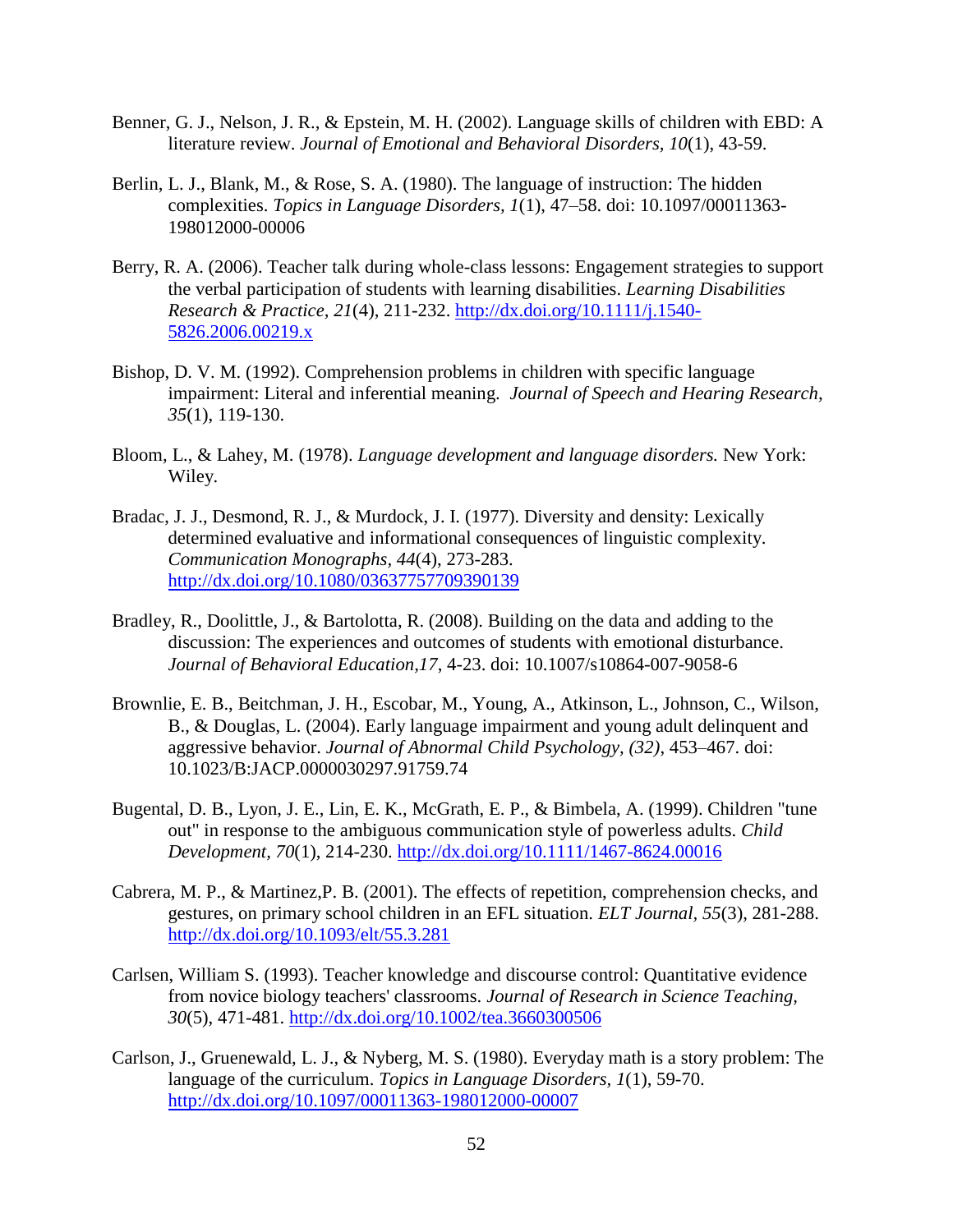Benner, G. J., Nelson, J. R., & Epstein, M. H. (2002). Language skills of children with EBD: A literature review. *Journal of Emotional and Behavioral Disorders, 10*(1), 43-59.

Berlin, L. J., Blank, M., & Rose, S. A. (1980). The language of instruction: The hidden complexities. *Topics in Language Disorders, 1*(1), 47–58. doi: 10.1097/00011363-198012000-00006

Berry, R. A. (2006). Teacher talk during whole-class lessons: Engagement strategies to support the verbal participation of students with learning disabilities. *Learning Disabilities Research & Practice, 21*(4), 211-232. http://dx.doi.org/10.1111/j.1540-5826.2006.00219.x

Bishop, D. V. M. (1992). Comprehension problems in children with specific language impairment: Literal and inferential meaning. *Journal of Speech and Hearing Research, 35*(1), 119-130.

Bloom, L., & Lahey, M. (1978). *Language development and language disorders.* New York: Wiley.

Bradac, J. J., Desmond, R. J., & Murdock, J. I. (1977). Diversity and density: Lexically determined evaluative and informational consequences of linguistic complexity. *Communication Monographs, 44*(4), 273-283. http://dx.doi.org/10.1080/03637757709390139

Bradley, R., Doolittle, J., & Bartolotta, R. (2008). Building on the data and adding to the discussion: The experiences and outcomes of students with emotional disturbance. *Journal of Behavioral Education,17*, 4-23. doi: 10.1007/s10864-007-9058-6

Brownlie, E. B., Beitchman, J. H., Escobar, M., Young, A., Atkinson, L., Johnson, C., Wilson, B., & Douglas, L. (2004). Early language impairment and young adult delinquent and aggressive behavior. *Journal of Abnormal Child Psychology, (32)*, 453–467. doi: 10.1023/B:JACP.0000030297.91759.74

Bugental, D. B., Lyon, J. E., Lin, E. K., McGrath, E. P., & Bimbela, A. (1999). Children "tune out" in response to the ambiguous communication style of powerless adults. *Child Development, 70*(1), 214-230. http://dx.doi.org/10.1111/1467-8624.00016

Cabrera, M. P., & Martinez,P. B. (2001). The effects of repetition, comprehension checks, and gestures, on primary school children in an EFL situation. *ELT Journal, 55*(3), 281-288. http://dx.doi.org/10.1093/elt/55.3.281

Carlsen, William S. (1993). Teacher knowledge and discourse control: Quantitative evidence from novice biology teachers' classrooms. *Journal of Research in Science Teaching, 30*(5), 471-481. http://dx.doi.org/10.1002/tea.3660300506

Carlson, J., Gruenewald, L. J., & Nyberg, M. S. (1980). Everyday math is a story problem: The language of the curriculum. *Topics in Language Disorders, 1*(1), 59-70. http://dx.doi.org/10.1097/00011363-198012000-00007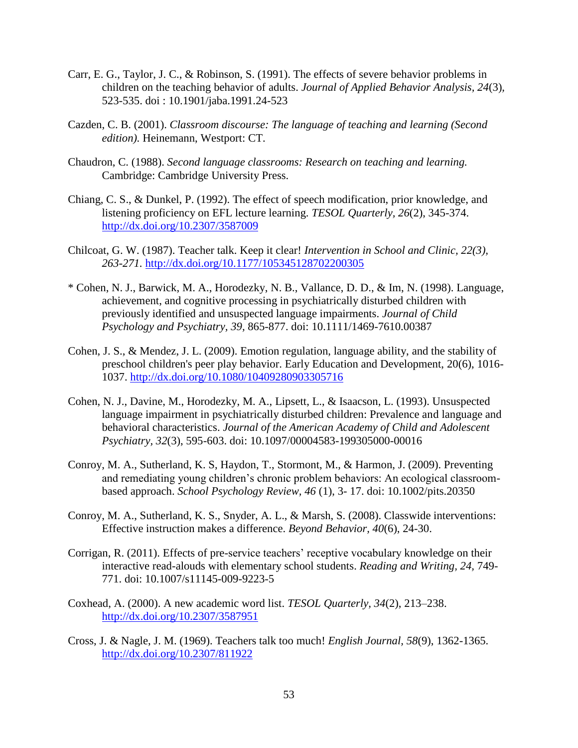Carr, E. G., Taylor, J. C., & Robinson, S. (1991). The effects of severe behavior problems in children on the teaching behavior of adults. *Journal of Applied Behavior Analysis, 24*(3), 523-535. doi : 10.1901/jaba.1991.24-523

Cazden, C. B. (2001). *Classroom discourse: The language of teaching and learning (Second edition).* Heinemann, Westport: CT.

Chaudron, C. (1988). *Second language classrooms: Research on teaching and learning.* Cambridge: Cambridge University Press.

Chiang, C. S., & Dunkel, P. (1992). The effect of speech modification, prior knowledge, and listening proficiency on EFL lecture learning. *TESOL Quarterly, 26*(2), 345-374. http://dx.doi.org/10.2307/3587009

Chilcoat, G. W. (1987). Teacher talk. Keep it clear! *Intervention in School and Clinic, 22(3), 263-271.* http://dx.doi.org/10.1177/105345128702200305

* Cohen, N. J., Barwick, M. A., Horodezky, N. B., Vallance, D. D., & Im, N. (1998). Language, achievement, and cognitive processing in psychiatrically disturbed children with previously identified and unsuspected language impairments. *Journal of Child Psychology and Psychiatry, 39*, 865-877. doi: 10.1111/1469-7610.00387

Cohen, J. S., & Mendez, J. L. (2009). Emotion regulation, language ability, and the stability of preschool children's peer play behavior. Early Education and Development, 20(6), 1016-1037. http://dx.doi.org/10.1080/10409280903305716

Cohen, N. J., Davine, M., Horodezky, M. A., Lipsett, L., & Isaacson, L. (1993). Unsuspected language impairment in psychiatrically disturbed children: Prevalence and language and behavioral characteristics. *Journal of the American Academy of Child and Adolescent Psychiatry, 32*(3), 595-603. doi: 10.1097/00004583-199305000-00016

Conroy, M. A., Sutherland, K. S, Haydon, T., Stormont, M., & Harmon, J. (2009). Preventing and remediating young children's chronic problem behaviors: An ecological classroom-based approach. *School Psychology Review, 46* (1), 3- 17. doi: 10.1002/pits.20350

Conroy, M. A., Sutherland, K. S., Snyder, A. L., & Marsh, S. (2008). Classwide interventions: Effective instruction makes a difference. *Beyond Behavior, 40*(6), 24-30.

Corrigan, R. (2011). Effects of pre-service teachers' receptive vocabulary knowledge on their interactive read-alouds with elementary school students. *Reading and Writing, 24*, 749-771. doi: 10.1007/s11145-009-9223-5

Coxhead, A. (2000). A new academic word list. *TESOL Quarterly, 34*(2), 213–238. http://dx.doi.org/10.2307/3587951

Cross, J. & Nagle, J. M. (1969). Teachers talk too much! *English Journal, 58*(9), 1362-1365. http://dx.doi.org/10.2307/811922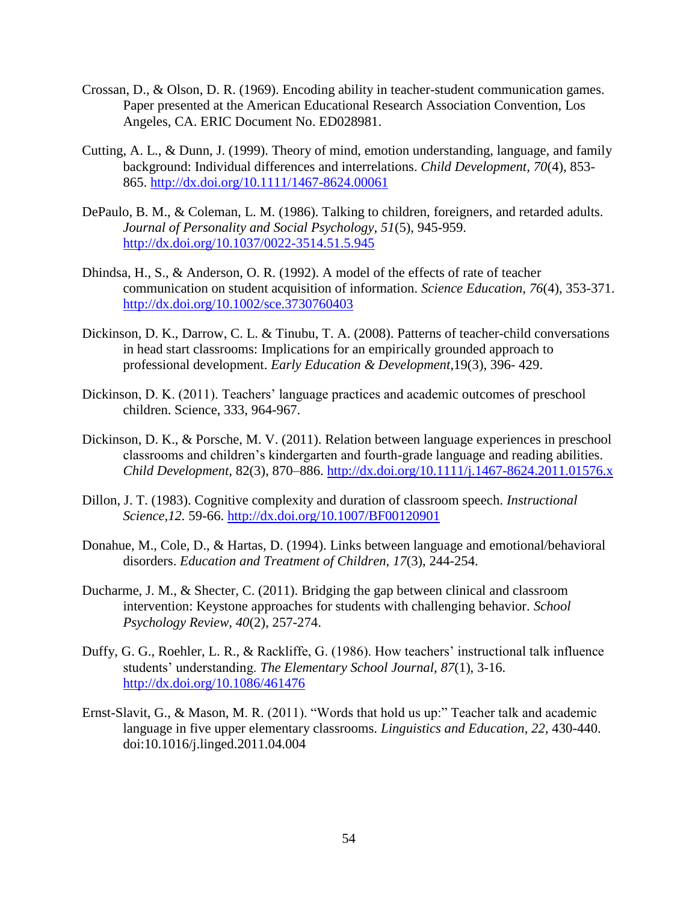Crossan, D., & Olson, D. R. (1969). Encoding ability in teacher-student communication games. Paper presented at the American Educational Research Association Convention, Los Angeles, CA. ERIC Document No. ED028981.

Cutting, A. L., & Dunn, J. (1999). Theory of mind, emotion understanding, language, and family background: Individual differences and interrelations. *Child Development, 70*(4), 853-865. http://dx.doi.org/10.1111/1467-8624.00061

DePaulo, B. M., & Coleman, L. M. (1986). Talking to children, foreigners, and retarded adults. *Journal of Personality and Social Psychology, 51*(5), 945-959. http://dx.doi.org/10.1037/0022-3514.51.5.945

Dhindsa, H., S., & Anderson, O. R. (1992). A model of the effects of rate of teacher communication on student acquisition of information. *Science Education, 76*(4), 353-371. http://dx.doi.org/10.1002/sce.3730760403

Dickinson, D. K., Darrow, C. L. & Tinubu, T. A. (2008). Patterns of teacher-child conversations in head start classrooms: Implications for an empirically grounded approach to professional development. *Early Education & Development,*19(3), 396- 429.

Dickinson, D. K. (2011). Teachers' language practices and academic outcomes of preschool children. Science, 333, 964-967.

Dickinson, D. K., & Porsche, M. V. (2011). Relation between language experiences in preschool classrooms and children's kindergarten and fourth-grade language and reading abilities. *Child Development,* 82(3), 870–886. http://dx.doi.org/10.1111/j.1467-8624.2011.01576.x

Dillon, J. T. (1983). Cognitive complexity and duration of classroom speech. *Instructional Science,12.* 59-66. http://dx.doi.org/10.1007/BF00120901

Donahue, M., Cole, D., & Hartas, D. (1994). Links between language and emotional/behavioral disorders. *Education and Treatment of Children, 17*(3), 244-254.

Ducharme, J. M., & Shecter, C. (2011). Bridging the gap between clinical and classroom intervention: Keystone approaches for students with challenging behavior. *School Psychology Review, 40*(2), 257-274.

Duffy, G. G., Roehler, L. R., & Rackliffe, G. (1986). How teachers' instructional talk influence students' understanding. *The Elementary School Journal, 87*(1), 3-16. http://dx.doi.org/10.1086/461476

Ernst-Slavit, G., & Mason, M. R. (2011). "Words that hold us up:" Teacher talk and academic language in five upper elementary classrooms. *Linguistics and Education, 22,* 430-440. doi:10.1016/j.linged.2011.04.004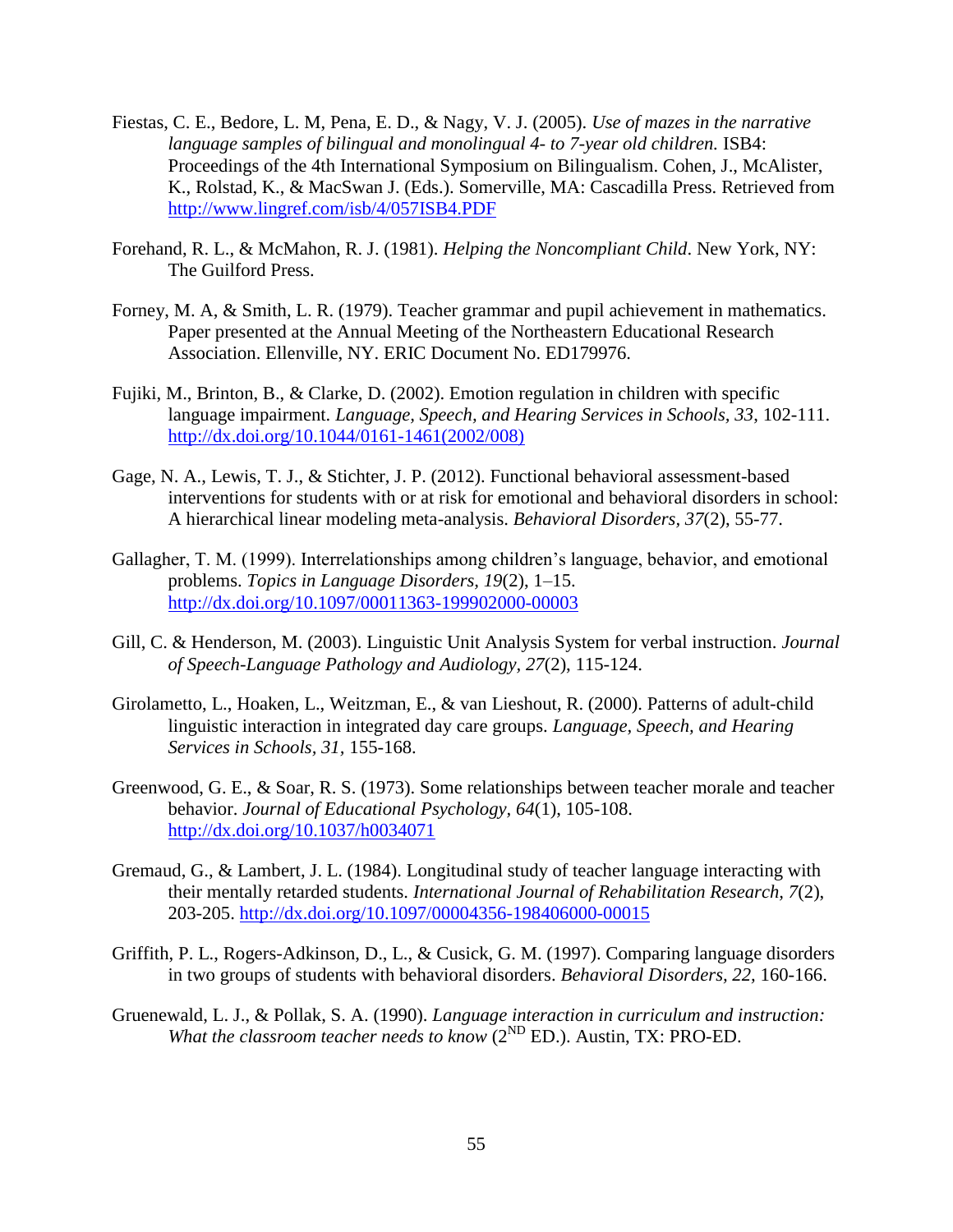Fiestas, C. E., Bedore, L. M, Pena, E. D., & Nagy, V. J. (2005). *Use of mazes in the narrative language samples of bilingual and monolingual 4- to 7-year old children.* ISB4: Proceedings of the 4th International Symposium on Bilingualism. Cohen, J., McAlister, K., Rolstad, K., & MacSwan J. (Eds.). Somerville, MA: Cascadilla Press. Retrieved from http://www.lingref.com/isb/4/057ISB4.PDF

Forehand, R. L., & McMahon, R. J. (1981). *Helping the Noncompliant Child*. New York, NY: The Guilford Press.

Forney, M. A, & Smith, L. R. (1979). Teacher grammar and pupil achievement in mathematics. Paper presented at the Annual Meeting of the Northeastern Educational Research Association. Ellenville, NY. ERIC Document No. ED179976.

Fujiki, M., Brinton, B., & Clarke, D. (2002). Emotion regulation in children with specific language impairment. *Language, Speech, and Hearing Services in Schools, 33*, 102-111. http://dx.doi.org/10.1044/0161-1461(2002/008)

Gage, N. A., Lewis, T. J., & Stichter, J. P. (2012). Functional behavioral assessment-based interventions for students with or at risk for emotional and behavioral disorders in school: A hierarchical linear modeling meta-analysis. *Behavioral Disorders, 37*(2), 55-77.

Gallagher, T. M. (1999). Interrelationships among children's language, behavior, and emotional problems. *Topics in Language Disorders, 19*(2), 1–15. http://dx.doi.org/10.1097/00011363-199902000-00003

Gill, C. & Henderson, M. (2003). Linguistic Unit Analysis System for verbal instruction. *Journal of Speech-Language Pathology and Audiology, 27*(2), 115-124.

Girolametto, L., Hoaken, L., Weitzman, E., & van Lieshout, R. (2000). Patterns of adult-child linguistic interaction in integrated day care groups. *Language, Speech, and Hearing Services in Schools, 31*, 155-168.

Greenwood, G. E., & Soar, R. S. (1973). Some relationships between teacher morale and teacher behavior. *Journal of Educational Psychology, 64*(1), 105-108. http://dx.doi.org/10.1037/h0034071

Gremaud, G., & Lambert, J. L. (1984). Longitudinal study of teacher language interacting with their mentally retarded students. *International Journal of Rehabilitation Research, 7*(2), 203-205. http://dx.doi.org/10.1097/00004356-198406000-00015

Griffith, P. L., Rogers-Adkinson, D., L., & Cusick, G. M. (1997). Comparing language disorders in two groups of students with behavioral disorders. *Behavioral Disorders, 22,* 160-166.

Gruenewald, L. J., & Pollak, S. A. (1990). *Language interaction in curriculum and instruction: What the classroom teacher needs to know* (2ND ED.). Austin, TX: PRO-ED.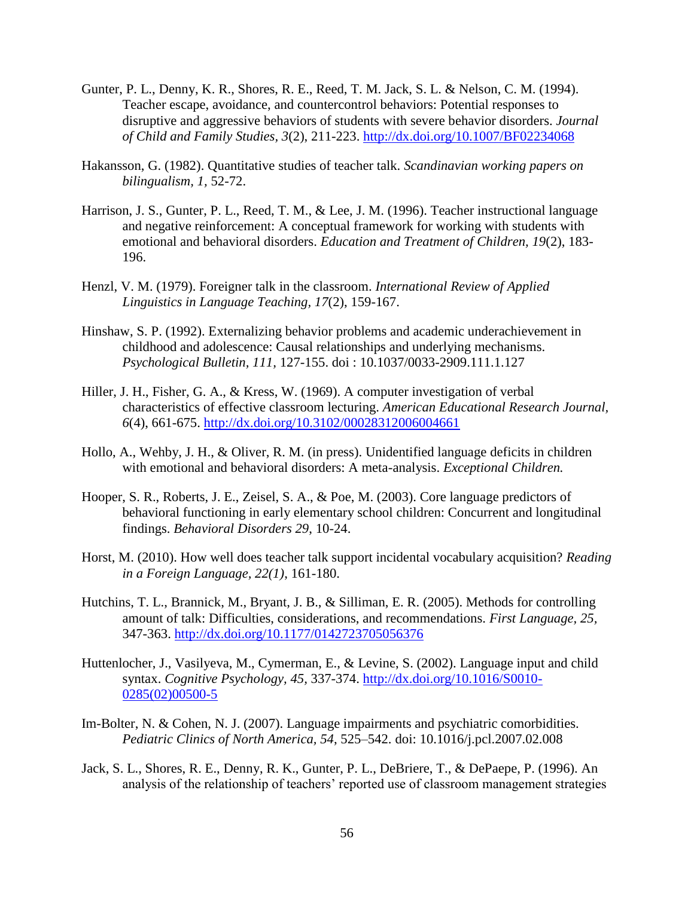Gunter, P. L., Denny, K. R., Shores, R. E., Reed, T. M. Jack, S. L. & Nelson, C. M. (1994). Teacher escape, avoidance, and countercontrol behaviors: Potential responses to disruptive and aggressive behaviors of students with severe behavior disorders. *Journal of Child and Family Studies, 3*(2), 211-223. http://dx.doi.org/10.1007/BF02234068

Hakansson, G. (1982). Quantitative studies of teacher talk. *Scandinavian working papers on bilingualism, 1*, 52-72.

Harrison, J. S., Gunter, P. L., Reed, T. M., & Lee, J. M. (1996). Teacher instructional language and negative reinforcement: A conceptual framework for working with students with emotional and behavioral disorders. *Education and Treatment of Children, 19*(2), 183-196.

Henzl, V. M. (1979). Foreigner talk in the classroom. *International Review of Applied Linguistics in Language Teaching, 17*(2), 159-167.

Hinshaw, S. P. (1992). Externalizing behavior problems and academic underachievement in childhood and adolescence: Causal relationships and underlying mechanisms. *Psychological Bulletin, 111*, 127-155. doi : 10.1037/0033-2909.111.1.127

Hiller, J. H., Fisher, G. A., & Kress, W. (1969). A computer investigation of verbal characteristics of effective classroom lecturing. *American Educational Research Journal, 6*(4), 661-675. http://dx.doi.org/10.3102/00028312006004661

Hollo, A., Wehby, J. H., & Oliver, R. M. (in press). Unidentified language deficits in children with emotional and behavioral disorders: A meta-analysis. *Exceptional Children.*

Hooper, S. R., Roberts, J. E., Zeisel, S. A., & Poe, M. (2003). Core language predictors of behavioral functioning in early elementary school children: Concurrent and longitudinal findings. *Behavioral Disorders 29*, 10-24.

Horst, M. (2010). How well does teacher talk support incidental vocabulary acquisition? *Reading in a Foreign Language, 22(1)*, 161-180.

Hutchins, T. L., Brannick, M., Bryant, J. B., & Silliman, E. R. (2005). Methods for controlling amount of talk: Difficulties, considerations, and recommendations. *First Language, 25*, 347-363. http://dx.doi.org/10.1177/0142723705056376

Huttenlocher, J., Vasilyeva, M., Cymerman, E., & Levine, S. (2002). Language input and child syntax. *Cognitive Psychology, 45*, 337-374. http://dx.doi.org/10.1016/S0010-0285(02)00500-5

Im-Bolter, N. & Cohen, N. J. (2007). Language impairments and psychiatric comorbidities. *Pediatric Clinics of North America, 54*, 525–542. doi: 10.1016/j.pcl.2007.02.008

Jack, S. L., Shores, R. E., Denny, R. K., Gunter, P. L., DeBriere, T., & DePaepe, P. (1996). An analysis of the relationship of teachers' reported use of classroom management strategies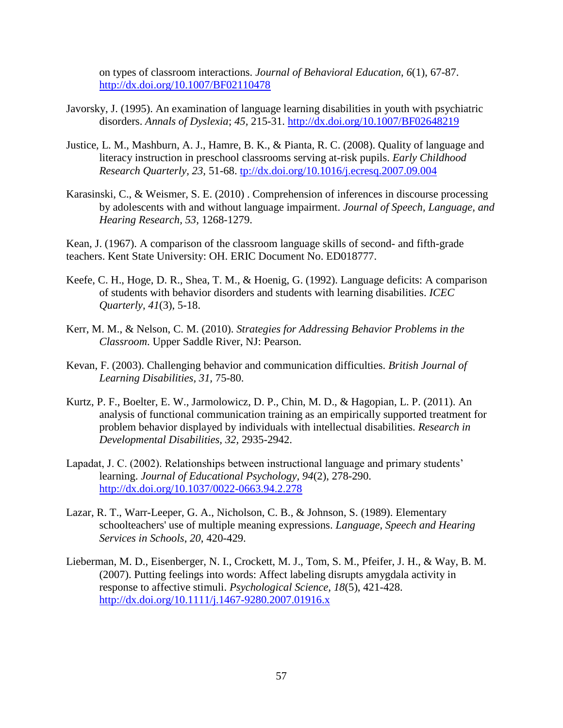on types of classroom interactions. *Journal of Behavioral Education, 6*(1), 67-87. http://dx.doi.org/10.1007/BF02110478

Javorsky, J. (1995). An examination of language learning disabilities in youth with psychiatric disorders. *Annals of Dyslexia*; *45*, 215-31. http://dx.doi.org/10.1007/BF02648219

Justice, L. M., Mashburn, A. J., Hamre, B. K., & Pianta, R. C. (2008). Quality of language and literacy instruction in preschool classrooms serving at-risk pupils. *Early Childhood Research Quarterly, 23,* 51-68. tp://dx.doi.org/10.1016/j.ecresq.2007.09.004

Karasinski, C., & Weismer, S. E. (2010) . Comprehension of inferences in discourse processing by adolescents with and without language impairment. *Journal of Speech, Language, and Hearing Research, 53,* 1268-1279.

Kean, J. (1967). A comparison of the classroom language skills of second- and fifth-grade teachers. Kent State University: OH. ERIC Document No. ED018777.

Keefe, C. H., Hoge, D. R., Shea, T. M., & Hoenig, G. (1992). Language deficits: A comparison of students with behavior disorders and students with learning disabilities. *ICEC Quarterly, 41*(3), 5-18.

Kerr, M. M., & Nelson, C. M. (2010). *Strategies for Addressing Behavior Problems in the Classroom*. Upper Saddle River, NJ: Pearson.

Kevan, F. (2003). Challenging behavior and communication difficulties. *British Journal of Learning Disabilities, 31,* 75-80.

Kurtz, P. F., Boelter, E. W., Jarmolowicz, D. P., Chin, M. D., & Hagopian, L. P. (2011). An analysis of functional communication training as an empirically supported treatment for problem behavior displayed by individuals with intellectual disabilities. *Research in Developmental Disabilities, 32,* 2935-2942.

Lapadat, J. C. (2002). Relationships between instructional language and primary students' learning. *Journal of Educational Psychology, 94*(2), 278-290. http://dx.doi.org/10.1037/0022-0663.94.2.278

Lazar, R. T., Warr-Leeper, G. A., Nicholson, C. B., & Johnson, S. (1989). Elementary schoolteachers' use of multiple meaning expressions. *Language, Speech and Hearing Services in Schools*, *20*, 420-429.

Lieberman, M. D., Eisenberger, N. I., Crockett, M. J., Tom, S. M., Pfeifer, J. H., & Way, B. M. (2007). Putting feelings into words: Affect labeling disrupts amygdala activity in response to affective stimuli. *Psychological Science, 18*(5), 421-428. http://dx.doi.org/10.1111/j.1467-9280.2007.01916.x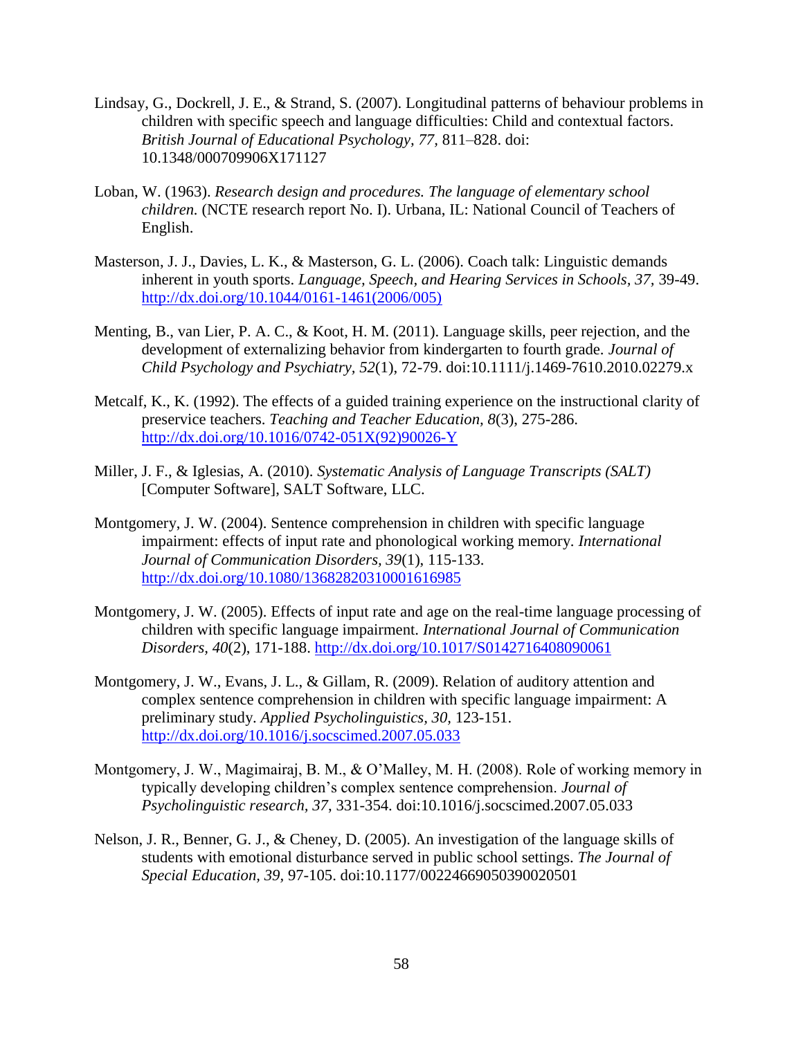Lindsay, G., Dockrell, J. E., & Strand, S. (2007). Longitudinal patterns of behaviour problems in children with specific speech and language difficulties: Child and contextual factors. *British Journal of Educational Psychology, 77*, 811–828. doi: 10.1348/000709906X171127

Loban, W. (1963). *Research design and procedures. The language of elementary school children.* (NCTE research report No. I). Urbana, IL: National Council of Teachers of English.

Masterson, J. J., Davies, L. K., & Masterson, G. L. (2006). Coach talk: Linguistic demands inherent in youth sports. *Language, Speech, and Hearing Services in Schools, 37*, 39-49. http://dx.doi.org/10.1044/0161-1461(2006/005)

Menting, B., van Lier, P. A. C., & Koot, H. M. (2011). Language skills, peer rejection, and the development of externalizing behavior from kindergarten to fourth grade. *Journal of Child Psychology and Psychiatry, 52*(1), 72-79. doi:10.1111/j.1469-7610.2010.02279.x

Metcalf, K., K. (1992). The effects of a guided training experience on the instructional clarity of preservice teachers. *Teaching and Teacher Education, 8*(3), 275-286. http://dx.doi.org/10.1016/0742-051X(92)90026-Y

Miller, J. F., & Iglesias, A. (2010). *Systematic Analysis of Language Transcripts (SALT)* [Computer Software], SALT Software, LLC.

Montgomery, J. W. (2004). Sentence comprehension in children with specific language impairment: effects of input rate and phonological working memory. *International Journal of Communication Disorders, 39*(1), 115-133. http://dx.doi.org/10.1080/13682820310001616985

Montgomery, J. W. (2005). Effects of input rate and age on the real-time language processing of children with specific language impairment. *International Journal of Communication Disorders, 40*(2), 171-188. http://dx.doi.org/10.1017/S0142716408090061

Montgomery, J. W., Evans, J. L., & Gillam, R. (2009). Relation of auditory attention and complex sentence comprehension in children with specific language impairment: A preliminary study. *Applied Psycholinguistics, 30*, 123-151. http://dx.doi.org/10.1016/j.socscimed.2007.05.033

Montgomery, J. W., Magimairaj, B. M., & O'Malley, M. H. (2008). Role of working memory in typically developing children's complex sentence comprehension. *Journal of Psycholinguistic research, 37*, 331-354. doi:10.1016/j.socscimed.2007.05.033

Nelson, J. R., Benner, G. J., & Cheney, D. (2005). An investigation of the language skills of students with emotional disturbance served in public school settings. *The Journal of Special Education, 39*, 97-105. doi:10.1177/00224669050390020501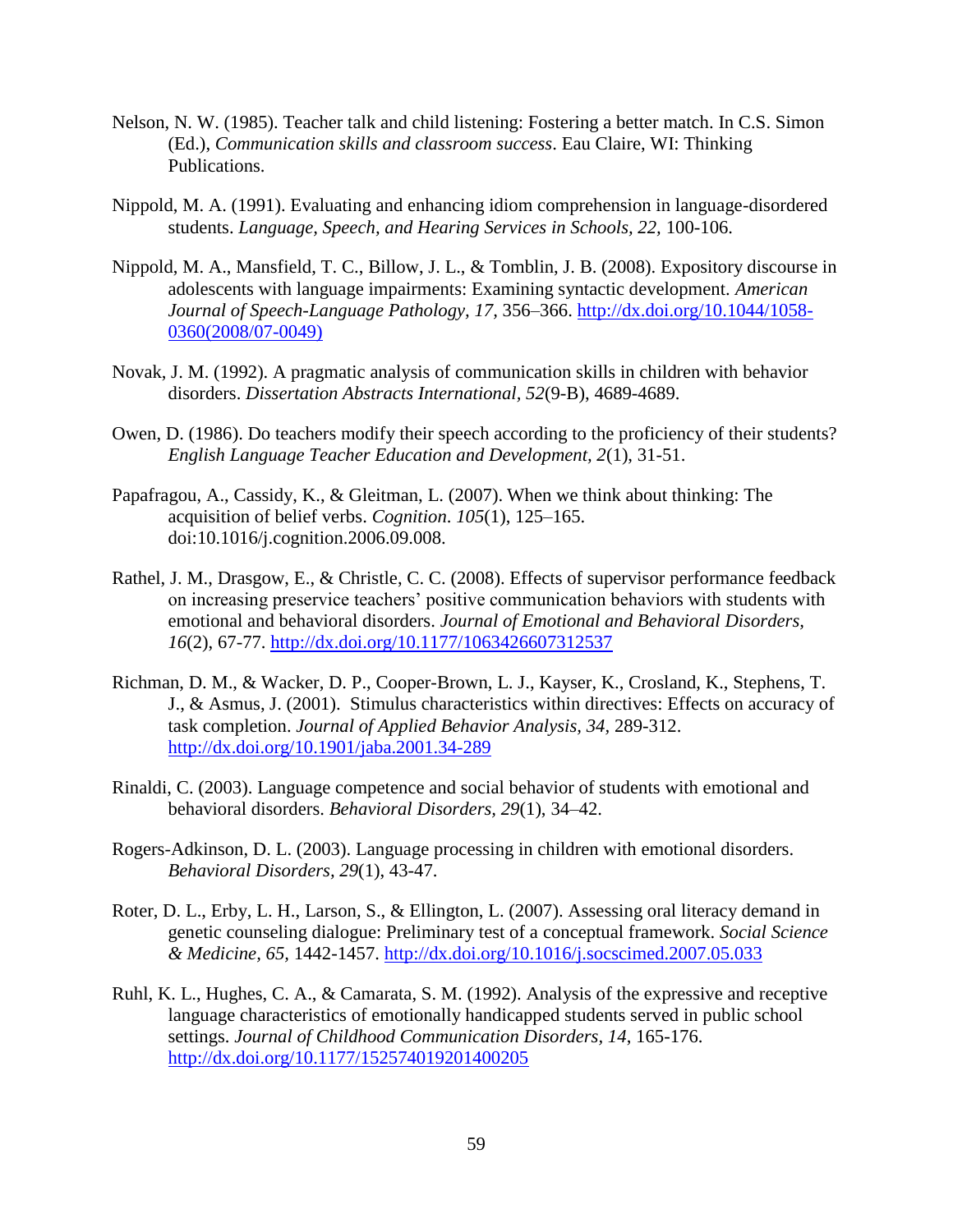Nelson, N. W. (1985). Teacher talk and child listening: Fostering a better match. In C.S. Simon (Ed.), *Communication skills and classroom success*. Eau Claire, WI: Thinking Publications.

Nippold, M. A. (1991). Evaluating and enhancing idiom comprehension in language-disordered students. *Language, Speech, and Hearing Services in Schools, 22,* 100-106.

Nippold, M. A., Mansfield, T. C., Billow, J. L., & Tomblin, J. B. (2008). Expository discourse in adolescents with language impairments: Examining syntactic development. *American Journal of Speech-Language Pathology, 17,* 356–366. http://dx.doi.org/10.1044/1058-0360(2008/07-0049)

Novak, J. M. (1992). A pragmatic analysis of communication skills in children with behavior disorders. *Dissertation Abstracts International, 52*(9-B), 4689-4689.

Owen, D. (1986). Do teachers modify their speech according to the proficiency of their students? *English Language Teacher Education and Development, 2*(1), 31-51.

Papafragou, A., Cassidy, K., & Gleitman, L. (2007). When we think about thinking: The acquisition of belief verbs. *Cognition. 105*(1), 125–165. doi:10.1016/j.cognition.2006.09.008.

Rathel, J. M., Drasgow, E., & Christle, C. C. (2008). Effects of supervisor performance feedback on increasing preservice teachers' positive communication behaviors with students with emotional and behavioral disorders. *Journal of Emotional and Behavioral Disorders, 16*(2), 67-77. http://dx.doi.org/10.1177/1063426607312537

Richman, D. M., & Wacker, D. P., Cooper-Brown, L. J., Kayser, K., Crosland, K., Stephens, T. J., & Asmus, J. (2001). Stimulus characteristics within directives: Effects on accuracy of task completion. *Journal of Applied Behavior Analysis, 34*, 289-312. http://dx.doi.org/10.1901/jaba.2001.34-289

Rinaldi, C. (2003). Language competence and social behavior of students with emotional and behavioral disorders. *Behavioral Disorders, 29*(1), 34–42.

Rogers-Adkinson, D. L. (2003). Language processing in children with emotional disorders. *Behavioral Disorders*, *29*(1), 43-47.

Roter, D. L., Erby, L. H., Larson, S., & Ellington, L. (2007). Assessing oral literacy demand in genetic counseling dialogue: Preliminary test of a conceptual framework. *Social Science & Medicine, 65,* 1442-1457. http://dx.doi.org/10.1016/j.socscimed.2007.05.033

Ruhl, K. L., Hughes, C. A., & Camarata, S. M. (1992). Analysis of the expressive and receptive language characteristics of emotionally handicapped students served in public school settings. *Journal of Childhood Communication Disorders, 14*, 165-176. http://dx.doi.org/10.1177/152574019201400205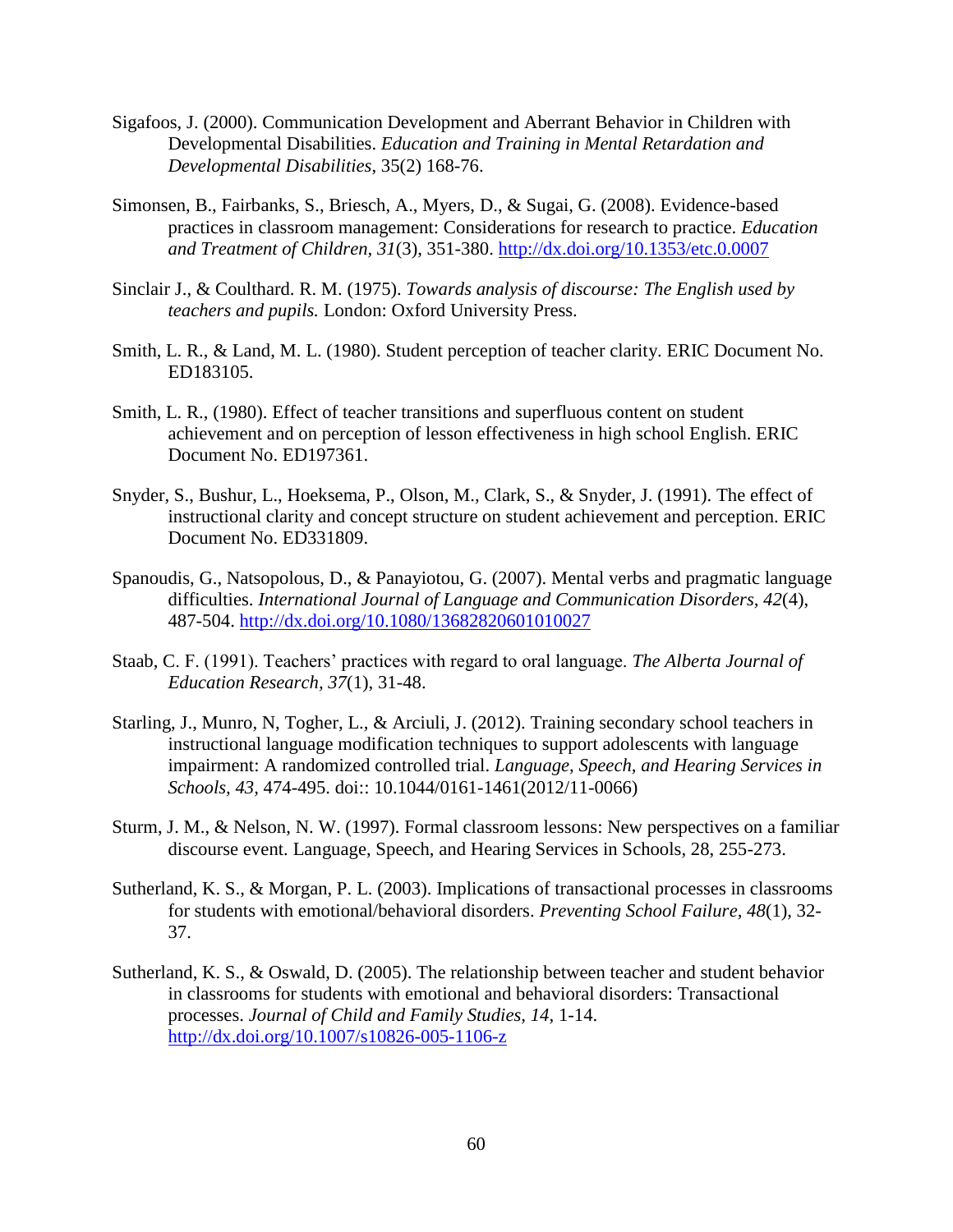Sigafoos, J. (2000). Communication Development and Aberrant Behavior in Children with Developmental Disabilities. *Education and Training in Mental Retardation and Developmental Disabilities*, 35(2) 168-76.

Simonsen, B., Fairbanks, S., Briesch, A., Myers, D., & Sugai, G. (2008). Evidence-based practices in classroom management: Considerations for research to practice. *Education and Treatment of Children, 31*(3), 351-380. http://dx.doi.org/10.1353/etc.0.0007

Sinclair J., & Coulthard. R. M. (1975). *Towards analysis of discourse: The English used by teachers and pupils.* London: Oxford University Press.

Smith, L. R., & Land, M. L. (1980). Student perception of teacher clarity. ERIC Document No. ED183105.

Smith, L. R., (1980). Effect of teacher transitions and superfluous content on student achievement and on perception of lesson effectiveness in high school English. ERIC Document No. ED197361.

Snyder, S., Bushur, L., Hoeksema, P., Olson, M., Clark, S., & Snyder, J. (1991). The effect of instructional clarity and concept structure on student achievement and perception. ERIC Document No. ED331809.

Spanoudis, G., Natsopolous, D., & Panayiotou, G. (2007). Mental verbs and pragmatic language difficulties. *International Journal of Language and Communication Disorders, 42*(4), 487-504. http://dx.doi.org/10.1080/13682820601010027

Staab, C. F. (1991). Teachers' practices with regard to oral language. *The Alberta Journal of Education Research, 37*(1), 31-48.

Starling, J., Munro, N, Togher, L., & Arciuli, J. (2012). Training secondary school teachers in instructional language modification techniques to support adolescents with language impairment: A randomized controlled trial. *Language, Speech, and Hearing Services in Schools, 43*, 474-495. doi:: 10.1044/0161-1461(2012/11-0066)

Sturm, J. M., & Nelson, N. W. (1997). Formal classroom lessons: New perspectives on a familiar discourse event. Language, Speech, and Hearing Services in Schools, 28, 255-273.

Sutherland, K. S., & Morgan, P. L. (2003). Implications of transactional processes in classrooms for students with emotional/behavioral disorders. *Preventing School Failure, 48*(1), 32-37.

Sutherland, K. S., & Oswald, D. (2005). The relationship between teacher and student behavior in classrooms for students with emotional and behavioral disorders: Transactional processes. *Journal of Child and Family Studies, 14*, 1-14. http://dx.doi.org/10.1007/s10826-005-1106-z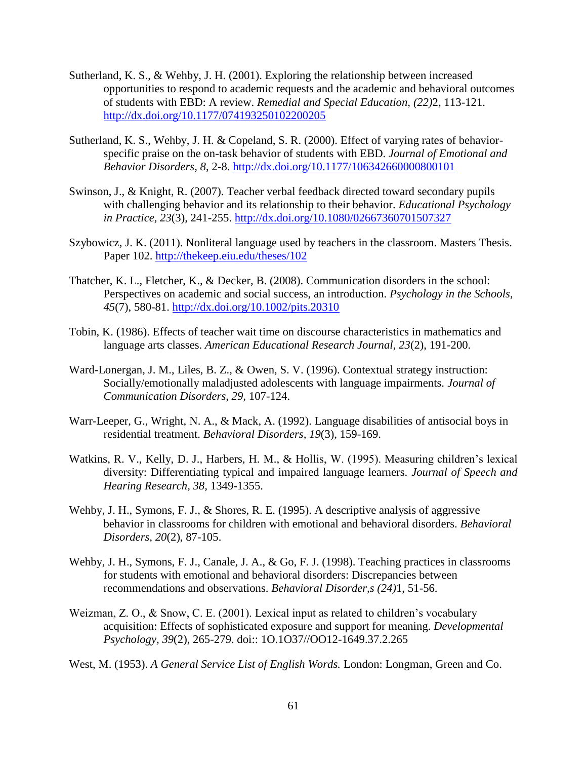Sutherland, K. S., & Wehby, J. H. (2001). Exploring the relationship between increased opportunities to respond to academic requests and the academic and behavioral outcomes of students with EBD: A review. *Remedial and Special Education, (22)*2, 113-121. http://dx.doi.org/10.1177/074193250102200205

Sutherland, K. S., Wehby, J. H. & Copeland, S. R. (2000). Effect of varying rates of behavior-specific praise on the on-task behavior of students with EBD. *Journal of Emotional and Behavior Disorders, 8*, 2-8. http://dx.doi.org/10.1177/106342660000800101

Swinson, J., & Knight, R. (2007). Teacher verbal feedback directed toward secondary pupils with challenging behavior and its relationship to their behavior. *Educational Psychology in Practice, 23*(3), 241-255. http://dx.doi.org/10.1080/02667360701507327

Szybowicz, J. K. (2011). Nonliteral language used by teachers in the classroom. Masters Thesis. Paper 102. http://thekeep.eiu.edu/theses/102

Thatcher, K. L., Fletcher, K., & Decker, B. (2008). Communication disorders in the school: Perspectives on academic and social success, an introduction. *Psychology in the Schools, 45*(7), 580-81. http://dx.doi.org/10.1002/pits.20310

Tobin, K. (1986). Effects of teacher wait time on discourse characteristics in mathematics and language arts classes. *American Educational Research Journal, 23*(2), 191-200.

Ward-Lonergan, J. M., Liles, B. Z., & Owen, S. V. (1996). Contextual strategy instruction: Socially/emotionally maladjusted adolescents with language impairments. *Journal of Communication Disorders, 29,* 107-124.

Warr-Leeper, G., Wright, N. A., & Mack, A. (1992). Language disabilities of antisocial boys in residential treatment. *Behavioral Disorders, 19*(3), 159-169.

Watkins, R. V., Kelly, D. J., Harbers, H. M., & Hollis, W. (1995). Measuring children's lexical diversity: Differentiating typical and impaired language learners. *Journal of Speech and Hearing Research, 38,* 1349-1355.

Wehby, J. H., Symons, F. J., & Shores, R. E. (1995). A descriptive analysis of aggressive behavior in classrooms for children with emotional and behavioral disorders. *Behavioral Disorders, 20*(2), 87-105.

Wehby, J. H., Symons, F. J., Canale, J. A., & Go, F. J. (1998). Teaching practices in classrooms for students with emotional and behavioral disorders: Discrepancies between recommendations and observations. *Behavioral Disorder,s (24)*1, 51-56.

Weizman, Z. O., & Snow, C. E. (2001). Lexical input as related to children's vocabulary acquisition: Effects of sophisticated exposure and support for meaning. *Developmental Psychology, 39*(2), 265-279. doi:: 1O.1O37//OO12-1649.37.2.265

West, M. (1953). *A General Service List of English Words.* London: Longman, Green and Co.